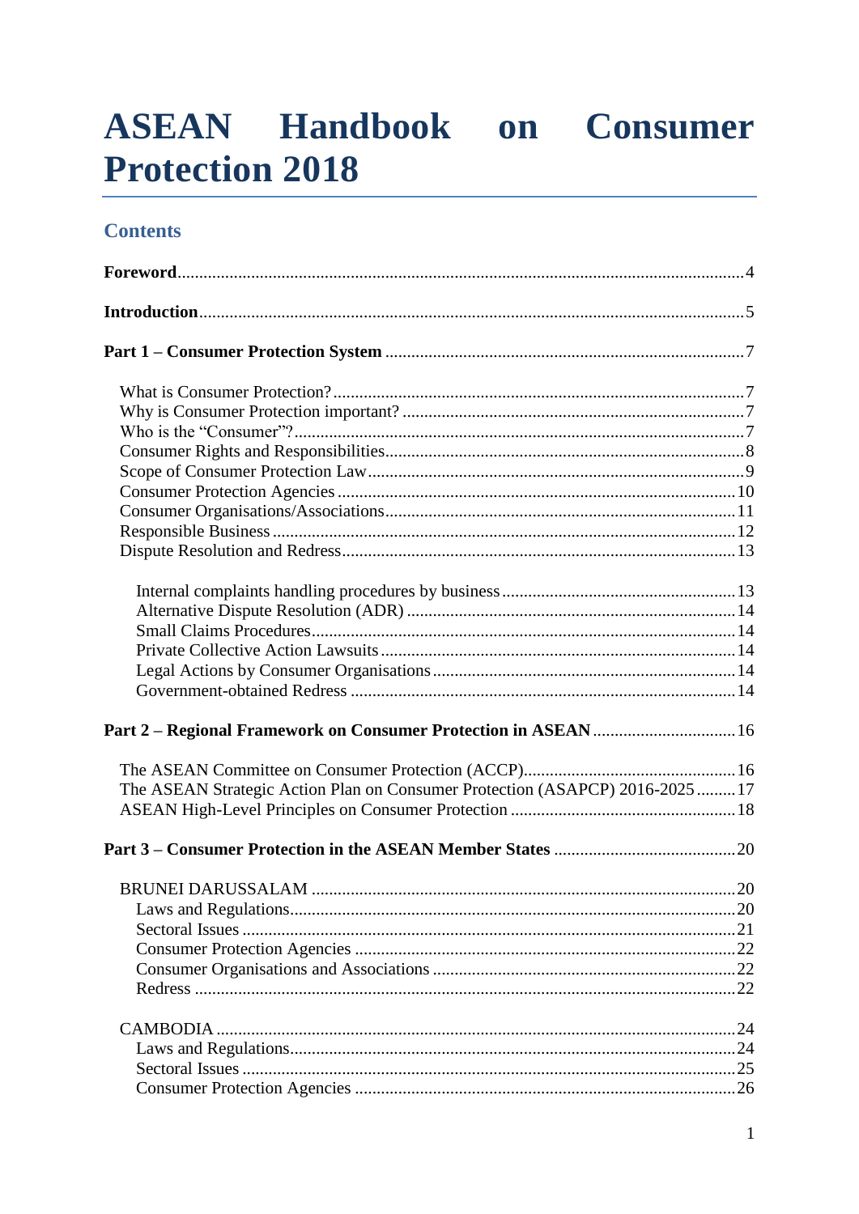# ASEAN Handbook on Consumer Protection 2018

## Contents

**Foreword** .... 4

**Introduction** .... 5

**Part 1 – Consumer Protection System** .... 7

- What is Consumer Protection? .... 7
- Why is Consumer Protection important? .... 7
- Who is the "Consumer"? .... 7
- Consumer Rights and Responsibilities .... 8
- Scope of Consumer Protection Law .... 9
- Consumer Protection Agencies .... 10
- Consumer Organisations/Associations .... 11
- Responsible Business .... 12
- Dispute Resolution and Redress .... 13
  - Internal complaints handling procedures by business .... 13
  - Alternative Dispute Resolution (ADR) .... 14
  - Small Claims Procedures .... 14
  - Private Collective Action Lawsuits .... 14
  - Legal Actions by Consumer Organisations .... 14
  - Government-obtained Redress .... 14

**Part 2 – Regional Framework on Consumer Protection in ASEAN** .... 16

- The ASEAN Committee on Consumer Protection (ACCP) .... 16
- The ASEAN Strategic Action Plan on Consumer Protection (ASAPCP) 2016-2025 .... 17
- ASEAN High-Level Principles on Consumer Protection .... 18

**Part 3 – Consumer Protection in the ASEAN Member States** .... 20

- BRUNEI DARUSSALAM .... 20
  - Laws and Regulations .... 20
  - Sectoral Issues .... 21
  - Consumer Protection Agencies .... 22
  - Consumer Organisations and Associations .... 22
  - Redress .... 22
- CAMBODIA .... 24
  - Laws and Regulations .... 24
  - Sectoral Issues .... 25
  - Consumer Protection Agencies .... 26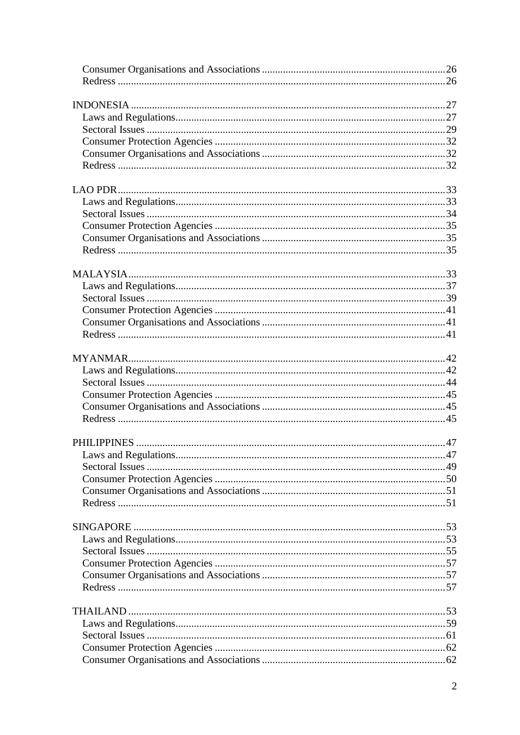Consumer Organisations and Associations ......................................................................26
Redress ........................................................................................................................26

INDONESIA .....................................................................................................................27
Laws and Regulations.....................................................................................................27
Sectoral Issues ................................................................................................................29
Consumer Protection Agencies ......................................................................................32
Consumer Organisations and Associations ....................................................................32
Redress ..........................................................................................................................32

LAO PDR..........................................................................................................................33
Laws and Regulations.....................................................................................................33
Sectoral Issues ................................................................................................................34
Consumer Protection Agencies ......................................................................................35
Consumer Organisations and Associations ....................................................................35
Redress ..........................................................................................................................35

MALAYSIA......................................................................................................................33
Laws and Regulations.....................................................................................................37
Sectoral Issues ................................................................................................................39
Consumer Protection Agencies ......................................................................................41
Consumer Organisations and Associations ....................................................................41
Redress ..........................................................................................................................41

MYANMAR......................................................................................................................42
Laws and Regulations.....................................................................................................42
Sectoral Issues ................................................................................................................44
Consumer Protection Agencies ......................................................................................45
Consumer Organisations and Associations ....................................................................45
Redress ..........................................................................................................................45

PHILIPPINES ...................................................................................................................47
Laws and Regulations.....................................................................................................47
Sectoral Issues ................................................................................................................49
Consumer Protection Agencies ......................................................................................50
Consumer Organisations and Associations ....................................................................51
Redress ..........................................................................................................................51

SINGAPORE ....................................................................................................................53
Laws and Regulations.....................................................................................................53
Sectoral Issues ................................................................................................................55
Consumer Protection Agencies ......................................................................................57
Consumer Organisations and Associations ....................................................................57
Redress ..........................................................................................................................57

THAILAND ......................................................................................................................53
Laws and Regulations.....................................................................................................59
Sectoral Issues ................................................................................................................61
Consumer Protection Agencies ......................................................................................62
Consumer Organisations and Associations ....................................................................62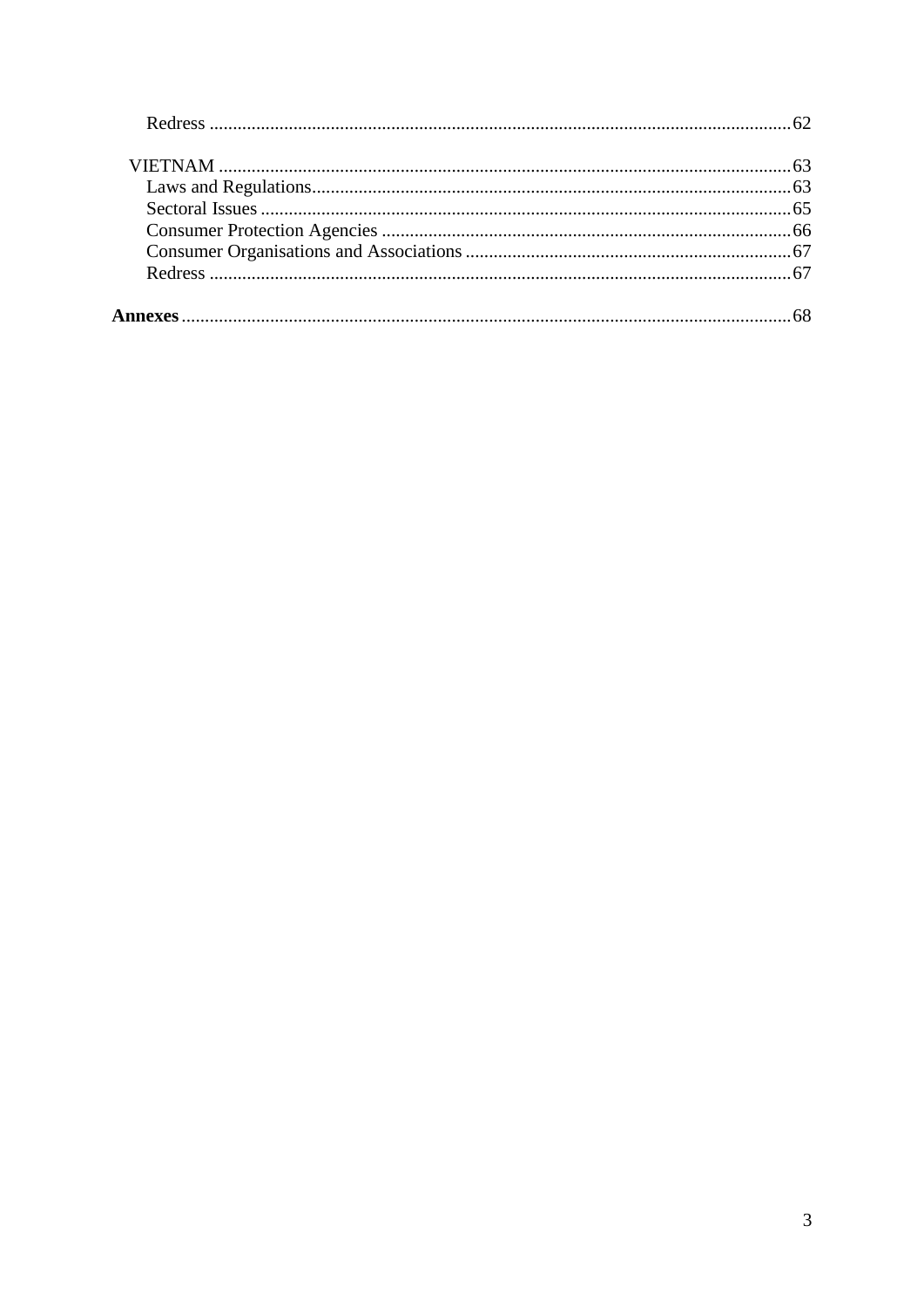Redress ............................................................................................................................62

VIETNAM ..........................................................................................................................63
Laws and Regulations.......................................................................................................63
Sectoral Issues .................................................................................................................65
Consumer Protection Agencies .......................................................................................66
Consumer Organisations and Associations ......................................................................67
Redress ............................................................................................................................67

**Annexes**..................................................................................................................................68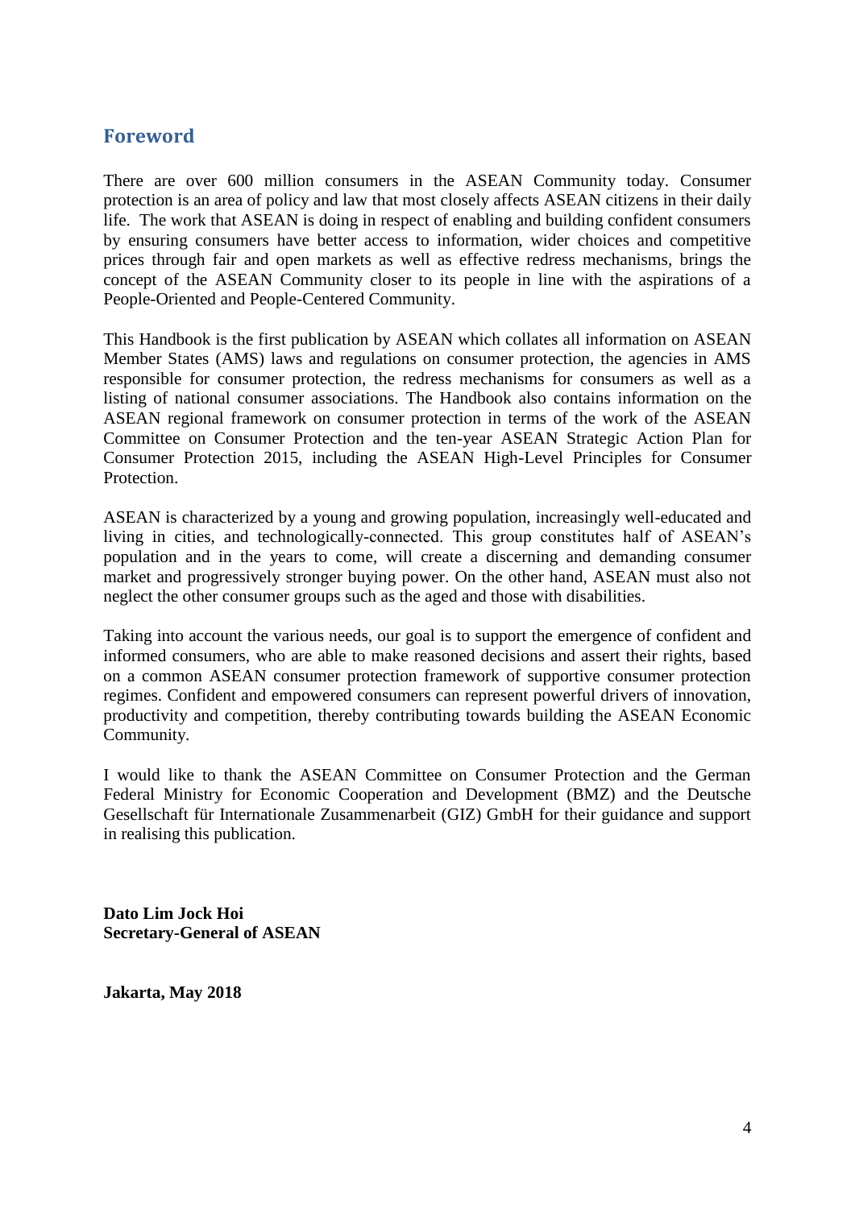## Foreword

There are over 600 million consumers in the ASEAN Community today. Consumer protection is an area of policy and law that most closely affects ASEAN citizens in their daily life. The work that ASEAN is doing in respect of enabling and building confident consumers by ensuring consumers have better access to information, wider choices and competitive prices through fair and open markets as well as effective redress mechanisms, brings the concept of the ASEAN Community closer to its people in line with the aspirations of a People-Oriented and People-Centered Community.

This Handbook is the first publication by ASEAN which collates all information on ASEAN Member States (AMS) laws and regulations on consumer protection, the agencies in AMS responsible for consumer protection, the redress mechanisms for consumers as well as a listing of national consumer associations. The Handbook also contains information on the ASEAN regional framework on consumer protection in terms of the work of the ASEAN Committee on Consumer Protection and the ten-year ASEAN Strategic Action Plan for Consumer Protection 2015, including the ASEAN High-Level Principles for Consumer Protection.

ASEAN is characterized by a young and growing population, increasingly well-educated and living in cities, and technologically-connected. This group constitutes half of ASEAN's population and in the years to come, will create a discerning and demanding consumer market and progressively stronger buying power. On the other hand, ASEAN must also not neglect the other consumer groups such as the aged and those with disabilities.

Taking into account the various needs, our goal is to support the emergence of confident and informed consumers, who are able to make reasoned decisions and assert their rights, based on a common ASEAN consumer protection framework of supportive consumer protection regimes. Confident and empowered consumers can represent powerful drivers of innovation, productivity and competition, thereby contributing towards building the ASEAN Economic Community.

I would like to thank the ASEAN Committee on Consumer Protection and the German Federal Ministry for Economic Cooperation and Development (BMZ) and the Deutsche Gesellschaft für Internationale Zusammenarbeit (GIZ) GmbH for their guidance and support in realising this publication.

**Dato Lim Jock Hoi**
**Secretary-General of ASEAN**

**Jakarta, May 2018**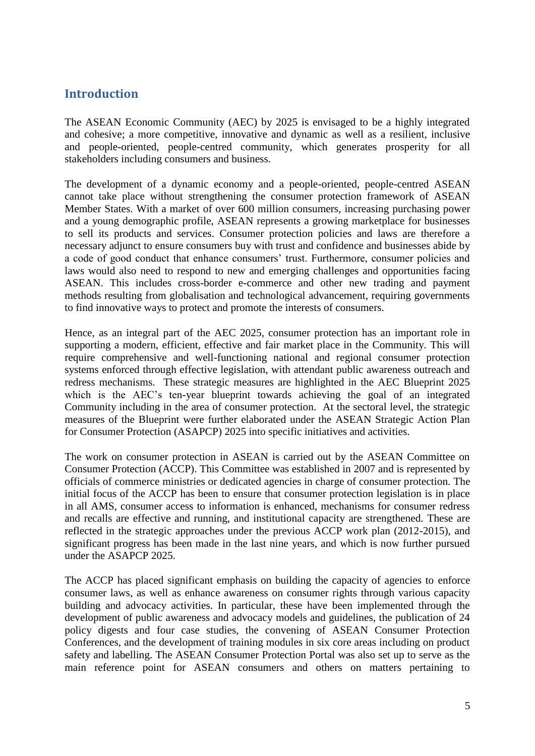## Introduction

The ASEAN Economic Community (AEC) by 2025 is envisaged to be a highly integrated and cohesive; a more competitive, innovative and dynamic as well as a resilient, inclusive and people-oriented, people-centred community, which generates prosperity for all stakeholders including consumers and business.

The development of a dynamic economy and a people-oriented, people-centred ASEAN cannot take place without strengthening the consumer protection framework of ASEAN Member States. With a market of over 600 million consumers, increasing purchasing power and a young demographic profile, ASEAN represents a growing marketplace for businesses to sell its products and services. Consumer protection policies and laws are therefore a necessary adjunct to ensure consumers buy with trust and confidence and businesses abide by a code of good conduct that enhance consumers' trust. Furthermore, consumer policies and laws would also need to respond to new and emerging challenges and opportunities facing ASEAN. This includes cross-border e-commerce and other new trading and payment methods resulting from globalisation and technological advancement, requiring governments to find innovative ways to protect and promote the interests of consumers.

Hence, as an integral part of the AEC 2025, consumer protection has an important role in supporting a modern, efficient, effective and fair market place in the Community. This will require comprehensive and well-functioning national and regional consumer protection systems enforced through effective legislation, with attendant public awareness outreach and redress mechanisms. These strategic measures are highlighted in the AEC Blueprint 2025 which is the AEC's ten-year blueprint towards achieving the goal of an integrated Community including in the area of consumer protection. At the sectoral level, the strategic measures of the Blueprint were further elaborated under the ASEAN Strategic Action Plan for Consumer Protection (ASAPCP) 2025 into specific initiatives and activities.

The work on consumer protection in ASEAN is carried out by the ASEAN Committee on Consumer Protection (ACCP). This Committee was established in 2007 and is represented by officials of commerce ministries or dedicated agencies in charge of consumer protection. The initial focus of the ACCP has been to ensure that consumer protection legislation is in place in all AMS, consumer access to information is enhanced, mechanisms for consumer redress and recalls are effective and running, and institutional capacity are strengthened. These are reflected in the strategic approaches under the previous ACCP work plan (2012-2015), and significant progress has been made in the last nine years, and which is now further pursued under the ASAPCP 2025.

The ACCP has placed significant emphasis on building the capacity of agencies to enforce consumer laws, as well as enhance awareness on consumer rights through various capacity building and advocacy activities. In particular, these have been implemented through the development of public awareness and advocacy models and guidelines, the publication of 24 policy digests and four case studies, the convening of ASEAN Consumer Protection Conferences, and the development of training modules in six core areas including on product safety and labelling. The ASEAN Consumer Protection Portal was also set up to serve as the main reference point for ASEAN consumers and others on matters pertaining to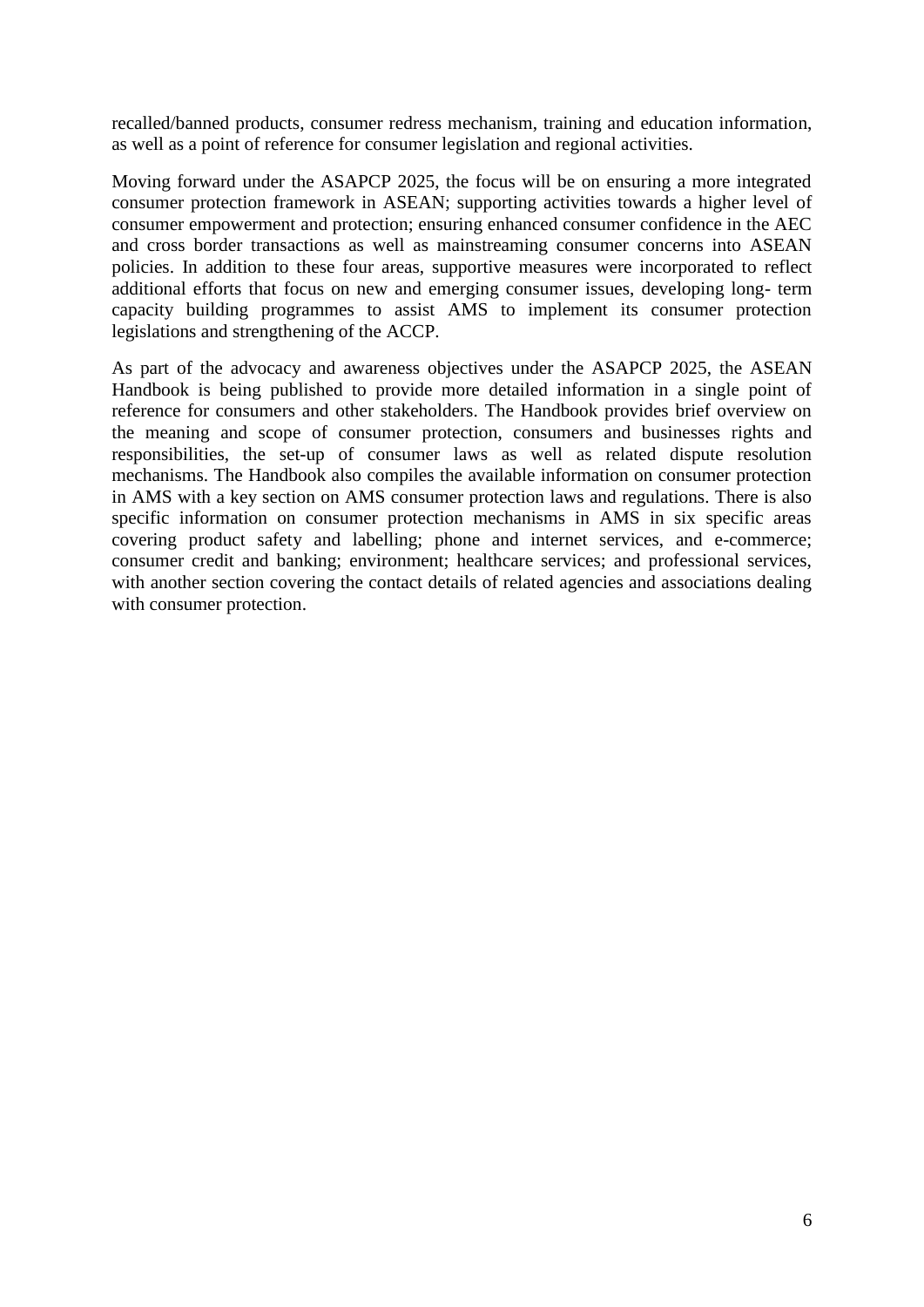recalled/banned products, consumer redress mechanism, training and education information, as well as a point of reference for consumer legislation and regional activities.

Moving forward under the ASAPCP 2025, the focus will be on ensuring a more integrated consumer protection framework in ASEAN; supporting activities towards a higher level of consumer empowerment and protection; ensuring enhanced consumer confidence in the AEC and cross border transactions as well as mainstreaming consumer concerns into ASEAN policies. In addition to these four areas, supportive measures were incorporated to reflect additional efforts that focus on new and emerging consumer issues, developing long- term capacity building programmes to assist AMS to implement its consumer protection legislations and strengthening of the ACCP.

As part of the advocacy and awareness objectives under the ASAPCP 2025, the ASEAN Handbook is being published to provide more detailed information in a single point of reference for consumers and other stakeholders. The Handbook provides brief overview on the meaning and scope of consumer protection, consumers and businesses rights and responsibilities, the set-up of consumer laws as well as related dispute resolution mechanisms. The Handbook also compiles the available information on consumer protection in AMS with a key section on AMS consumer protection laws and regulations. There is also specific information on consumer protection mechanisms in AMS in six specific areas covering product safety and labelling; phone and internet services, and e-commerce; consumer credit and banking; environment; healthcare services; and professional services, with another section covering the contact details of related agencies and associations dealing with consumer protection.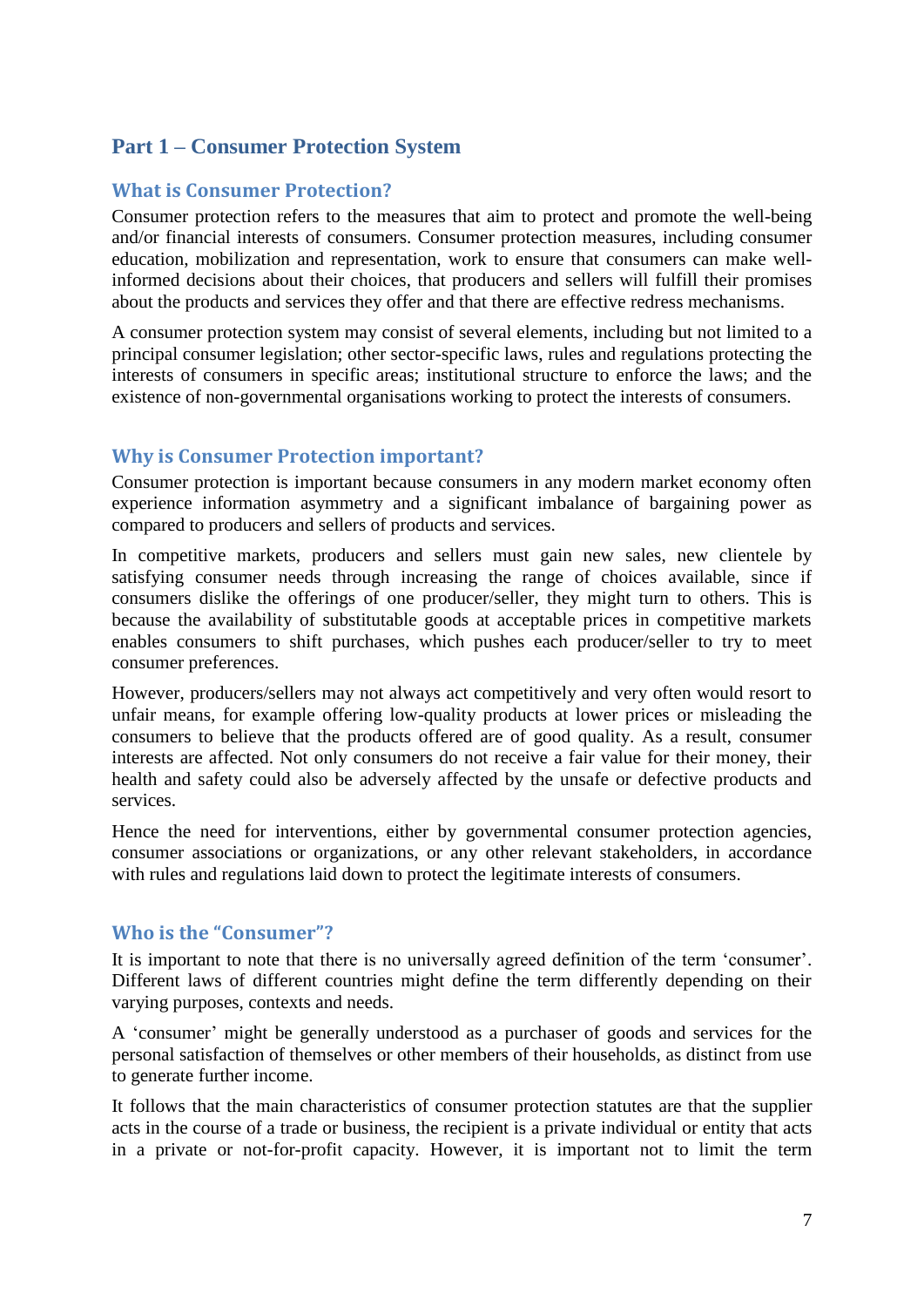## Part 1 – Consumer Protection System

### What is Consumer Protection?

Consumer protection refers to the measures that aim to protect and promote the well-being and/or financial interests of consumers. Consumer protection measures, including consumer education, mobilization and representation, work to ensure that consumers can make well-informed decisions about their choices, that producers and sellers will fulfill their promises about the products and services they offer and that there are effective redress mechanisms.

A consumer protection system may consist of several elements, including but not limited to a principal consumer legislation; other sector-specific laws, rules and regulations protecting the interests of consumers in specific areas; institutional structure to enforce the laws; and the existence of non-governmental organisations working to protect the interests of consumers.

### Why is Consumer Protection important?

Consumer protection is important because consumers in any modern market economy often experience information asymmetry and a significant imbalance of bargaining power as compared to producers and sellers of products and services.

In competitive markets, producers and sellers must gain new sales, new clientele by satisfying consumer needs through increasing the range of choices available, since if consumers dislike the offerings of one producer/seller, they might turn to others. This is because the availability of substitutable goods at acceptable prices in competitive markets enables consumers to shift purchases, which pushes each producer/seller to try to meet consumer preferences.

However, producers/sellers may not always act competitively and very often would resort to unfair means, for example offering low-quality products at lower prices or misleading the consumers to believe that the products offered are of good quality. As a result, consumer interests are affected. Not only consumers do not receive a fair value for their money, their health and safety could also be adversely affected by the unsafe or defective products and services.

Hence the need for interventions, either by governmental consumer protection agencies, consumer associations or organizations, or any other relevant stakeholders, in accordance with rules and regulations laid down to protect the legitimate interests of consumers.

### Who is the "Consumer"?

It is important to note that there is no universally agreed definition of the term 'consumer'. Different laws of different countries might define the term differently depending on their varying purposes, contexts and needs.

A 'consumer' might be generally understood as a purchaser of goods and services for the personal satisfaction of themselves or other members of their households, as distinct from use to generate further income.

It follows that the main characteristics of consumer protection statutes are that the supplier acts in the course of a trade or business, the recipient is a private individual or entity that acts in a private or not-for-profit capacity. However, it is important not to limit the term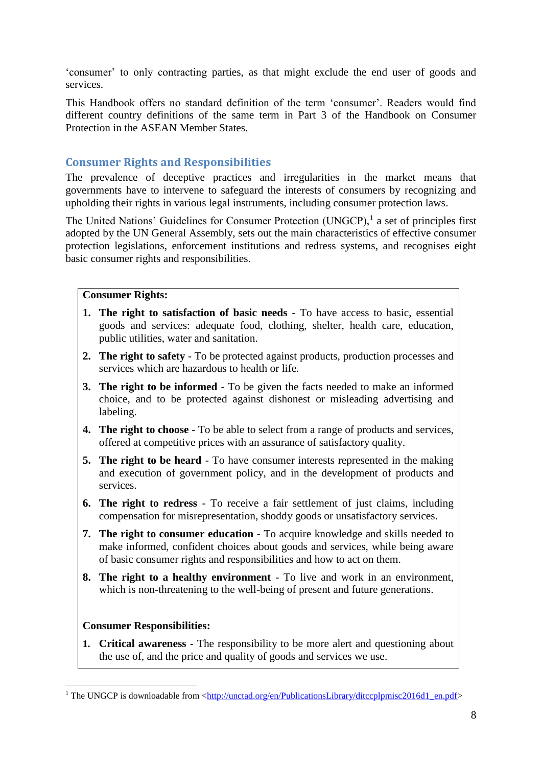'consumer' to only contracting parties, as that might exclude the end user of goods and services.

This Handbook offers no standard definition of the term 'consumer'. Readers would find different country definitions of the same term in Part 3 of the Handbook on Consumer Protection in the ASEAN Member States.

## Consumer Rights and Responsibilities

The prevalence of deceptive practices and irregularities in the market means that governments have to intervene to safeguard the interests of consumers by recognizing and upholding their rights in various legal instruments, including consumer protection laws.

The United Nations' Guidelines for Consumer Protection (UNGCP),[1] a set of principles first adopted by the UN General Assembly, sets out the main characteristics of effective consumer protection legislations, enforcement institutions and redress systems, and recognises eight basic consumer rights and responsibilities.

**Consumer Rights:**

1. **The right to satisfaction of basic needs** - To have access to basic, essential goods and services: adequate food, clothing, shelter, health care, education, public utilities, water and sanitation.
2. **The right to safety** - To be protected against products, production processes and services which are hazardous to health or life.
3. **The right to be informed** - To be given the facts needed to make an informed choice, and to be protected against dishonest or misleading advertising and labeling.
4. **The right to choose** - To be able to select from a range of products and services, offered at competitive prices with an assurance of satisfactory quality.
5. **The right to be heard** - To have consumer interests represented in the making and execution of government policy, and in the development of products and services.
6. **The right to redress** - To receive a fair settlement of just claims, including compensation for misrepresentation, shoddy goods or unsatisfactory services.
7. **The right to consumer education** - To acquire knowledge and skills needed to make informed, confident choices about goods and services, while being aware of basic consumer rights and responsibilities and how to act on them.
8. **The right to a healthy environment** - To live and work in an environment, which is non-threatening to the well-being of present and future generations.

**Consumer Responsibilities:**

1. **Critical awareness** - The responsibility to be more alert and questioning about the use of, and the price and quality of goods and services we use.

[1] The UNGCP is downloadable from <http://unctad.org/en/PublicationsLibrary/ditccplpmisc2016d1_en.pdf>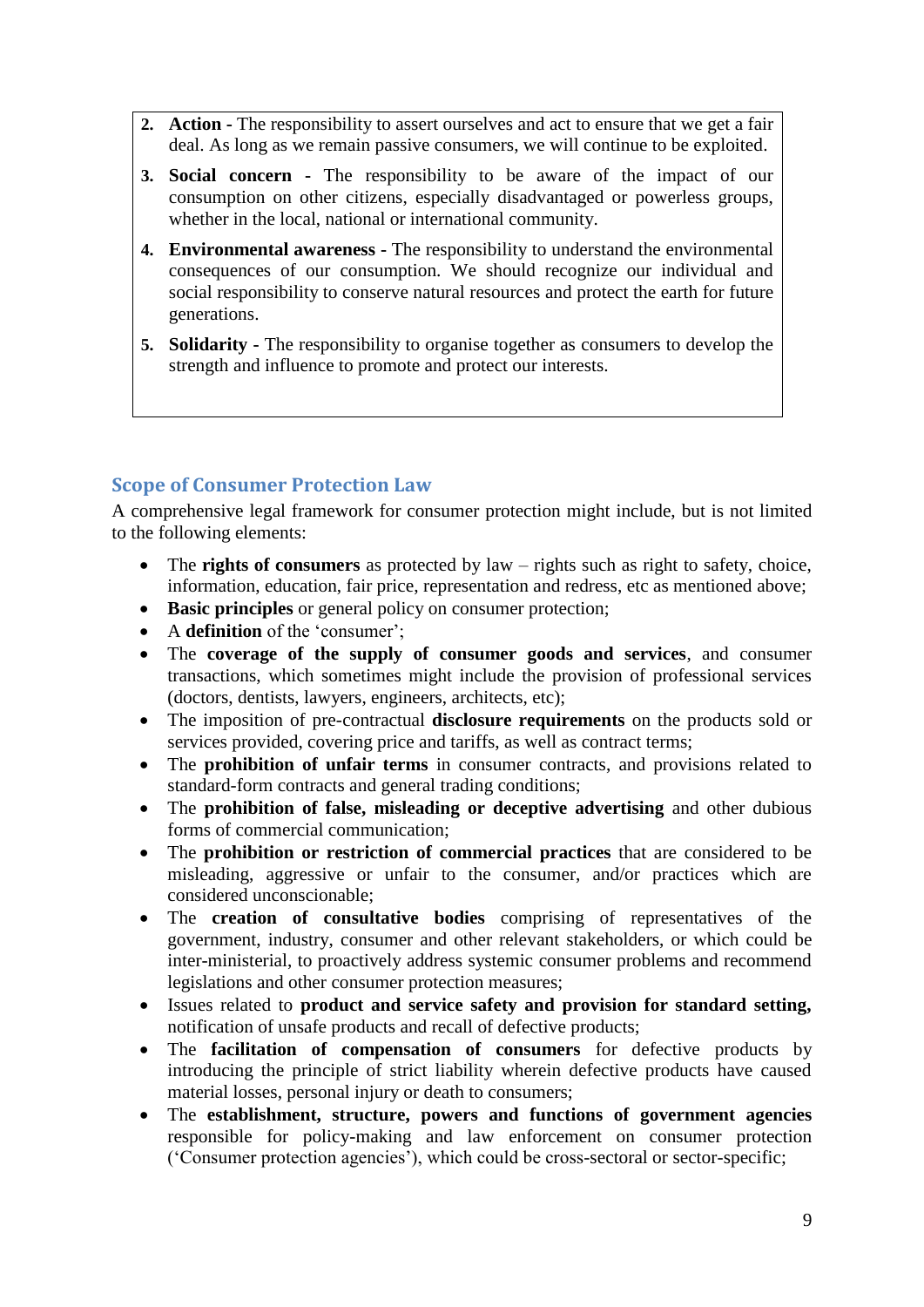2. **Action -** The responsibility to assert ourselves and act to ensure that we get a fair deal. As long as we remain passive consumers, we will continue to be exploited.
3. **Social concern -** The responsibility to be aware of the impact of our consumption on other citizens, especially disadvantaged or powerless groups, whether in the local, national or international community.
4. **Environmental awareness -** The responsibility to understand the environmental consequences of our consumption. We should recognize our individual and social responsibility to conserve natural resources and protect the earth for future generations.
5. **Solidarity -** The responsibility to organise together as consumers to develop the strength and influence to promote and protect our interests.

## Scope of Consumer Protection Law

A comprehensive legal framework for consumer protection might include, but is not limited to the following elements:

- The **rights of consumers** as protected by law – rights such as right to safety, choice, information, education, fair price, representation and redress, etc as mentioned above;
- **Basic principles** or general policy on consumer protection;
- A **definition** of the 'consumer';
- The **coverage of the supply of consumer goods and services**, and consumer transactions, which sometimes might include the provision of professional services (doctors, dentists, lawyers, engineers, architects, etc);
- The imposition of pre-contractual **disclosure requirements** on the products sold or services provided, covering price and tariffs, as well as contract terms;
- The **prohibition of unfair terms** in consumer contracts, and provisions related to standard-form contracts and general trading conditions;
- The **prohibition of false, misleading or deceptive advertising** and other dubious forms of commercial communication;
- The **prohibition or restriction of commercial practices** that are considered to be misleading, aggressive or unfair to the consumer, and/or practices which are considered unconscionable;
- The **creation of consultative bodies** comprising of representatives of the government, industry, consumer and other relevant stakeholders, or which could be inter-ministerial, to proactively address systemic consumer problems and recommend legislations and other consumer protection measures;
- Issues related to **product and service safety and provision for standard setting,** notification of unsafe products and recall of defective products;
- The **facilitation of compensation of consumers** for defective products by introducing the principle of strict liability wherein defective products have caused material losses, personal injury or death to consumers;
- The **establishment, structure, powers and functions of government agencies** responsible for policy-making and law enforcement on consumer protection ('Consumer protection agencies'), which could be cross-sectoral or sector-specific;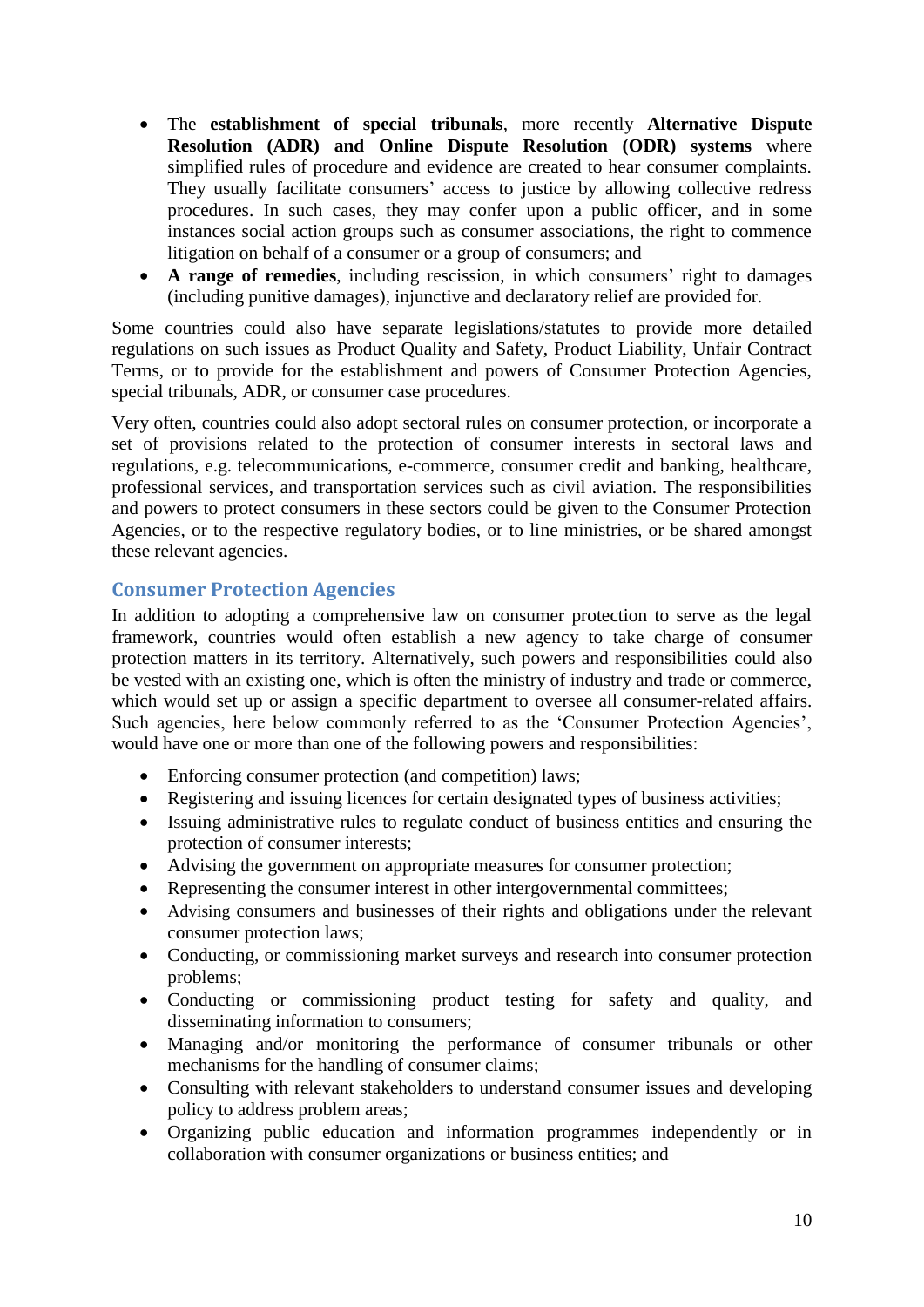- The **establishment of special tribunals**, more recently **Alternative Dispute Resolution (ADR) and Online Dispute Resolution (ODR) systems** where simplified rules of procedure and evidence are created to hear consumer complaints. They usually facilitate consumers' access to justice by allowing collective redress procedures. In such cases, they may confer upon a public officer, and in some instances social action groups such as consumer associations, the right to commence litigation on behalf of a consumer or a group of consumers; and
- **A range of remedies**, including rescission, in which consumers' right to damages (including punitive damages), injunctive and declaratory relief are provided for.

Some countries could also have separate legislations/statutes to provide more detailed regulations on such issues as Product Quality and Safety, Product Liability, Unfair Contract Terms, or to provide for the establishment and powers of Consumer Protection Agencies, special tribunals, ADR, or consumer case procedures.

Very often, countries could also adopt sectoral rules on consumer protection, or incorporate a set of provisions related to the protection of consumer interests in sectoral laws and regulations, e.g. telecommunications, e-commerce, consumer credit and banking, healthcare, professional services, and transportation services such as civil aviation. The responsibilities and powers to protect consumers in these sectors could be given to the Consumer Protection Agencies, or to the respective regulatory bodies, or to line ministries, or be shared amongst these relevant agencies.

## Consumer Protection Agencies

In addition to adopting a comprehensive law on consumer protection to serve as the legal framework, countries would often establish a new agency to take charge of consumer protection matters in its territory. Alternatively, such powers and responsibilities could also be vested with an existing one, which is often the ministry of industry and trade or commerce, which would set up or assign a specific department to oversee all consumer-related affairs. Such agencies, here below commonly referred to as the 'Consumer Protection Agencies', would have one or more than one of the following powers and responsibilities:

- Enforcing consumer protection (and competition) laws;
- Registering and issuing licences for certain designated types of business activities;
- Issuing administrative rules to regulate conduct of business entities and ensuring the protection of consumer interests;
- Advising the government on appropriate measures for consumer protection;
- Representing the consumer interest in other intergovernmental committees;
- Advising consumers and businesses of their rights and obligations under the relevant consumer protection laws;
- Conducting, or commissioning market surveys and research into consumer protection problems;
- Conducting or commissioning product testing for safety and quality, and disseminating information to consumers;
- Managing and/or monitoring the performance of consumer tribunals or other mechanisms for the handling of consumer claims;
- Consulting with relevant stakeholders to understand consumer issues and developing policy to address problem areas;
- Organizing public education and information programmes independently or in collaboration with consumer organizations or business entities; and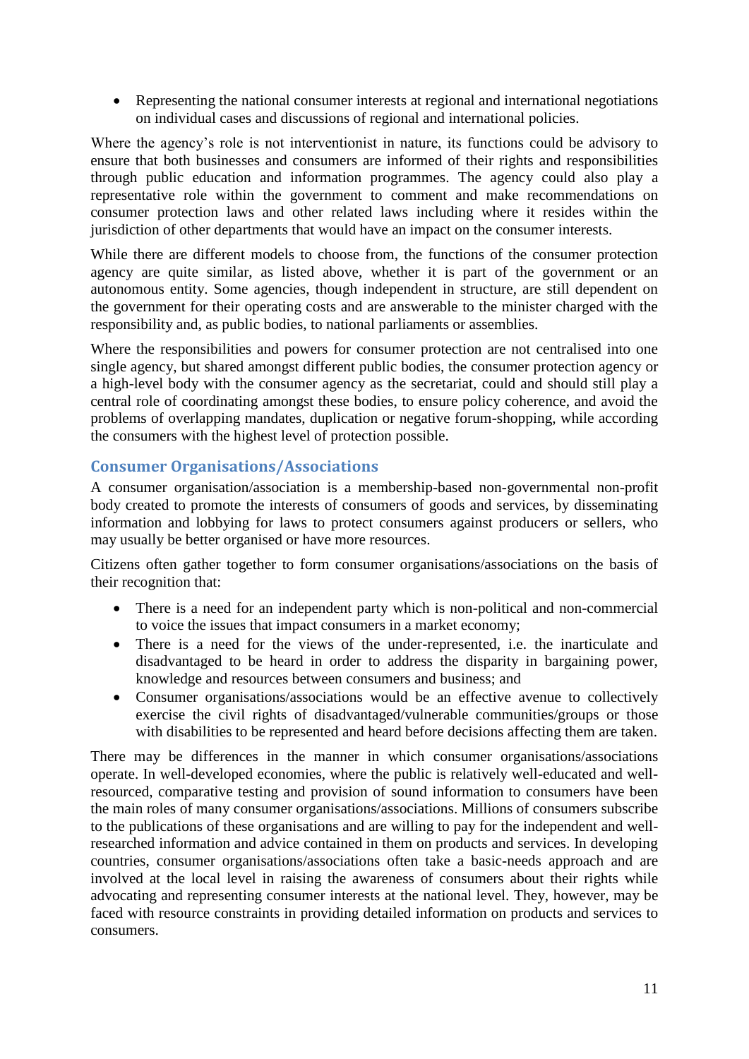- Representing the national consumer interests at regional and international negotiations on individual cases and discussions of regional and international policies.

Where the agency's role is not interventionist in nature, its functions could be advisory to ensure that both businesses and consumers are informed of their rights and responsibilities through public education and information programmes. The agency could also play a representative role within the government to comment and make recommendations on consumer protection laws and other related laws including where it resides within the jurisdiction of other departments that would have an impact on the consumer interests.

While there are different models to choose from, the functions of the consumer protection agency are quite similar, as listed above, whether it is part of the government or an autonomous entity. Some agencies, though independent in structure, are still dependent on the government for their operating costs and are answerable to the minister charged with the responsibility and, as public bodies, to national parliaments or assemblies.

Where the responsibilities and powers for consumer protection are not centralised into one single agency, but shared amongst different public bodies, the consumer protection agency or a high-level body with the consumer agency as the secretariat, could and should still play a central role of coordinating amongst these bodies, to ensure policy coherence, and avoid the problems of overlapping mandates, duplication or negative forum-shopping, while according the consumers with the highest level of protection possible.

## Consumer Organisations/Associations

A consumer organisation/association is a membership-based non-governmental non-profit body created to promote the interests of consumers of goods and services, by disseminating information and lobbying for laws to protect consumers against producers or sellers, who may usually be better organised or have more resources.

Citizens often gather together to form consumer organisations/associations on the basis of their recognition that:

- There is a need for an independent party which is non-political and non-commercial to voice the issues that impact consumers in a market economy;
- There is a need for the views of the under-represented, i.e. the inarticulate and disadvantaged to be heard in order to address the disparity in bargaining power, knowledge and resources between consumers and business; and
- Consumer organisations/associations would be an effective avenue to collectively exercise the civil rights of disadvantaged/vulnerable communities/groups or those with disabilities to be represented and heard before decisions affecting them are taken.

There may be differences in the manner in which consumer organisations/associations operate. In well-developed economies, where the public is relatively well-educated and well-resourced, comparative testing and provision of sound information to consumers have been the main roles of many consumer organisations/associations. Millions of consumers subscribe to the publications of these organisations and are willing to pay for the independent and well-researched information and advice contained in them on products and services. In developing countries, consumer organisations/associations often take a basic-needs approach and are involved at the local level in raising the awareness of consumers about their rights while advocating and representing consumer interests at the national level. They, however, may be faced with resource constraints in providing detailed information on products and services to consumers.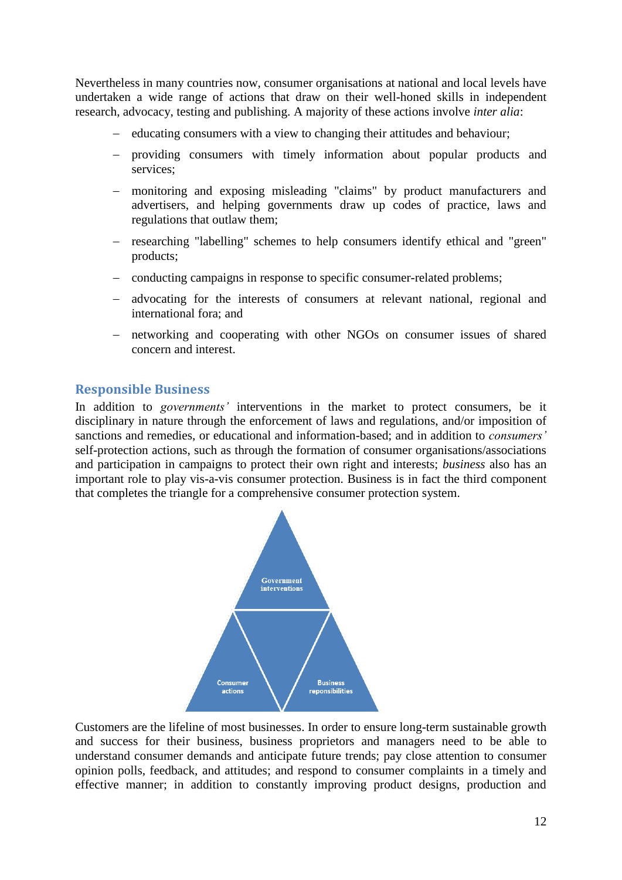Nevertheless in many countries now, consumer organisations at national and local levels have undertaken a wide range of actions that draw on their well-honed skills in independent research, advocacy, testing and publishing. A majority of these actions involve *inter alia*:

- educating consumers with a view to changing their attitudes and behaviour;
- providing consumers with timely information about popular products and services;
- monitoring and exposing misleading "claims" by product manufacturers and advertisers, and helping governments draw up codes of practice, laws and regulations that outlaw them;
- researching "labelling" schemes to help consumers identify ethical and "green" products;
- conducting campaigns in response to specific consumer-related problems;
- advocating for the interests of consumers at relevant national, regional and international fora; and
- networking and cooperating with other NGOs on consumer issues of shared concern and interest.

## Responsible Business

In addition to *governments'* interventions in the market to protect consumers, be it disciplinary in nature through the enforcement of laws and regulations, and/or imposition of sanctions and remedies, or educational and information-based; and in addition to *consumers'* self-protection actions, such as through the formation of consumer organisations/associations and participation in campaigns to protect their own right and interests; *business* also has an important role to play vis-a-vis consumer protection. Business is in fact the third component that completes the triangle for a comprehensive consumer protection system.

Government interventions

Consumer actions

Business reponsibilities

Customers are the lifeline of most businesses. In order to ensure long-term sustainable growth and success for their business, business proprietors and managers need to be able to understand consumer demands and anticipate future trends; pay close attention to consumer opinion polls, feedback, and attitudes; and respond to consumer complaints in a timely and effective manner; in addition to constantly improving product designs, production and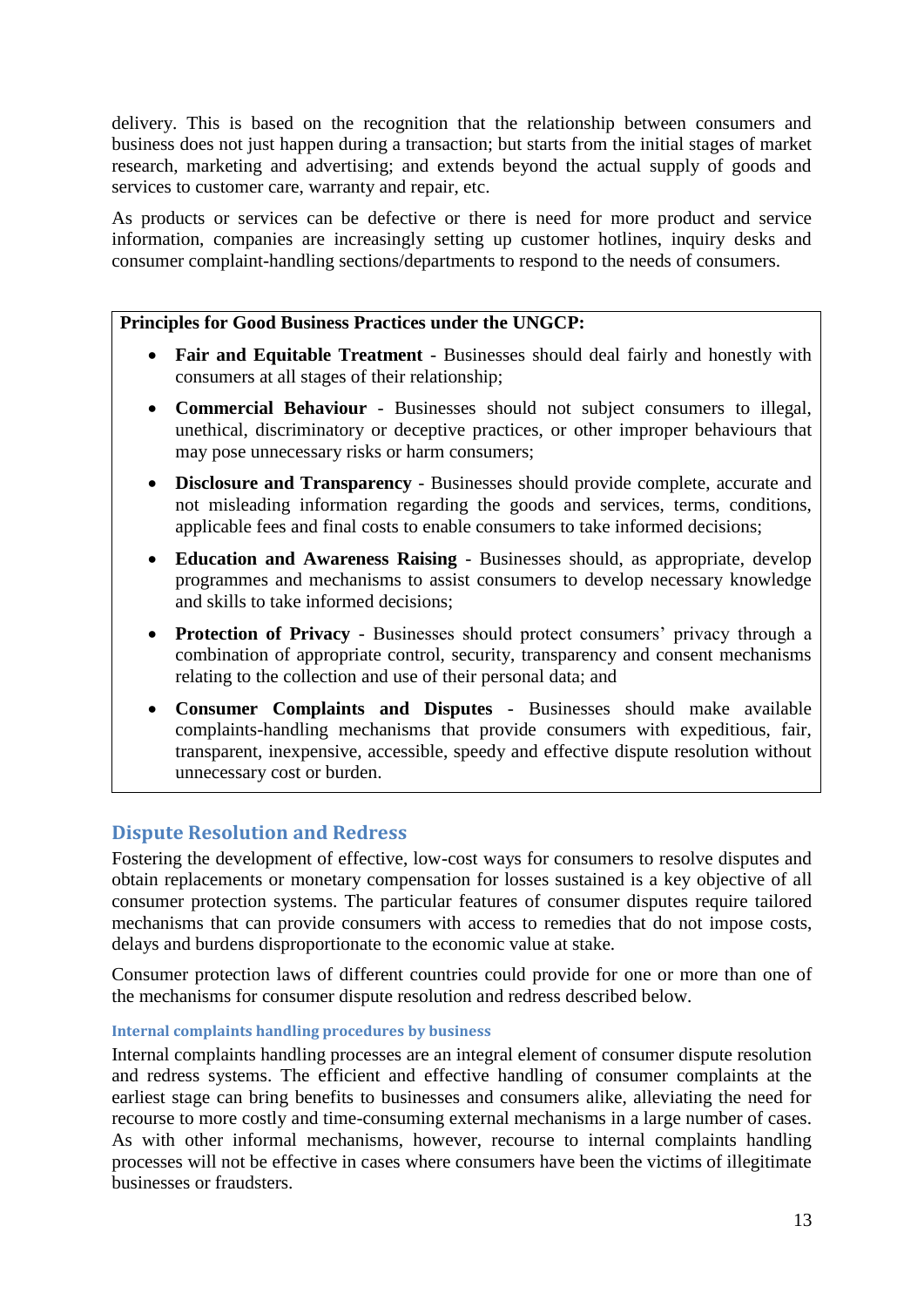delivery. This is based on the recognition that the relationship between consumers and business does not just happen during a transaction; but starts from the initial stages of market research, marketing and advertising; and extends beyond the actual supply of goods and services to customer care, warranty and repair, etc.

As products or services can be defective or there is need for more product and service information, companies are increasingly setting up customer hotlines, inquiry desks and consumer complaint-handling sections/departments to respond to the needs of consumers.

> **Principles for Good Business Practices under the UNGCP:**
>
> - **Fair and Equitable Treatment** - Businesses should deal fairly and honestly with consumers at all stages of their relationship;
> - **Commercial Behaviour** - Businesses should not subject consumers to illegal, unethical, discriminatory or deceptive practices, or other improper behaviours that may pose unnecessary risks or harm consumers;
> - **Disclosure and Transparency** - Businesses should provide complete, accurate and not misleading information regarding the goods and services, terms, conditions, applicable fees and final costs to enable consumers to take informed decisions;
> - **Education and Awareness Raising** - Businesses should, as appropriate, develop programmes and mechanisms to assist consumers to develop necessary knowledge and skills to take informed decisions;
> - **Protection of Privacy** - Businesses should protect consumers' privacy through a combination of appropriate control, security, transparency and consent mechanisms relating to the collection and use of their personal data; and
> - **Consumer Complaints and Disputes** - Businesses should make available complaints-handling mechanisms that provide consumers with expeditious, fair, transparent, inexpensive, accessible, speedy and effective dispute resolution without unnecessary cost or burden.

## Dispute Resolution and Redress

Fostering the development of effective, low-cost ways for consumers to resolve disputes and obtain replacements or monetary compensation for losses sustained is a key objective of all consumer protection systems. The particular features of consumer disputes require tailored mechanisms that can provide consumers with access to remedies that do not impose costs, delays and burdens disproportionate to the economic value at stake.

Consumer protection laws of different countries could provide for one or more than one of the mechanisms for consumer dispute resolution and redress described below.

### Internal complaints handling procedures by business

Internal complaints handling processes are an integral element of consumer dispute resolution and redress systems. The efficient and effective handling of consumer complaints at the earliest stage can bring benefits to businesses and consumers alike, alleviating the need for recourse to more costly and time-consuming external mechanisms in a large number of cases. As with other informal mechanisms, however, recourse to internal complaints handling processes will not be effective in cases where consumers have been the victims of illegitimate businesses or fraudsters.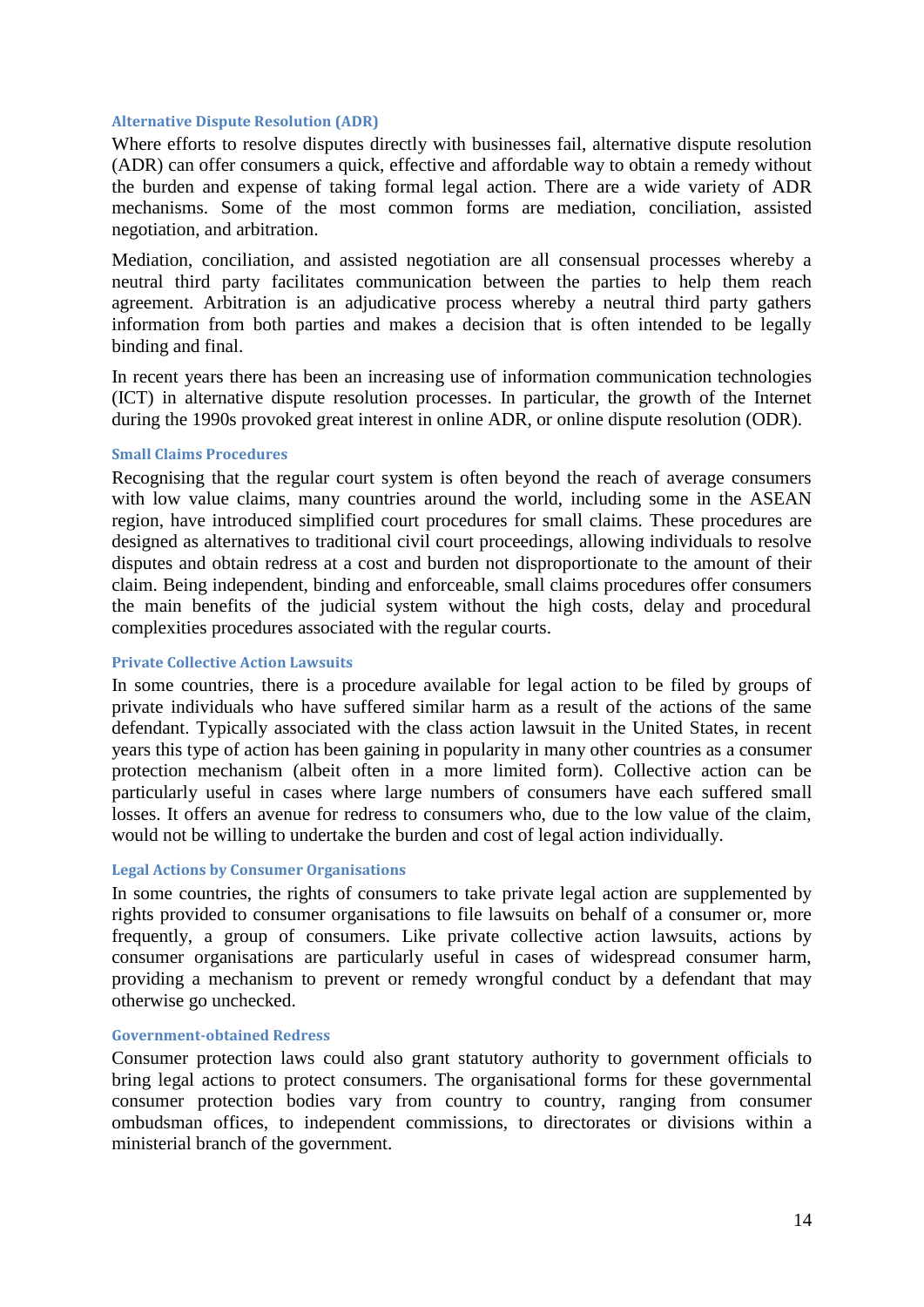### Alternative Dispute Resolution (ADR)

Where efforts to resolve disputes directly with businesses fail, alternative dispute resolution (ADR) can offer consumers a quick, effective and affordable way to obtain a remedy without the burden and expense of taking formal legal action. There are a wide variety of ADR mechanisms. Some of the most common forms are mediation, conciliation, assisted negotiation, and arbitration.

Mediation, conciliation, and assisted negotiation are all consensual processes whereby a neutral third party facilitates communication between the parties to help them reach agreement. Arbitration is an adjudicative process whereby a neutral third party gathers information from both parties and makes a decision that is often intended to be legally binding and final.

In recent years there has been an increasing use of information communication technologies (ICT) in alternative dispute resolution processes. In particular, the growth of the Internet during the 1990s provoked great interest in online ADR, or online dispute resolution (ODR).

### Small Claims Procedures

Recognising that the regular court system is often beyond the reach of average consumers with low value claims, many countries around the world, including some in the ASEAN region, have introduced simplified court procedures for small claims. These procedures are designed as alternatives to traditional civil court proceedings, allowing individuals to resolve disputes and obtain redress at a cost and burden not disproportionate to the amount of their claim. Being independent, binding and enforceable, small claims procedures offer consumers the main benefits of the judicial system without the high costs, delay and procedural complexities procedures associated with the regular courts.

### Private Collective Action Lawsuits

In some countries, there is a procedure available for legal action to be filed by groups of private individuals who have suffered similar harm as a result of the actions of the same defendant. Typically associated with the class action lawsuit in the United States, in recent years this type of action has been gaining in popularity in many other countries as a consumer protection mechanism (albeit often in a more limited form). Collective action can be particularly useful in cases where large numbers of consumers have each suffered small losses. It offers an avenue for redress to consumers who, due to the low value of the claim, would not be willing to undertake the burden and cost of legal action individually.

### Legal Actions by Consumer Organisations

In some countries, the rights of consumers to take private legal action are supplemented by rights provided to consumer organisations to file lawsuits on behalf of a consumer or, more frequently, a group of consumers. Like private collective action lawsuits, actions by consumer organisations are particularly useful in cases of widespread consumer harm, providing a mechanism to prevent or remedy wrongful conduct by a defendant that may otherwise go unchecked.

### Government-obtained Redress

Consumer protection laws could also grant statutory authority to government officials to bring legal actions to protect consumers. The organisational forms for these governmental consumer protection bodies vary from country to country, ranging from consumer ombudsman offices, to independent commissions, to directorates or divisions within a ministerial branch of the government.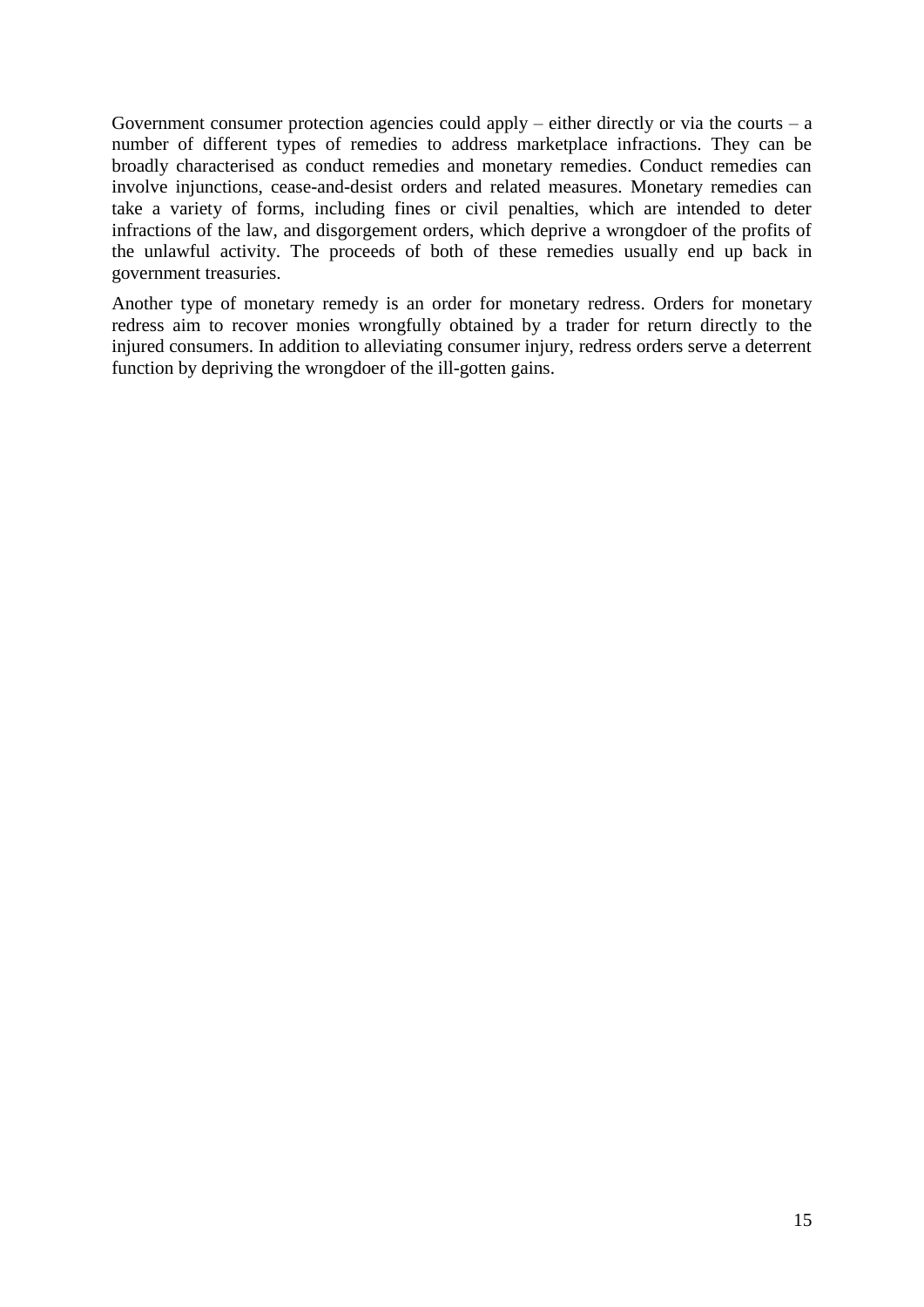Government consumer protection agencies could apply – either directly or via the courts – a number of different types of remedies to address marketplace infractions. They can be broadly characterised as conduct remedies and monetary remedies. Conduct remedies can involve injunctions, cease-and-desist orders and related measures. Monetary remedies can take a variety of forms, including fines or civil penalties, which are intended to deter infractions of the law, and disgorgement orders, which deprive a wrongdoer of the profits of the unlawful activity. The proceeds of both of these remedies usually end up back in government treasuries.

Another type of monetary remedy is an order for monetary redress. Orders for monetary redress aim to recover monies wrongfully obtained by a trader for return directly to the injured consumers. In addition to alleviating consumer injury, redress orders serve a deterrent function by depriving the wrongdoer of the ill-gotten gains.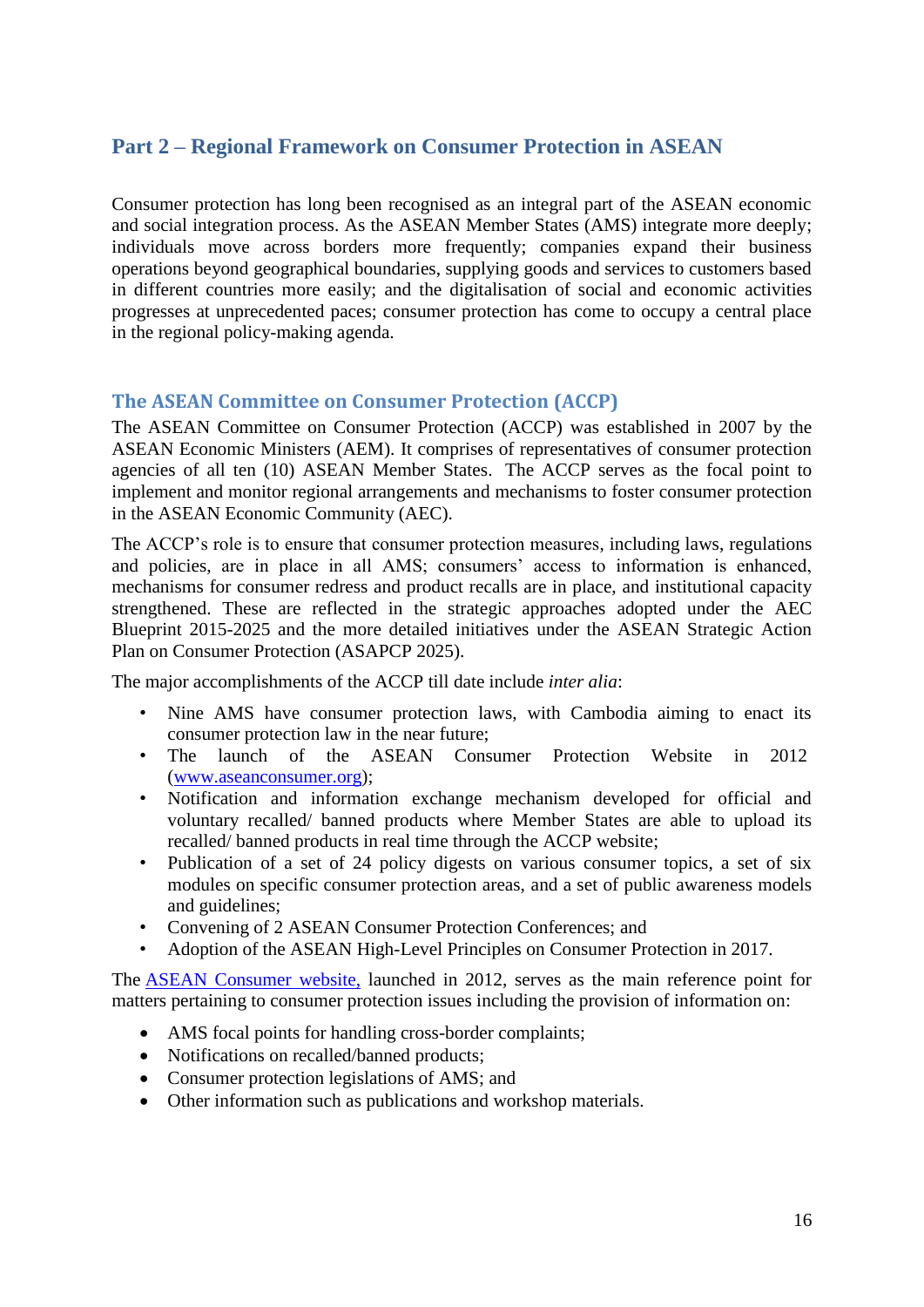## Part 2 – Regional Framework on Consumer Protection in ASEAN

Consumer protection has long been recognised as an integral part of the ASEAN economic and social integration process. As the ASEAN Member States (AMS) integrate more deeply; individuals move across borders more frequently; companies expand their business operations beyond geographical boundaries, supplying goods and services to customers based in different countries more easily; and the digitalisation of social and economic activities progresses at unprecedented paces; consumer protection has come to occupy a central place in the regional policy-making agenda.

### The ASEAN Committee on Consumer Protection (ACCP)

The ASEAN Committee on Consumer Protection (ACCP) was established in 2007 by the ASEAN Economic Ministers (AEM). It comprises of representatives of consumer protection agencies of all ten (10) ASEAN Member States. The ACCP serves as the focal point to implement and monitor regional arrangements and mechanisms to foster consumer protection in the ASEAN Economic Community (AEC).

The ACCP's role is to ensure that consumer protection measures, including laws, regulations and policies, are in place in all AMS; consumers' access to information is enhanced, mechanisms for consumer redress and product recalls are in place, and institutional capacity strengthened. These are reflected in the strategic approaches adopted under the AEC Blueprint 2015-2025 and the more detailed initiatives under the ASEAN Strategic Action Plan on Consumer Protection (ASAPCP 2025).

The major accomplishments of the ACCP till date include *inter alia*:

- Nine AMS have consumer protection laws, with Cambodia aiming to enact its consumer protection law in the near future;
- The launch of the ASEAN Consumer Protection Website in 2012 ([www.aseanconsumer.org](www.aseanconsumer.org));
- Notification and information exchange mechanism developed for official and voluntary recalled/ banned products where Member States are able to upload its recalled/ banned products in real time through the ACCP website;
- Publication of a set of 24 policy digests on various consumer topics, a set of six modules on specific consumer protection areas, and a set of public awareness models and guidelines;
- Convening of 2 ASEAN Consumer Protection Conferences; and
- Adoption of the ASEAN High-Level Principles on Consumer Protection in 2017.

The ASEAN Consumer website, launched in 2012, serves as the main reference point for matters pertaining to consumer protection issues including the provision of information on:

- AMS focal points for handling cross-border complaints;
- Notifications on recalled/banned products;
- Consumer protection legislations of AMS; and
- Other information such as publications and workshop materials.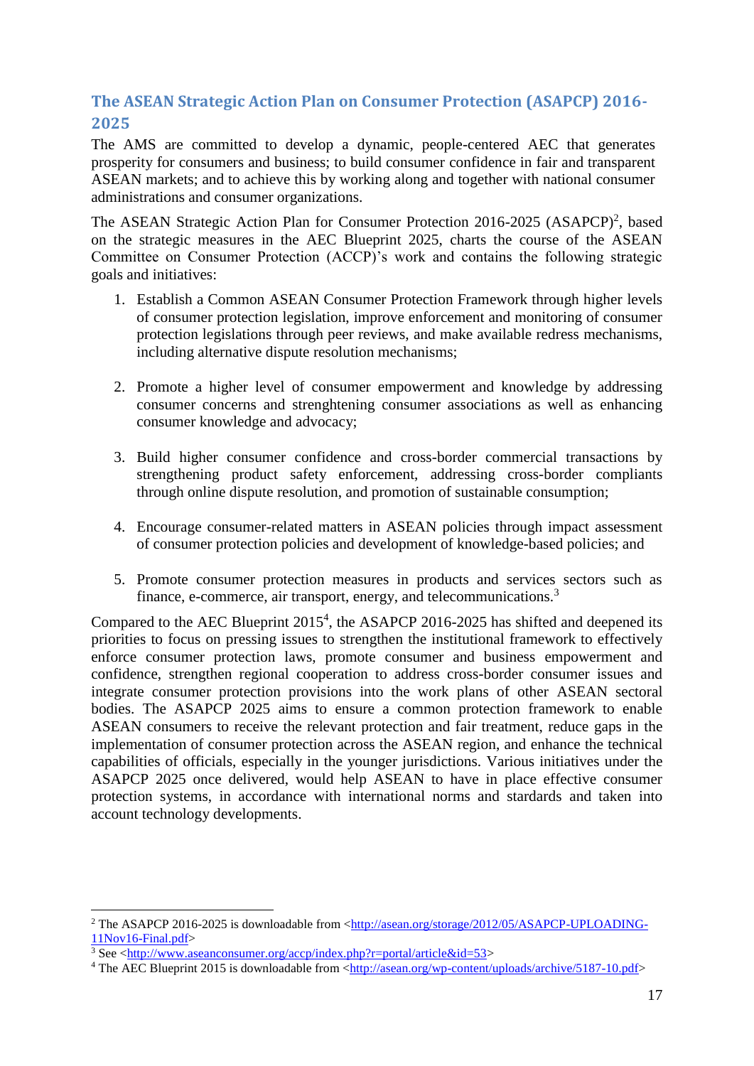## The ASEAN Strategic Action Plan on Consumer Protection (ASAPCP) 2016-2025

The AMS are committed to develop a dynamic, people-centered AEC that generates prosperity for consumers and business; to build consumer confidence in fair and transparent ASEAN markets; and to achieve this by working along and together with national consumer administrations and consumer organizations.

The ASEAN Strategic Action Plan for Consumer Protection 2016-2025 (ASAPCP)[2], based on the strategic measures in the AEC Blueprint 2025, charts the course of the ASEAN Committee on Consumer Protection (ACCP)'s work and contains the following strategic goals and initiatives:

1. Establish a Common ASEAN Consumer Protection Framework through higher levels of consumer protection legislation, improve enforcement and monitoring of consumer protection legislations through peer reviews, and make available redress mechanisms, including alternative dispute resolution mechanisms;

2. Promote a higher level of consumer empowerment and knowledge by addressing consumer concerns and strenghtening consumer associations as well as enhancing consumer knowledge and advocacy;

3. Build higher consumer confidence and cross-border commercial transactions by strengthening product safety enforcement, addressing cross-border compliants through online dispute resolution, and promotion of sustainable consumption;

4. Encourage consumer-related matters in ASEAN policies through impact assessment of consumer protection policies and development of knowledge-based policies; and

5. Promote consumer protection measures in products and services sectors such as finance, e-commerce, air transport, energy, and telecommunications.[3]

Compared to the AEC Blueprint 2015[4], the ASAPCP 2016-2025 has shifted and deepened its priorities to focus on pressing issues to strengthen the institutional framework to effectively enforce consumer protection laws, promote consumer and business empowerment and confidence, strengthen regional cooperation to address cross-border consumer issues and integrate consumer protection provisions into the work plans of other ASEAN sectoral bodies. The ASAPCP 2025 aims to ensure a common protection framework to enable ASEAN consumers to receive the relevant protection and fair treatment, reduce gaps in the implementation of consumer protection across the ASEAN region, and enhance the technical capabilities of officials, especially in the younger jurisdictions. Various initiatives under the ASAPCP 2025 once delivered, would help ASEAN to have in place effective consumer protection systems, in accordance with international norms and stardards and taken into account technology developments.

---

[2] The ASAPCP 2016-2025 is downloadable from <http://asean.org/storage/2012/05/ASAPCP-UPLOADING-11Nov16-Final.pdf>

[3] See <http://www.aseanconsumer.org/accp/index.php?r=portal/article&id=53>

[4] The AEC Blueprint 2015 is downloadable from <http://asean.org/wp-content/uploads/archive/5187-10.pdf>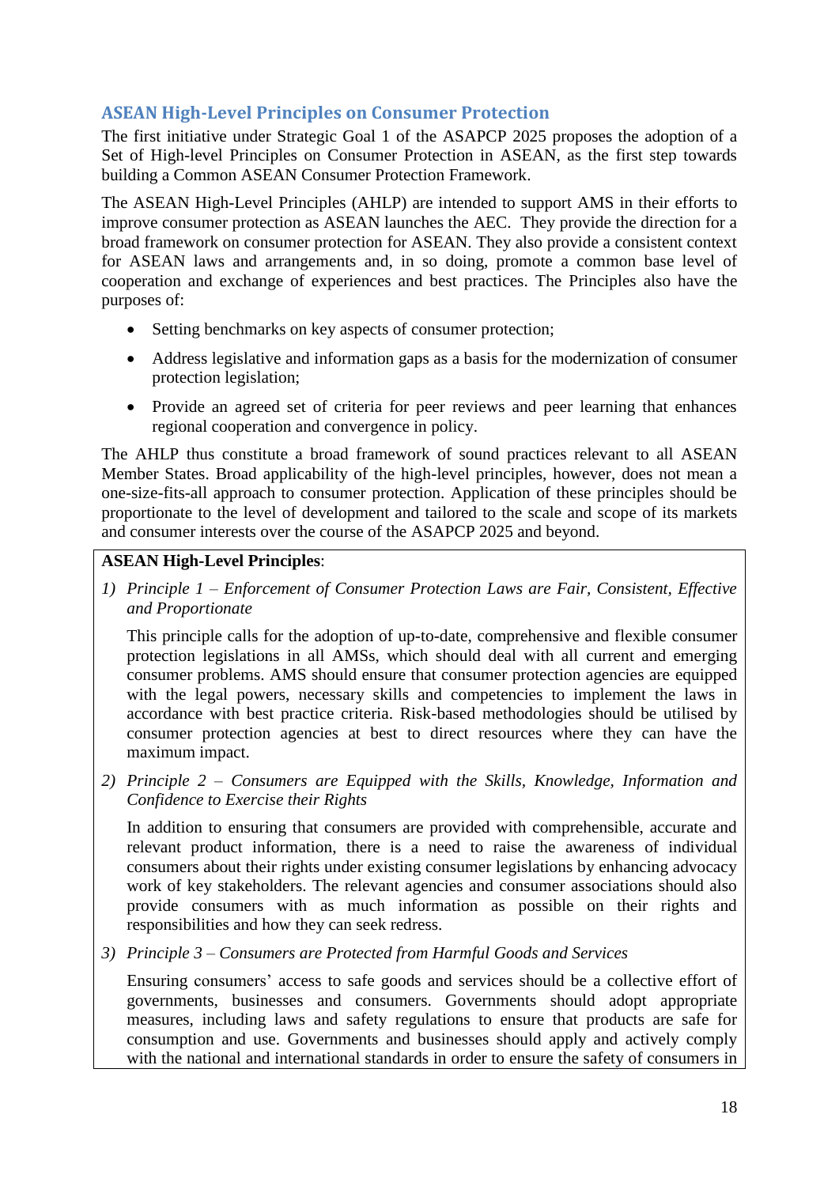## ASEAN High-Level Principles on Consumer Protection

The first initiative under Strategic Goal 1 of the ASAPCP 2025 proposes the adoption of a Set of High-level Principles on Consumer Protection in ASEAN, as the first step towards building a Common ASEAN Consumer Protection Framework.

The ASEAN High-Level Principles (AHLP) are intended to support AMS in their efforts to improve consumer protection as ASEAN launches the AEC. They provide the direction for a broad framework on consumer protection for ASEAN. They also provide a consistent context for ASEAN laws and arrangements and, in so doing, promote a common base level of cooperation and exchange of experiences and best practices. The Principles also have the purposes of:

- Setting benchmarks on key aspects of consumer protection;
- Address legislative and information gaps as a basis for the modernization of consumer protection legislation;
- Provide an agreed set of criteria for peer reviews and peer learning that enhances regional cooperation and convergence in policy.

The AHLP thus constitute a broad framework of sound practices relevant to all ASEAN Member States. Broad applicability of the high-level principles, however, does not mean a one-size-fits-all approach to consumer protection. Application of these principles should be proportionate to the level of development and tailored to the scale and scope of its markets and consumer interests over the course of the ASAPCP 2025 and beyond.

**ASEAN High-Level Principles**:

1) *Principle 1 – Enforcement of Consumer Protection Laws are Fair, Consistent, Effective and Proportionate*

   This principle calls for the adoption of up-to-date, comprehensive and flexible consumer protection legislations in all AMSs, which should deal with all current and emerging consumer problems. AMS should ensure that consumer protection agencies are equipped with the legal powers, necessary skills and competencies to implement the laws in accordance with best practice criteria. Risk-based methodologies should be utilised by consumer protection agencies at best to direct resources where they can have the maximum impact.

2) *Principle 2 – Consumers are Equipped with the Skills, Knowledge, Information and Confidence to Exercise their Rights*

   In addition to ensuring that consumers are provided with comprehensible, accurate and relevant product information, there is a need to raise the awareness of individual consumers about their rights under existing consumer legislations by enhancing advocacy work of key stakeholders. The relevant agencies and consumer associations should also provide consumers with as much information as possible on their rights and responsibilities and how they can seek redress.

3) *Principle 3 – Consumers are Protected from Harmful Goods and Services*

   Ensuring consumers' access to safe goods and services should be a collective effort of governments, businesses and consumers. Governments should adopt appropriate measures, including laws and safety regulations to ensure that products are safe for consumption and use. Governments and businesses should apply and actively comply with the national and international standards in order to ensure the safety of consumers in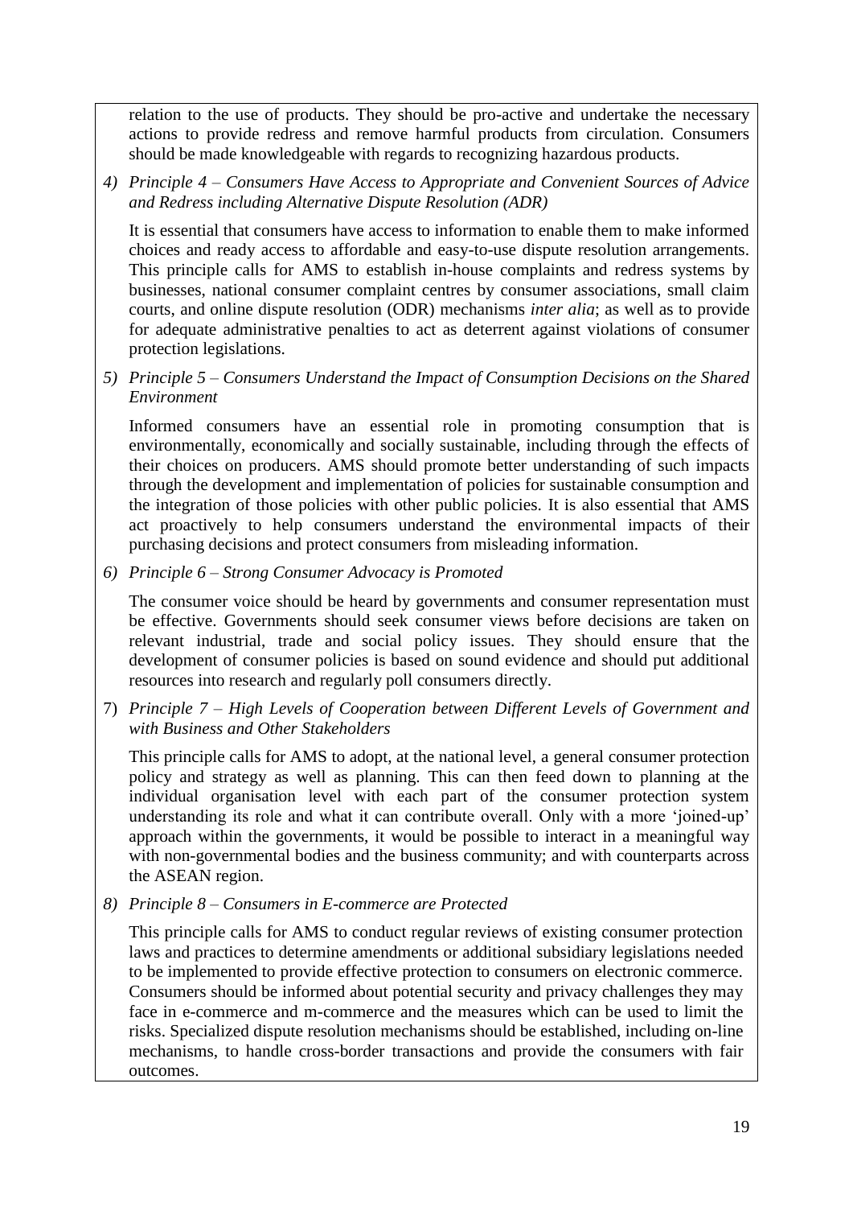relation to the use of products. They should be pro-active and undertake the necessary actions to provide redress and remove harmful products from circulation. Consumers should be made knowledgeable with regards to recognizing hazardous products.

4) *Principle 4 – Consumers Have Access to Appropriate and Convenient Sources of Advice and Redress including Alternative Dispute Resolution (ADR)*

   It is essential that consumers have access to information to enable them to make informed choices and ready access to affordable and easy-to-use dispute resolution arrangements. This principle calls for AMS to establish in-house complaints and redress systems by businesses, national consumer complaint centres by consumer associations, small claim courts, and online dispute resolution (ODR) mechanisms *inter alia*; as well as to provide for adequate administrative penalties to act as deterrent against violations of consumer protection legislations.

5) *Principle 5 – Consumers Understand the Impact of Consumption Decisions on the Shared Environment*

   Informed consumers have an essential role in promoting consumption that is environmentally, economically and socially sustainable, including through the effects of their choices on producers. AMS should promote better understanding of such impacts through the development and implementation of policies for sustainable consumption and the integration of those policies with other public policies. It is also essential that AMS act proactively to help consumers understand the environmental impacts of their purchasing decisions and protect consumers from misleading information.

6) *Principle 6 – Strong Consumer Advocacy is Promoted*

   The consumer voice should be heard by governments and consumer representation must be effective. Governments should seek consumer views before decisions are taken on relevant industrial, trade and social policy issues. They should ensure that the development of consumer policies is based on sound evidence and should put additional resources into research and regularly poll consumers directly.

7) *Principle 7 – High Levels of Cooperation between Different Levels of Government and with Business and Other Stakeholders*

   This principle calls for AMS to adopt, at the national level, a general consumer protection policy and strategy as well as planning. This can then feed down to planning at the individual organisation level with each part of the consumer protection system understanding its role and what it can contribute overall. Only with a more 'joined-up' approach within the governments, it would be possible to interact in a meaningful way with non-governmental bodies and the business community; and with counterparts across the ASEAN region.

8) *Principle 8 – Consumers in E-commerce are Protected*

   This principle calls for AMS to conduct regular reviews of existing consumer protection laws and practices to determine amendments or additional subsidiary legislations needed to be implemented to provide effective protection to consumers on electronic commerce. Consumers should be informed about potential security and privacy challenges they may face in e-commerce and m-commerce and the measures which can be used to limit the risks. Specialized dispute resolution mechanisms should be established, including on-line mechanisms, to handle cross-border transactions and provide the consumers with fair outcomes.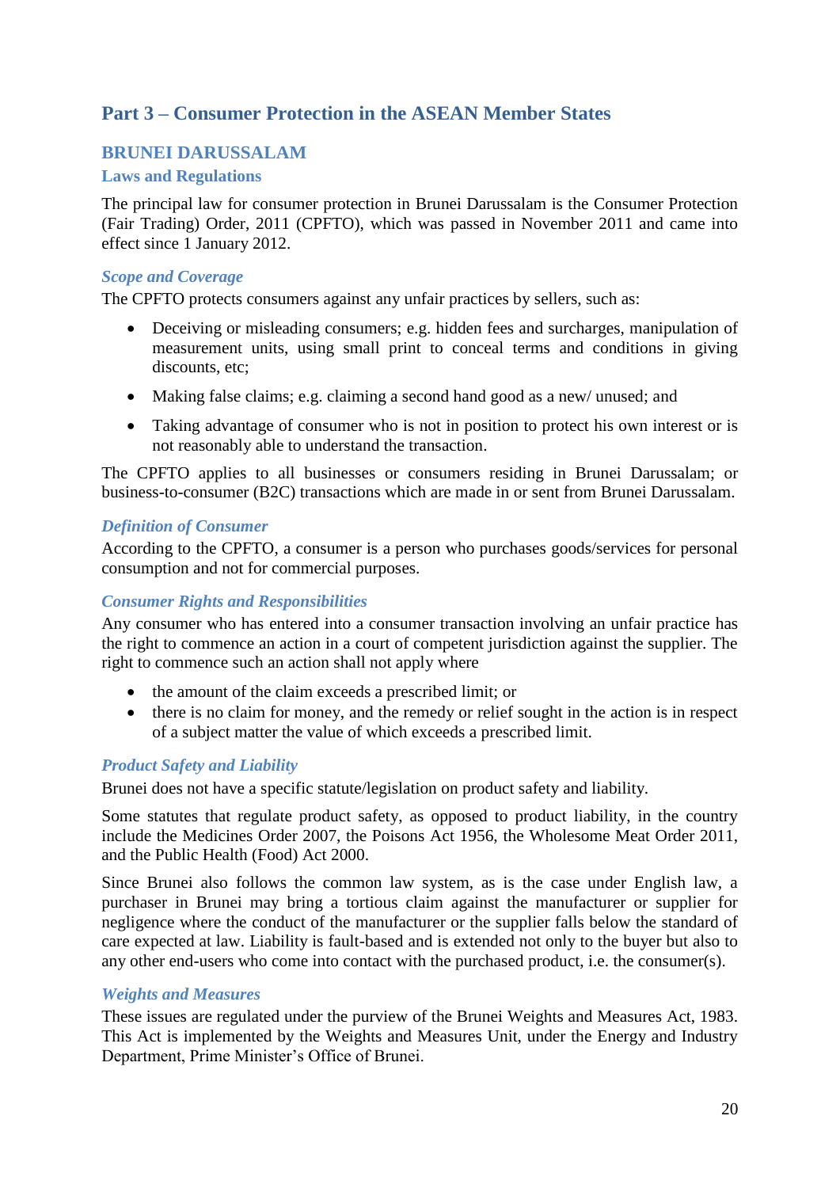# Part 3 – Consumer Protection in the ASEAN Member States

## BRUNEI DARUSSALAM

### Laws and Regulations

The principal law for consumer protection in Brunei Darussalam is the Consumer Protection (Fair Trading) Order, 2011 (CPFTO), which was passed in November 2011 and came into effect since 1 January 2012.

#### *Scope and Coverage*

The CPFTO protects consumers against any unfair practices by sellers, such as:

- Deceiving or misleading consumers; e.g. hidden fees and surcharges, manipulation of measurement units, using small print to conceal terms and conditions in giving discounts, etc;
- Making false claims; e.g. claiming a second hand good as a new/ unused; and
- Taking advantage of consumer who is not in position to protect his own interest or is not reasonably able to understand the transaction.

The CPFTO applies to all businesses or consumers residing in Brunei Darussalam; or business-to-consumer (B2C) transactions which are made in or sent from Brunei Darussalam.

#### *Definition of Consumer*

According to the CPFTO, a consumer is a person who purchases goods/services for personal consumption and not for commercial purposes.

#### *Consumer Rights and Responsibilities*

Any consumer who has entered into a consumer transaction involving an unfair practice has the right to commence an action in a court of competent jurisdiction against the supplier. The right to commence such an action shall not apply where

- the amount of the claim exceeds a prescribed limit; or
- there is no claim for money, and the remedy or relief sought in the action is in respect of a subject matter the value of which exceeds a prescribed limit.

#### *Product Safety and Liability*

Brunei does not have a specific statute/legislation on product safety and liability.

Some statutes that regulate product safety, as opposed to product liability, in the country include the Medicines Order 2007, the Poisons Act 1956, the Wholesome Meat Order 2011, and the Public Health (Food) Act 2000.

Since Brunei also follows the common law system, as is the case under English law, a purchaser in Brunei may bring a tortious claim against the manufacturer or supplier for negligence where the conduct of the manufacturer or the supplier falls below the standard of care expected at law. Liability is fault-based and is extended not only to the buyer but also to any other end-users who come into contact with the purchased product, i.e. the consumer(s).

#### *Weights and Measures*

These issues are regulated under the purview of the Brunei Weights and Measures Act, 1983. This Act is implemented by the Weights and Measures Unit, under the Energy and Industry Department, Prime Minister's Office of Brunei.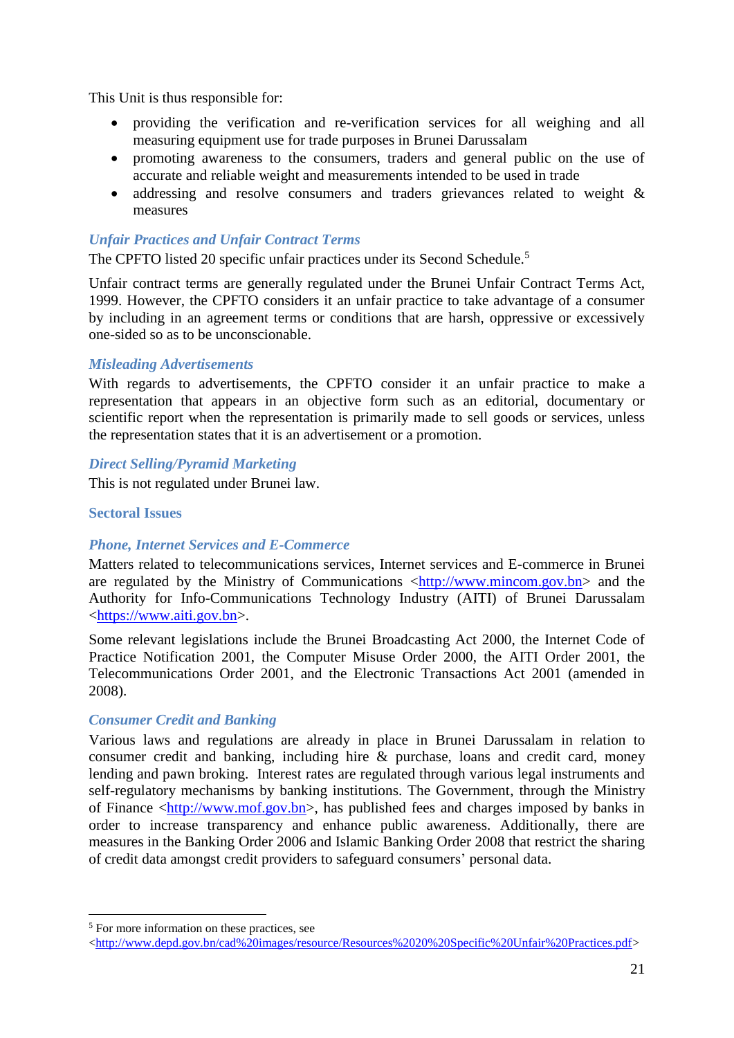This Unit is thus responsible for:

- providing the verification and re-verification services for all weighing and all measuring equipment use for trade purposes in Brunei Darussalam
- promoting awareness to the consumers, traders and general public on the use of accurate and reliable weight and measurements intended to be used in trade
- addressing and resolve consumers and traders grievances related to weight & measures

### *Unfair Practices and Unfair Contract Terms*

The CPFTO listed 20 specific unfair practices under its Second Schedule.[5]

Unfair contract terms are generally regulated under the Brunei Unfair Contract Terms Act, 1999. However, the CPFTO considers it an unfair practice to take advantage of a consumer by including in an agreement terms or conditions that are harsh, oppressive or excessively one-sided so as to be unconscionable.

### *Misleading Advertisements*

With regards to advertisements, the CPFTO consider it an unfair practice to make a representation that appears in an objective form such as an editorial, documentary or scientific report when the representation is primarily made to sell goods or services, unless the representation states that it is an advertisement or a promotion.

### *Direct Selling/Pyramid Marketing*

This is not regulated under Brunei law.

## Sectoral Issues

### *Phone, Internet Services and E-Commerce*

Matters related to telecommunications services, Internet services and E-commerce in Brunei are regulated by the Ministry of Communications <http://www.mincom.gov.bn> and the Authority for Info-Communications Technology Industry (AITI) of Brunei Darussalam <https://www.aiti.gov.bn>.

Some relevant legislations include the Brunei Broadcasting Act 2000, the Internet Code of Practice Notification 2001, the Computer Misuse Order 2000, the AITI Order 2001, the Telecommunications Order 2001, and the Electronic Transactions Act 2001 (amended in 2008).

### *Consumer Credit and Banking*

Various laws and regulations are already in place in Brunei Darussalam in relation to consumer credit and banking, including hire & purchase, loans and credit card, money lending and pawn broking. Interest rates are regulated through various legal instruments and self-regulatory mechanisms by banking institutions. The Government, through the Ministry of Finance <http://www.mof.gov.bn>, has published fees and charges imposed by banks in order to increase transparency and enhance public awareness. Additionally, there are measures in the Banking Order 2006 and Islamic Banking Order 2008 that restrict the sharing of credit data amongst credit providers to safeguard consumers' personal data.

---

[5] For more information on these practices, see <http://www.depd.gov.bn/cad%20images/resource/Resources%2020%20Specific%20Unfair%20Practices.pdf>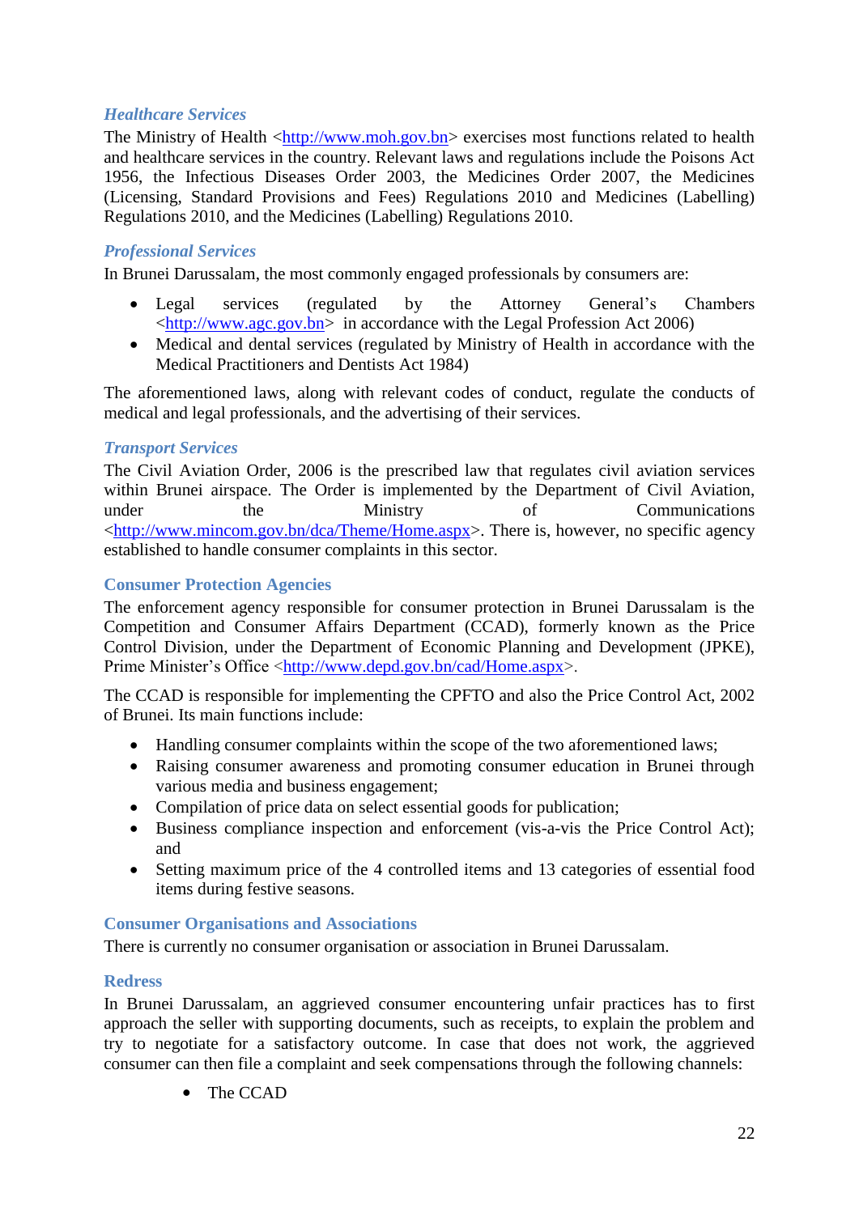### *Healthcare Services*

The Ministry of Health <http://www.moh.gov.bn> exercises most functions related to health and healthcare services in the country. Relevant laws and regulations include the Poisons Act 1956, the Infectious Diseases Order 2003, the Medicines Order 2007, the Medicines (Licensing, Standard Provisions and Fees) Regulations 2010 and Medicines (Labelling) Regulations 2010, and the Medicines (Labelling) Regulations 2010.

### *Professional Services*

In Brunei Darussalam, the most commonly engaged professionals by consumers are:

- Legal services (regulated by the Attorney General's Chambers <http://www.agc.gov.bn> in accordance with the Legal Profession Act 2006)
- Medical and dental services (regulated by Ministry of Health in accordance with the Medical Practitioners and Dentists Act 1984)

The aforementioned laws, along with relevant codes of conduct, regulate the conducts of medical and legal professionals, and the advertising of their services.

### *Transport Services*

The Civil Aviation Order, 2006 is the prescribed law that regulates civil aviation services within Brunei airspace. The Order is implemented by the Department of Civil Aviation, under the Ministry of Communications <http://www.mincom.gov.bn/dca/Theme/Home.aspx>. There is, however, no specific agency established to handle consumer complaints in this sector.

## Consumer Protection Agencies

The enforcement agency responsible for consumer protection in Brunei Darussalam is the Competition and Consumer Affairs Department (CCAD), formerly known as the Price Control Division, under the Department of Economic Planning and Development (JPKE), Prime Minister's Office <http://www.depd.gov.bn/cad/Home.aspx>.

The CCAD is responsible for implementing the CPFTO and also the Price Control Act, 2002 of Brunei. Its main functions include:

- Handling consumer complaints within the scope of the two aforementioned laws;
- Raising consumer awareness and promoting consumer education in Brunei through various media and business engagement;
- Compilation of price data on select essential goods for publication;
- Business compliance inspection and enforcement (vis-a-vis the Price Control Act); and
- Setting maximum price of the 4 controlled items and 13 categories of essential food items during festive seasons.

## Consumer Organisations and Associations

There is currently no consumer organisation or association in Brunei Darussalam.

## Redress

In Brunei Darussalam, an aggrieved consumer encountering unfair practices has to first approach the seller with supporting documents, such as receipts, to explain the problem and try to negotiate for a satisfactory outcome. In case that does not work, the aggrieved consumer can then file a complaint and seek compensations through the following channels:

- The CCAD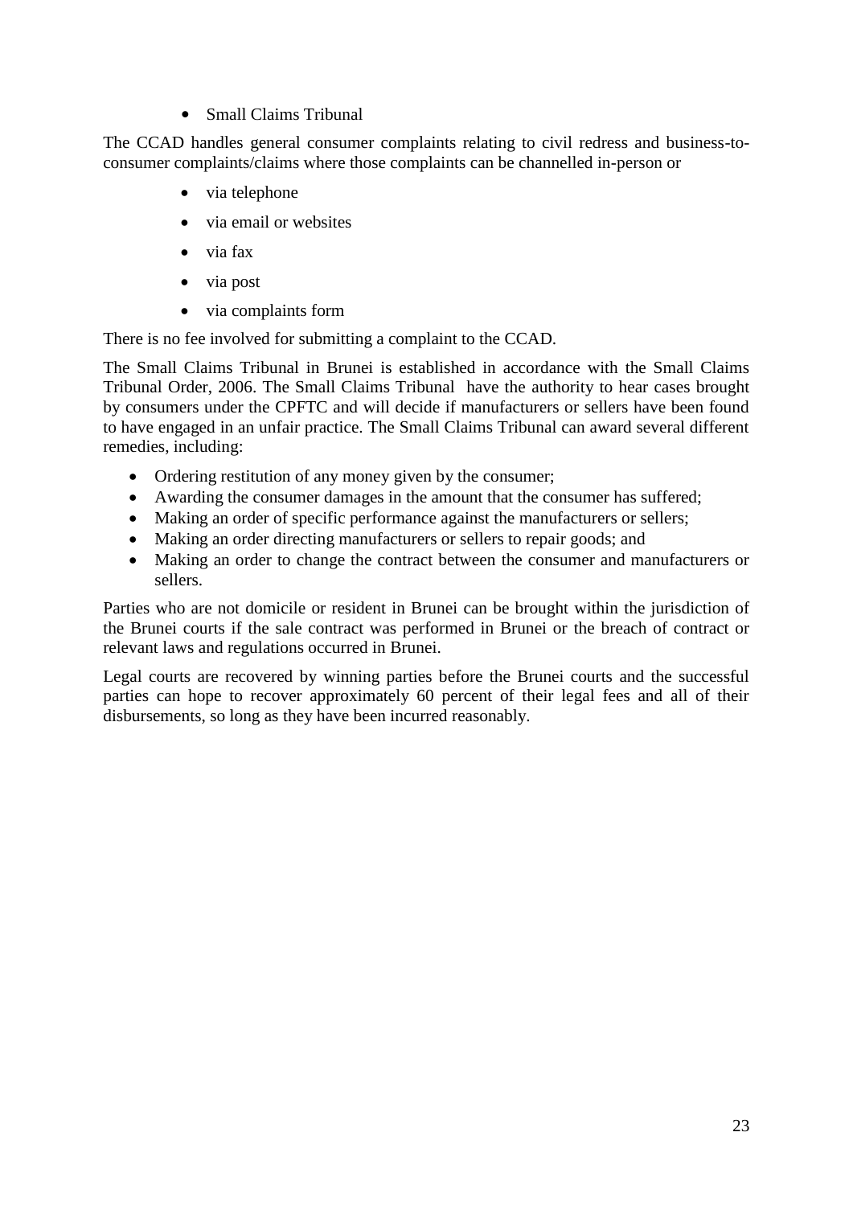- Small Claims Tribunal

The CCAD handles general consumer complaints relating to civil redress and business-to-consumer complaints/claims where those complaints can be channelled in-person or

- via telephone
- via email or websites
- via fax
- via post
- via complaints form

There is no fee involved for submitting a complaint to the CCAD.

The Small Claims Tribunal in Brunei is established in accordance with the Small Claims Tribunal Order, 2006. The Small Claims Tribunal have the authority to hear cases brought by consumers under the CPFTC and will decide if manufacturers or sellers have been found to have engaged in an unfair practice. The Small Claims Tribunal can award several different remedies, including:

- Ordering restitution of any money given by the consumer;
- Awarding the consumer damages in the amount that the consumer has suffered;
- Making an order of specific performance against the manufacturers or sellers;
- Making an order directing manufacturers or sellers to repair goods; and
- Making an order to change the contract between the consumer and manufacturers or sellers.

Parties who are not domicile or resident in Brunei can be brought within the jurisdiction of the Brunei courts if the sale contract was performed in Brunei or the breach of contract or relevant laws and regulations occurred in Brunei.

Legal courts are recovered by winning parties before the Brunei courts and the successful parties can hope to recover approximately 60 percent of their legal fees and all of their disbursements, so long as they have been incurred reasonably.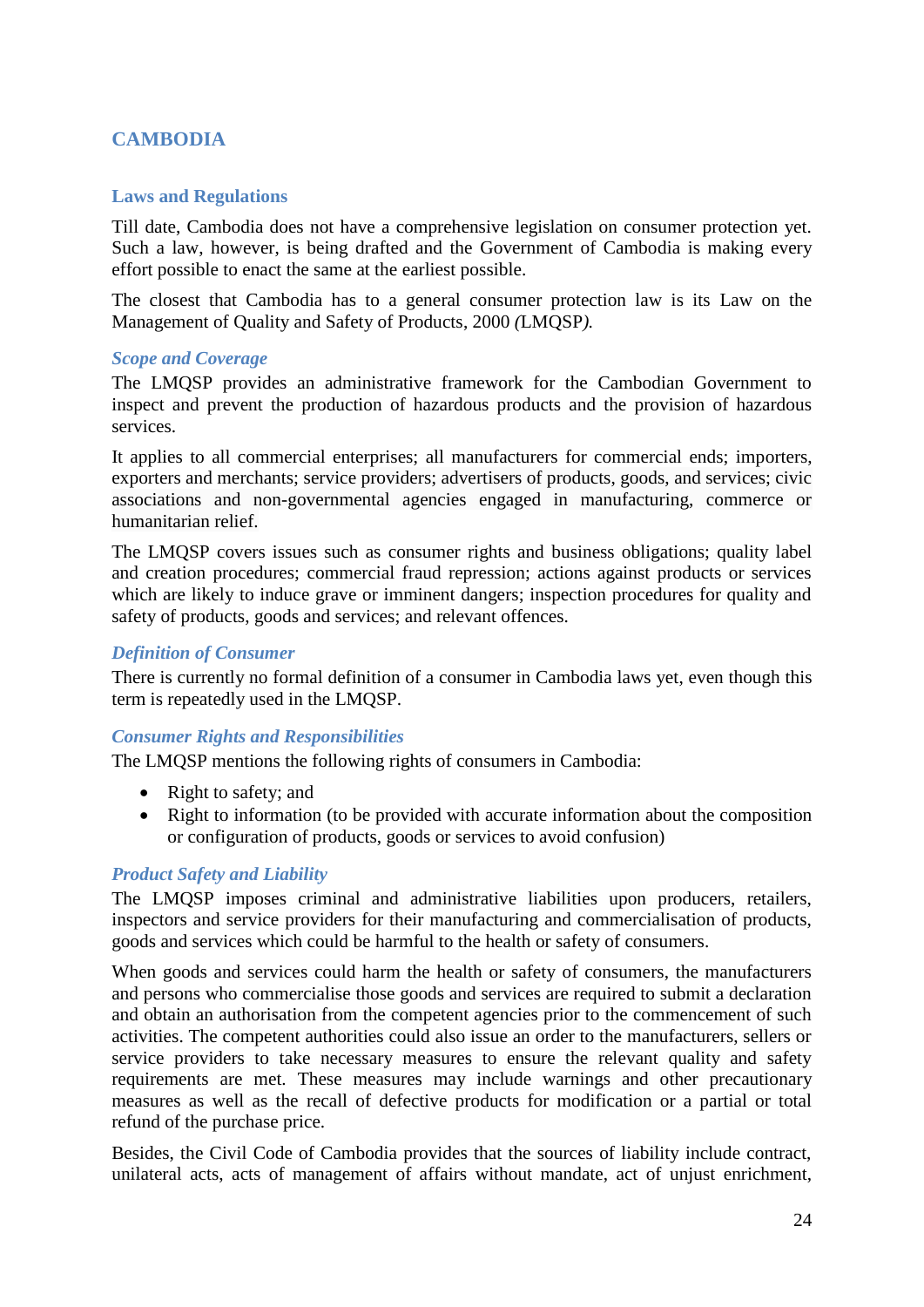## CAMBODIA

### Laws and Regulations

Till date, Cambodia does not have a comprehensive legislation on consumer protection yet. Such a law, however, is being drafted and the Government of Cambodia is making every effort possible to enact the same at the earliest possible.

The closest that Cambodia has to a general consumer protection law is its Law on the Management of Quality and Safety of Products, 2000 *(*LMQSP*).*

#### *Scope and Coverage*

The LMQSP provides an administrative framework for the Cambodian Government to inspect and prevent the production of hazardous products and the provision of hazardous services.

It applies to all commercial enterprises; all manufacturers for commercial ends; importers, exporters and merchants; service providers; advertisers of products, goods, and services; civic associations and non-governmental agencies engaged in manufacturing, commerce or humanitarian relief.

The LMQSP covers issues such as consumer rights and business obligations; quality label and creation procedures; commercial fraud repression; actions against products or services which are likely to induce grave or imminent dangers; inspection procedures for quality and safety of products, goods and services; and relevant offences.

#### *Definition of Consumer*

There is currently no formal definition of a consumer in Cambodia laws yet, even though this term is repeatedly used in the LMQSP.

#### *Consumer Rights and Responsibilities*

The LMQSP mentions the following rights of consumers in Cambodia:

- Right to safety; and
- Right to information (to be provided with accurate information about the composition or configuration of products, goods or services to avoid confusion)

#### *Product Safety and Liability*

The LMQSP imposes criminal and administrative liabilities upon producers, retailers, inspectors and service providers for their manufacturing and commercialisation of products, goods and services which could be harmful to the health or safety of consumers.

When goods and services could harm the health or safety of consumers, the manufacturers and persons who commercialise those goods and services are required to submit a declaration and obtain an authorisation from the competent agencies prior to the commencement of such activities. The competent authorities could also issue an order to the manufacturers, sellers or service providers to take necessary measures to ensure the relevant quality and safety requirements are met. These measures may include warnings and other precautionary measures as well as the recall of defective products for modification or a partial or total refund of the purchase price.

Besides, the Civil Code of Cambodia provides that the sources of liability include contract, unilateral acts, acts of management of affairs without mandate, act of unjust enrichment,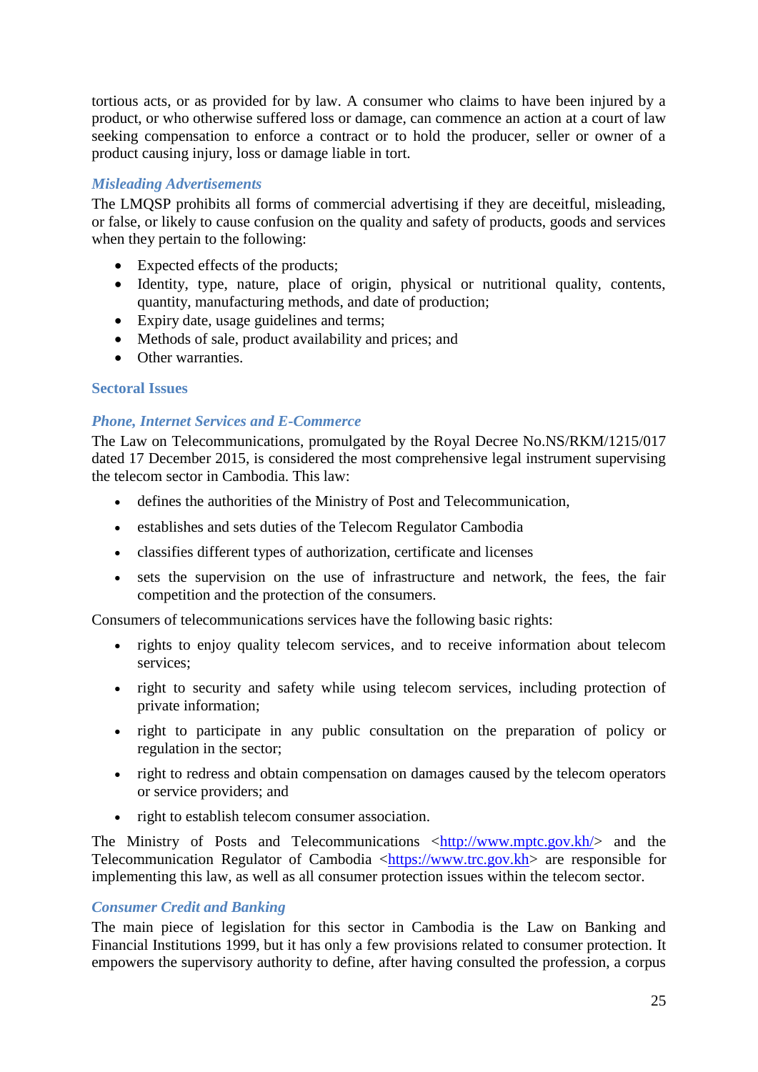tortious acts, or as provided for by law. A consumer who claims to have been injured by a product, or who otherwise suffered loss or damage, can commence an action at a court of law seeking compensation to enforce a contract or to hold the producer, seller or owner of a product causing injury, loss or damage liable in tort.

#### *Misleading Advertisements*

The LMQSP prohibits all forms of commercial advertising if they are deceitful, misleading, or false, or likely to cause confusion on the quality and safety of products, goods and services when they pertain to the following:

- Expected effects of the products;
- Identity, type, nature, place of origin, physical or nutritional quality, contents, quantity, manufacturing methods, and date of production;
- Expiry date, usage guidelines and terms;
- Methods of sale, product availability and prices; and
- Other warranties.

### Sectoral Issues

#### *Phone, Internet Services and E-Commerce*

The Law on Telecommunications, promulgated by the Royal Decree No.NS/RKM/1215/017 dated 17 December 2015, is considered the most comprehensive legal instrument supervising the telecom sector in Cambodia. This law:

- defines the authorities of the Ministry of Post and Telecommunication,
- establishes and sets duties of the Telecom Regulator Cambodia
- classifies different types of authorization, certificate and licenses
- sets the supervision on the use of infrastructure and network, the fees, the fair competition and the protection of the consumers.

Consumers of telecommunications services have the following basic rights:

- rights to enjoy quality telecom services, and to receive information about telecom services;
- right to security and safety while using telecom services, including protection of private information;
- right to participate in any public consultation on the preparation of policy or regulation in the sector;
- right to redress and obtain compensation on damages caused by the telecom operators or service providers; and
- right to establish telecom consumer association.

The Ministry of Posts and Telecommunications <http://www.mptc.gov.kh/> and the Telecommunication Regulator of Cambodia <https://www.trc.gov.kh> are responsible for implementing this law, as well as all consumer protection issues within the telecom sector.

#### *Consumer Credit and Banking*

The main piece of legislation for this sector in Cambodia is the Law on Banking and Financial Institutions 1999, but it has only a few provisions related to consumer protection. It empowers the supervisory authority to define, after having consulted the profession, a corpus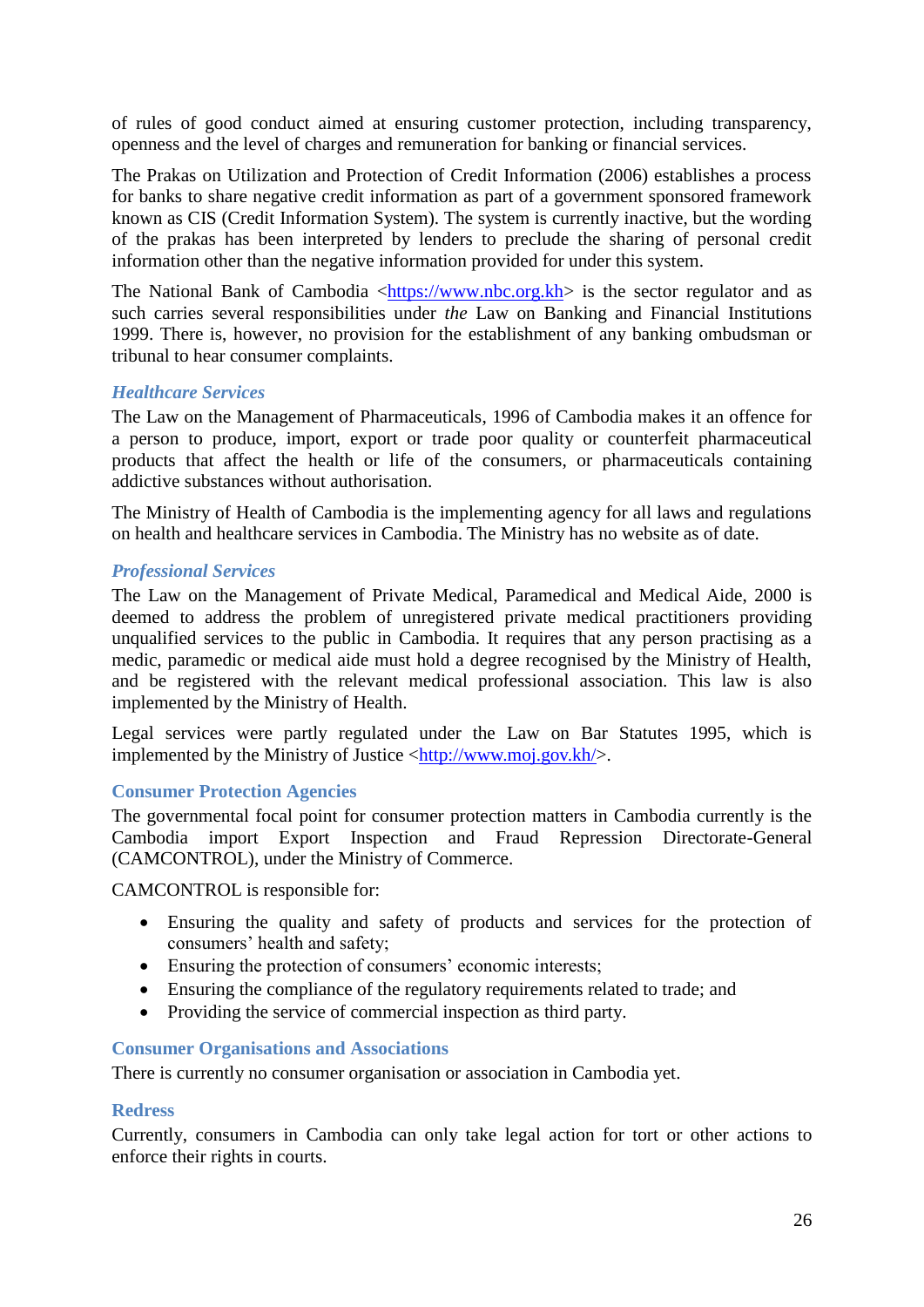of rules of good conduct aimed at ensuring customer protection, including transparency, openness and the level of charges and remuneration for banking or financial services.

The Prakas on Utilization and Protection of Credit Information (2006) establishes a process for banks to share negative credit information as part of a government sponsored framework known as CIS (Credit Information System). The system is currently inactive, but the wording of the prakas has been interpreted by lenders to preclude the sharing of personal credit information other than the negative information provided for under this system.

The National Bank of Cambodia <https://www.nbc.org.kh> is the sector regulator and as such carries several responsibilities under *the* Law on Banking and Financial Institutions 1999. There is, however, no provision for the establishment of any banking ombudsman or tribunal to hear consumer complaints.

### *Healthcare Services*

The Law on the Management of Pharmaceuticals, 1996 of Cambodia makes it an offence for a person to produce, import, export or trade poor quality or counterfeit pharmaceutical products that affect the health or life of the consumers, or pharmaceuticals containing addictive substances without authorisation.

The Ministry of Health of Cambodia is the implementing agency for all laws and regulations on health and healthcare services in Cambodia. The Ministry has no website as of date.

### *Professional Services*

The Law on the Management of Private Medical, Paramedical and Medical Aide, 2000 is deemed to address the problem of unregistered private medical practitioners providing unqualified services to the public in Cambodia. It requires that any person practising as a medic, paramedic or medical aide must hold a degree recognised by the Ministry of Health, and be registered with the relevant medical professional association. This law is also implemented by the Ministry of Health.

Legal services were partly regulated under the Law on Bar Statutes 1995, which is implemented by the Ministry of Justice <http://www.moj.gov.kh/>.

### Consumer Protection Agencies

The governmental focal point for consumer protection matters in Cambodia currently is the Cambodia import Export Inspection and Fraud Repression Directorate-General (CAMCONTROL), under the Ministry of Commerce.

CAMCONTROL is responsible for:

- Ensuring the quality and safety of products and services for the protection of consumers' health and safety;
- Ensuring the protection of consumers' economic interests;
- Ensuring the compliance of the regulatory requirements related to trade; and
- Providing the service of commercial inspection as third party.

### Consumer Organisations and Associations

There is currently no consumer organisation or association in Cambodia yet.

### Redress

Currently, consumers in Cambodia can only take legal action for tort or other actions to enforce their rights in courts.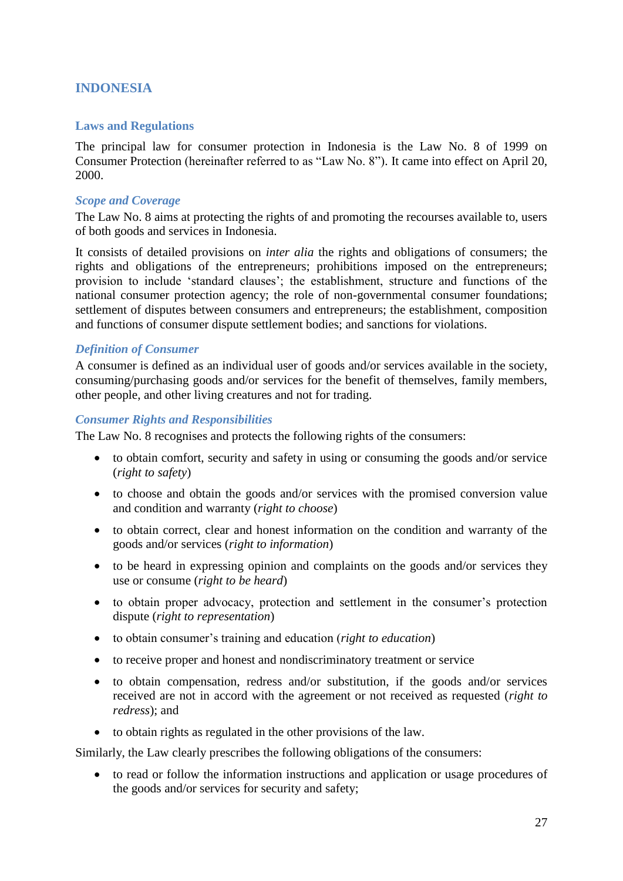# INDONESIA

## Laws and Regulations

The principal law for consumer protection in Indonesia is the Law No. 8 of 1999 on Consumer Protection (hereinafter referred to as "Law No. 8"). It came into effect on April 20, 2000.

### *Scope and Coverage*

The Law No. 8 aims at protecting the rights of and promoting the recourses available to, users of both goods and services in Indonesia.

It consists of detailed provisions on *inter alia* the rights and obligations of consumers; the rights and obligations of the entrepreneurs; prohibitions imposed on the entrepreneurs; provision to include 'standard clauses'; the establishment, structure and functions of the national consumer protection agency; the role of non-governmental consumer foundations; settlement of disputes between consumers and entrepreneurs; the establishment, composition and functions of consumer dispute settlement bodies; and sanctions for violations.

### *Definition of Consumer*

A consumer is defined as an individual user of goods and/or services available in the society, consuming/purchasing goods and/or services for the benefit of themselves, family members, other people, and other living creatures and not for trading.

### *Consumer Rights and Responsibilities*

The Law No. 8 recognises and protects the following rights of the consumers:

- to obtain comfort, security and safety in using or consuming the goods and/or service (*right to safety*)
- to choose and obtain the goods and/or services with the promised conversion value and condition and warranty (*right to choose*)
- to obtain correct, clear and honest information on the condition and warranty of the goods and/or services (*right to information*)
- to be heard in expressing opinion and complaints on the goods and/or services they use or consume (*right to be heard*)
- to obtain proper advocacy, protection and settlement in the consumer's protection dispute (*right to representation*)
- to obtain consumer's training and education (*right to education*)
- to receive proper and honest and nondiscriminatory treatment or service
- to obtain compensation, redress and/or substitution, if the goods and/or services received are not in accord with the agreement or not received as requested (*right to redress*); and
- to obtain rights as regulated in the other provisions of the law.

Similarly, the Law clearly prescribes the following obligations of the consumers:

- to read or follow the information instructions and application or usage procedures of the goods and/or services for security and safety;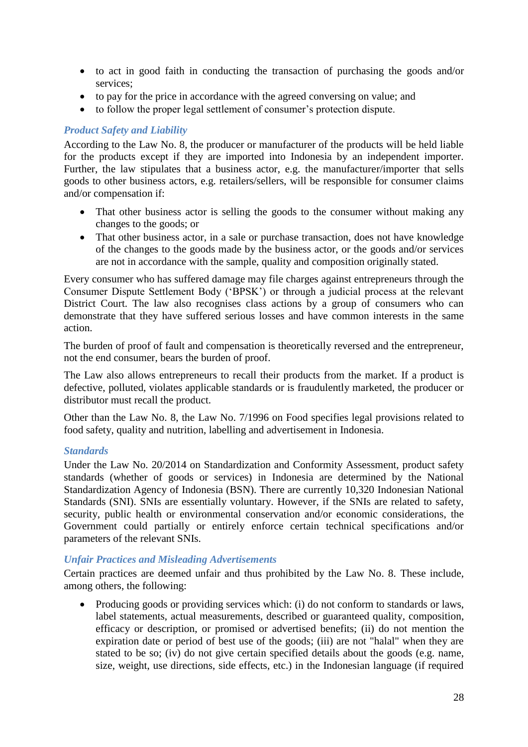- to act in good faith in conducting the transaction of purchasing the goods and/or services;
- to pay for the price in accordance with the agreed conversing on value; and
- to follow the proper legal settlement of consumer's protection dispute.

### *Product Safety and Liability*

According to the Law No. 8, the producer or manufacturer of the products will be held liable for the products except if they are imported into Indonesia by an independent importer. Further, the law stipulates that a business actor, e.g. the manufacturer/importer that sells goods to other business actors, e.g. retailers/sellers, will be responsible for consumer claims and/or compensation if:

- That other business actor is selling the goods to the consumer without making any changes to the goods; or
- That other business actor, in a sale or purchase transaction, does not have knowledge of the changes to the goods made by the business actor, or the goods and/or services are not in accordance with the sample, quality and composition originally stated.

Every consumer who has suffered damage may file charges against entrepreneurs through the Consumer Dispute Settlement Body ('BPSK') or through a judicial process at the relevant District Court. The law also recognises class actions by a group of consumers who can demonstrate that they have suffered serious losses and have common interests in the same action.

The burden of proof of fault and compensation is theoretically reversed and the entrepreneur, not the end consumer, bears the burden of proof.

The Law also allows entrepreneurs to recall their products from the market. If a product is defective, polluted, violates applicable standards or is fraudulently marketed, the producer or distributor must recall the product.

Other than the Law No. 8, the Law No. 7/1996 on Food specifies legal provisions related to food safety, quality and nutrition, labelling and advertisement in Indonesia.

### *Standards*

Under the Law No. 20/2014 on Standardization and Conformity Assessment, product safety standards (whether of goods or services) in Indonesia are determined by the National Standardization Agency of Indonesia (BSN). There are currently 10,320 Indonesian National Standards (SNI). SNIs are essentially voluntary. However, if the SNIs are related to safety, security, public health or environmental conservation and/or economic considerations, the Government could partially or entirely enforce certain technical specifications and/or parameters of the relevant SNIs.

### *Unfair Practices and Misleading Advertisements*

Certain practices are deemed unfair and thus prohibited by the Law No. 8. These include, among others, the following:

- Producing goods or providing services which: (i) do not conform to standards or laws, label statements, actual measurements, described or guaranteed quality, composition, efficacy or description, or promised or advertised benefits; (ii) do not mention the expiration date or period of best use of the goods; (iii) are not "halal" when they are stated to be so; (iv) do not give certain specified details about the goods (e.g. name, size, weight, use directions, side effects, etc.) in the Indonesian language (if required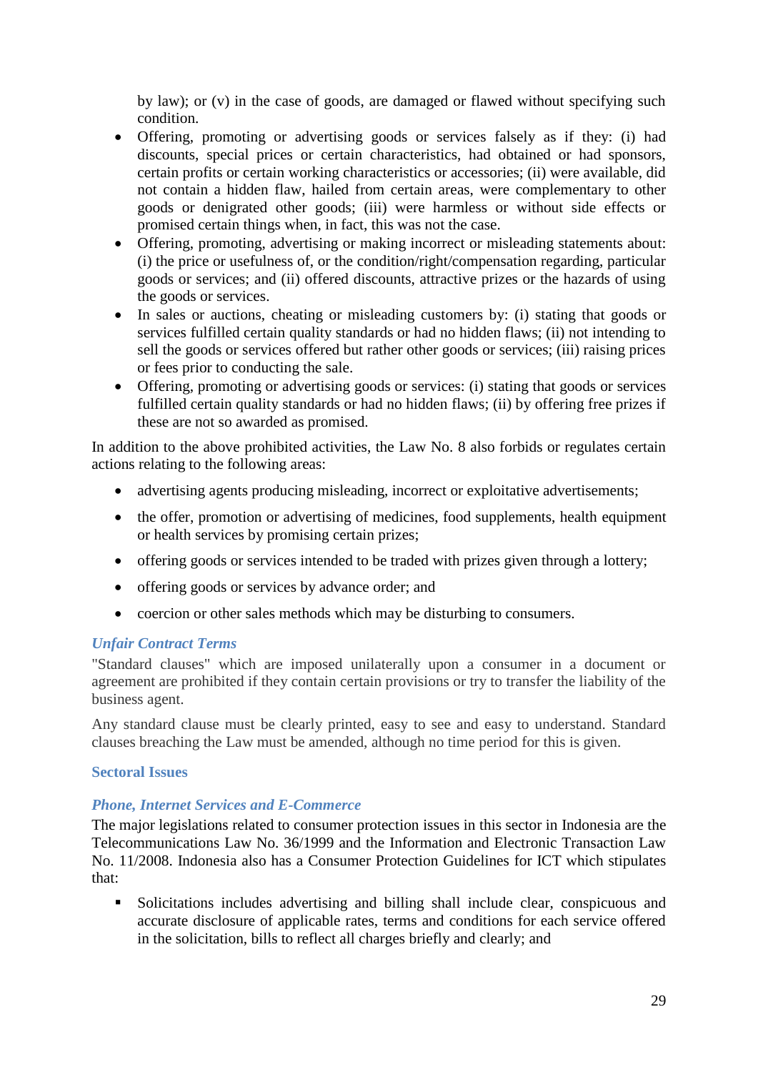by law); or (v) in the case of goods, are damaged or flawed without specifying such condition.

- Offering, promoting or advertising goods or services falsely as if they: (i) had discounts, special prices or certain characteristics, had obtained or had sponsors, certain profits or certain working characteristics or accessories; (ii) were available, did not contain a hidden flaw, hailed from certain areas, were complementary to other goods or denigrated other goods; (iii) were harmless or without side effects or promised certain things when, in fact, this was not the case.
- Offering, promoting, advertising or making incorrect or misleading statements about: (i) the price or usefulness of, or the condition/right/compensation regarding, particular goods or services; and (ii) offered discounts, attractive prizes or the hazards of using the goods or services.
- In sales or auctions, cheating or misleading customers by: (i) stating that goods or services fulfilled certain quality standards or had no hidden flaws; (ii) not intending to sell the goods or services offered but rather other goods or services; (iii) raising prices or fees prior to conducting the sale.
- Offering, promoting or advertising goods or services: (i) stating that goods or services fulfilled certain quality standards or had no hidden flaws; (ii) by offering free prizes if these are not so awarded as promised.

In addition to the above prohibited activities, the Law No. 8 also forbids or regulates certain actions relating to the following areas:

- advertising agents producing misleading, incorrect or exploitative advertisements;
- the offer, promotion or advertising of medicines, food supplements, health equipment or health services by promising certain prizes;
- offering goods or services intended to be traded with prizes given through a lottery;
- offering goods or services by advance order; and
- coercion or other sales methods which may be disturbing to consumers.

#### *Unfair Contract Terms*

"Standard clauses" which are imposed unilaterally upon a consumer in a document or agreement are prohibited if they contain certain provisions or try to transfer the liability of the business agent.

Any standard clause must be clearly printed, easy to see and easy to understand. Standard clauses breaching the Law must be amended, although no time period for this is given.

### Sectoral Issues

#### *Phone, Internet Services and E-Commerce*

The major legislations related to consumer protection issues in this sector in Indonesia are the Telecommunications Law No. 36/1999 and the Information and Electronic Transaction Law No. 11/2008. Indonesia also has a Consumer Protection Guidelines for ICT which stipulates that:

- Solicitations includes advertising and billing shall include clear, conspicuous and accurate disclosure of applicable rates, terms and conditions for each service offered in the solicitation, bills to reflect all charges briefly and clearly; and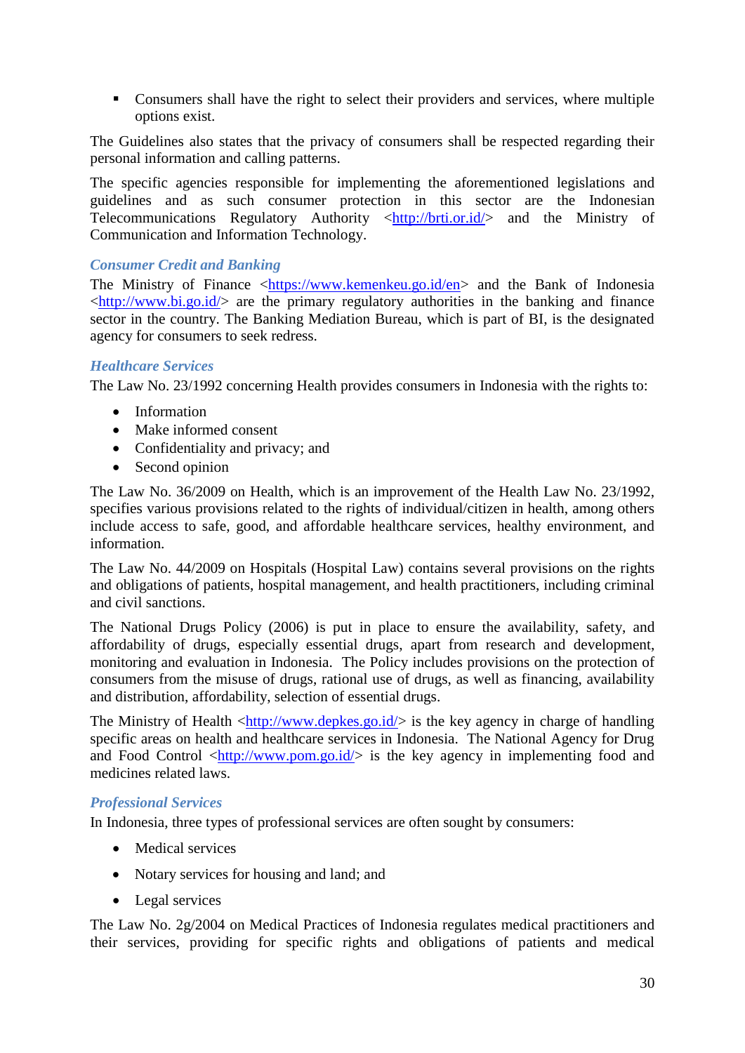- Consumers shall have the right to select their providers and services, where multiple options exist.

The Guidelines also states that the privacy of consumers shall be respected regarding their personal information and calling patterns.

The specific agencies responsible for implementing the aforementioned legislations and guidelines and as such consumer protection in this sector are the Indonesian Telecommunications Regulatory Authority <http://brti.or.id/> and the Ministry of Communication and Information Technology.

### *Consumer Credit and Banking*

The Ministry of Finance <https://www.kemenkeu.go.id/en> and the Bank of Indonesia <http://www.bi.go.id/> are the primary regulatory authorities in the banking and finance sector in the country. The Banking Mediation Bureau, which is part of BI, is the designated agency for consumers to seek redress.

### *Healthcare Services*

The Law No. 23/1992 concerning Health provides consumers in Indonesia with the rights to:

- Information
- Make informed consent
- Confidentiality and privacy; and
- Second opinion

The Law No. 36/2009 on Health, which is an improvement of the Health Law No. 23/1992, specifies various provisions related to the rights of individual/citizen in health, among others include access to safe, good, and affordable healthcare services, healthy environment, and information.

The Law No. 44/2009 on Hospitals (Hospital Law) contains several provisions on the rights and obligations of patients, hospital management, and health practitioners, including criminal and civil sanctions.

The National Drugs Policy (2006) is put in place to ensure the availability, safety, and affordability of drugs, especially essential drugs, apart from research and development, monitoring and evaluation in Indonesia. The Policy includes provisions on the protection of consumers from the misuse of drugs, rational use of drugs, as well as financing, availability and distribution, affordability, selection of essential drugs.

The Ministry of Health <http://www.depkes.go.id/> is the key agency in charge of handling specific areas on health and healthcare services in Indonesia. The National Agency for Drug and Food Control <http://www.pom.go.id/> is the key agency in implementing food and medicines related laws.

### *Professional Services*

In Indonesia, three types of professional services are often sought by consumers:

- Medical services
- Notary services for housing and land; and
- Legal services

The Law No. 2g/2004 on Medical Practices of Indonesia regulates medical practitioners and their services, providing for specific rights and obligations of patients and medical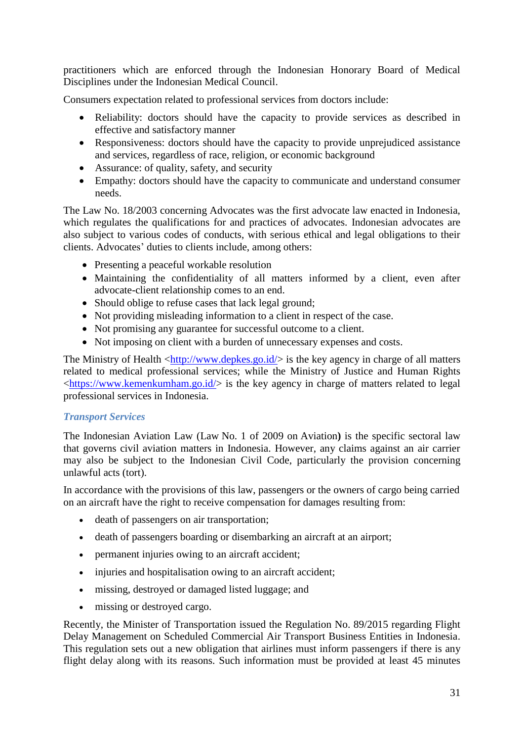practitioners which are enforced through the Indonesian Honorary Board of Medical Disciplines under the Indonesian Medical Council.

Consumers expectation related to professional services from doctors include:

- Reliability: doctors should have the capacity to provide services as described in effective and satisfactory manner
- Responsiveness: doctors should have the capacity to provide unprejudiced assistance and services, regardless of race, religion, or economic background
- Assurance: of quality, safety, and security
- Empathy: doctors should have the capacity to communicate and understand consumer needs.

The Law No. 18/2003 concerning Advocates was the first advocate law enacted in Indonesia, which regulates the qualifications for and practices of advocates. Indonesian advocates are also subject to various codes of conducts, with serious ethical and legal obligations to their clients. Advocates' duties to clients include, among others:

- Presenting a peaceful workable resolution
- Maintaining the confidentiality of all matters informed by a client, even after advocate-client relationship comes to an end.
- Should oblige to refuse cases that lack legal ground;
- Not providing misleading information to a client in respect of the case.
- Not promising any guarantee for successful outcome to a client.
- Not imposing on client with a burden of unnecessary expenses and costs.

The Ministry of Health <http://www.depkes.go.id/> is the key agency in charge of all matters related to medical professional services; while the Ministry of Justice and Human Rights <https://www.kemenkumham.go.id/> is the key agency in charge of matters related to legal professional services in Indonesia.

### *Transport Services*

The Indonesian Aviation Law (Law No. 1 of 2009 on Aviation**)** is the specific sectoral law that governs civil aviation matters in Indonesia. However, any claims against an air carrier may also be subject to the Indonesian Civil Code, particularly the provision concerning unlawful acts (tort).

In accordance with the provisions of this law, passengers or the owners of cargo being carried on an aircraft have the right to receive compensation for damages resulting from:

- death of passengers on air transportation;
- death of passengers boarding or disembarking an aircraft at an airport;
- permanent injuries owing to an aircraft accident;
- injuries and hospitalisation owing to an aircraft accident;
- missing, destroyed or damaged listed luggage; and
- missing or destroyed cargo.

Recently, the Minister of Transportation issued the Regulation No. 89/2015 regarding Flight Delay Management on Scheduled Commercial Air Transport Business Entities in Indonesia. This regulation sets out a new obligation that airlines must inform passengers if there is any flight delay along with its reasons. Such information must be provided at least 45 minutes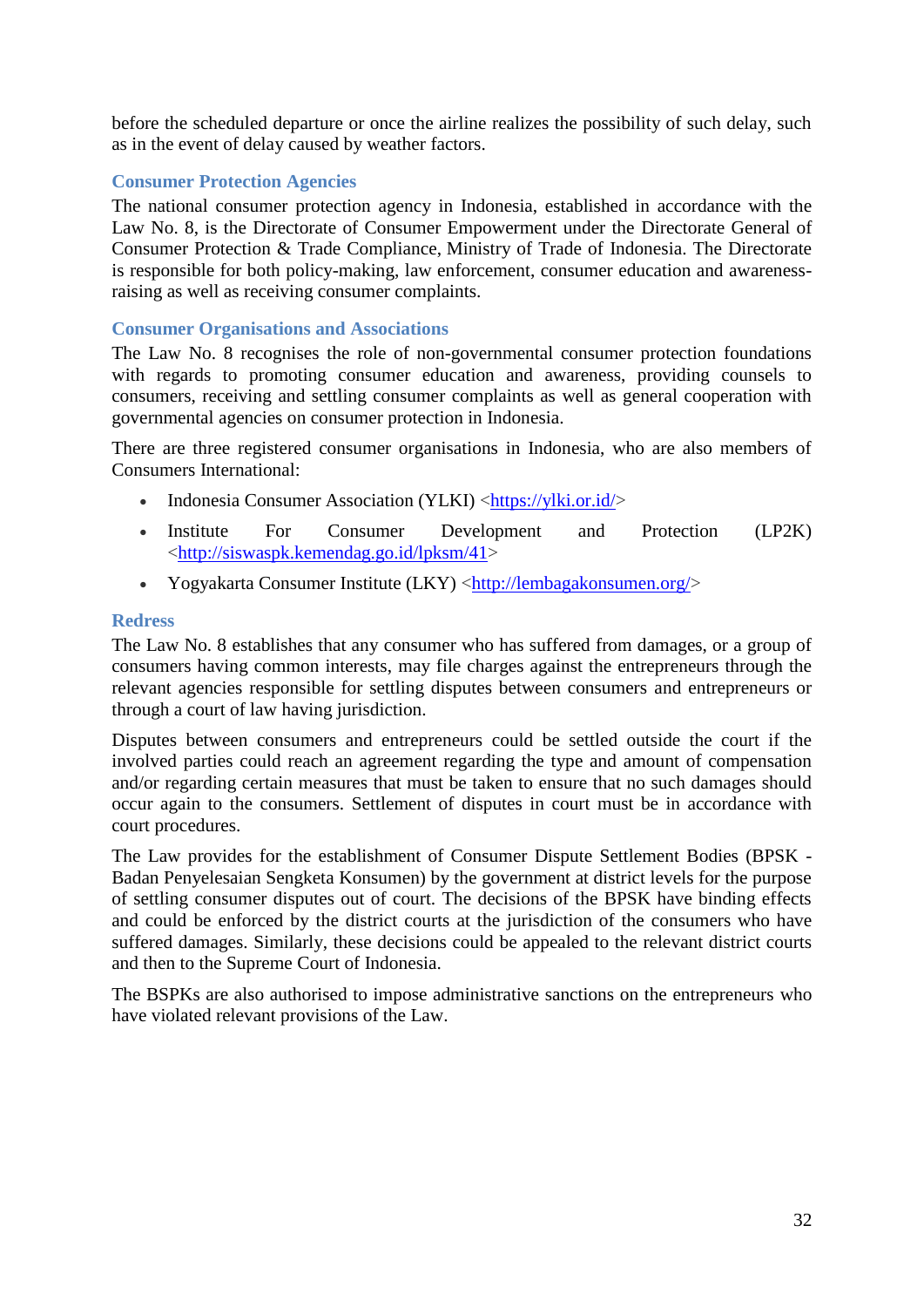before the scheduled departure or once the airline realizes the possibility of such delay, such as in the event of delay caused by weather factors.

### Consumer Protection Agencies

The national consumer protection agency in Indonesia, established in accordance with the Law No. 8, is the Directorate of Consumer Empowerment under the Directorate General of Consumer Protection & Trade Compliance, Ministry of Trade of Indonesia. The Directorate is responsible for both policy-making, law enforcement, consumer education and awareness-raising as well as receiving consumer complaints.

### Consumer Organisations and Associations

The Law No. 8 recognises the role of non-governmental consumer protection foundations with regards to promoting consumer education and awareness, providing counsels to consumers, receiving and settling consumer complaints as well as general cooperation with governmental agencies on consumer protection in Indonesia.

There are three registered consumer organisations in Indonesia, who are also members of Consumers International:

- Indonesia Consumer Association (YLKI) <https://ylki.or.id/>
- Institute For Consumer Development and Protection (LP2K) <http://siswaspk.kemendag.go.id/lpksm/41>
- Yogyakarta Consumer Institute (LKY) <http://lembagakonsumen.org/>

### Redress

The Law No. 8 establishes that any consumer who has suffered from damages, or a group of consumers having common interests, may file charges against the entrepreneurs through the relevant agencies responsible for settling disputes between consumers and entrepreneurs or through a court of law having jurisdiction.

Disputes between consumers and entrepreneurs could be settled outside the court if the involved parties could reach an agreement regarding the type and amount of compensation and/or regarding certain measures that must be taken to ensure that no such damages should occur again to the consumers. Settlement of disputes in court must be in accordance with court procedures.

The Law provides for the establishment of Consumer Dispute Settlement Bodies (BPSK - Badan Penyelesaian Sengketa Konsumen) by the government at district levels for the purpose of settling consumer disputes out of court. The decisions of the BPSK have binding effects and could be enforced by the district courts at the jurisdiction of the consumers who have suffered damages. Similarly, these decisions could be appealed to the relevant district courts and then to the Supreme Court of Indonesia.

The BSPKs are also authorised to impose administrative sanctions on the entrepreneurs who have violated relevant provisions of the Law.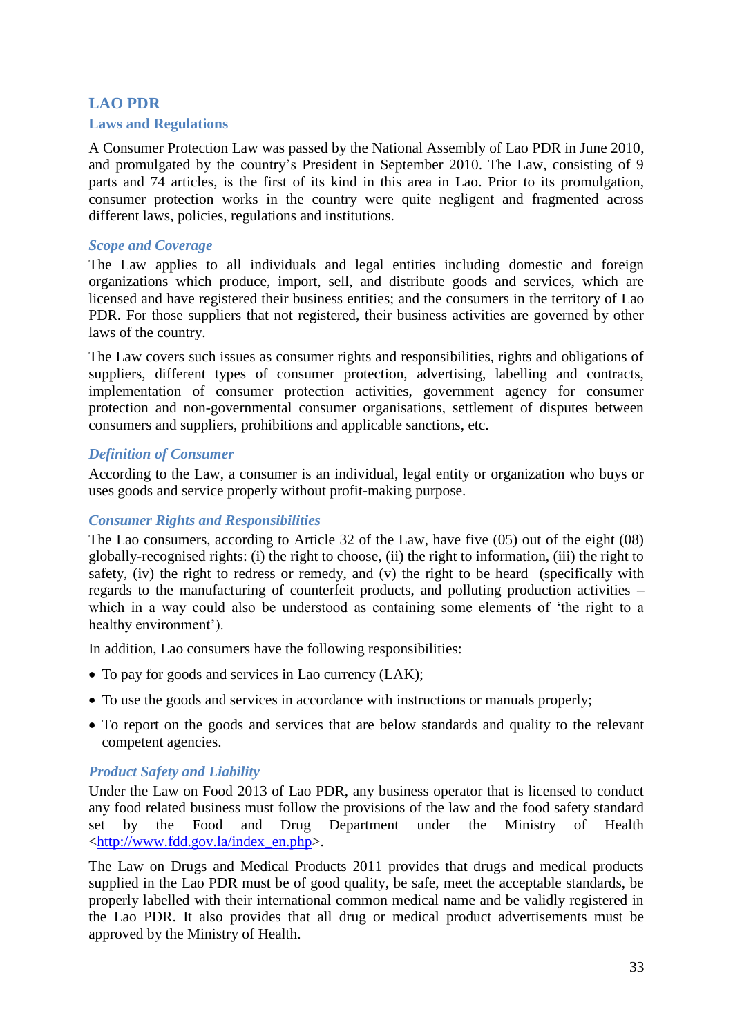## LAO PDR

### Laws and Regulations

A Consumer Protection Law was passed by the National Assembly of Lao PDR in June 2010, and promulgated by the country's President in September 2010. The Law, consisting of 9 parts and 74 articles, is the first of its kind in this area in Lao. Prior to its promulgation, consumer protection works in the country were quite negligent and fragmented across different laws, policies, regulations and institutions.

#### *Scope and Coverage*

The Law applies to all individuals and legal entities including domestic and foreign organizations which produce, import, sell, and distribute goods and services, which are licensed and have registered their business entities; and the consumers in the territory of Lao PDR. For those suppliers that not registered, their business activities are governed by other laws of the country.

The Law covers such issues as consumer rights and responsibilities, rights and obligations of suppliers, different types of consumer protection, advertising, labelling and contracts, implementation of consumer protection activities, government agency for consumer protection and non-governmental consumer organisations, settlement of disputes between consumers and suppliers, prohibitions and applicable sanctions, etc.

#### *Definition of Consumer*

According to the Law, a consumer is an individual, legal entity or organization who buys or uses goods and service properly without profit-making purpose.

#### *Consumer Rights and Responsibilities*

The Lao consumers, according to Article 32 of the Law, have five (05) out of the eight (08) globally-recognised rights: (i) the right to choose, (ii) the right to information, (iii) the right to safety, (iv) the right to redress or remedy, and (v) the right to be heard (specifically with regards to the manufacturing of counterfeit products, and polluting production activities – which in a way could also be understood as containing some elements of 'the right to a healthy environment').

In addition, Lao consumers have the following responsibilities:

- To pay for goods and services in Lao currency (LAK);
- To use the goods and services in accordance with instructions or manuals properly;
- To report on the goods and services that are below standards and quality to the relevant competent agencies.

#### *Product Safety and Liability*

Under the Law on Food 2013 of Lao PDR, any business operator that is licensed to conduct any food related business must follow the provisions of the law and the food safety standard set by the Food and Drug Department under the Ministry of Health <http://www.fdd.gov.la/index_en.php>.

The Law on Drugs and Medical Products 2011 provides that drugs and medical products supplied in the Lao PDR must be of good quality, be safe, meet the acceptable standards, be properly labelled with their international common medical name and be validly registered in the Lao PDR. It also provides that all drug or medical product advertisements must be approved by the Ministry of Health.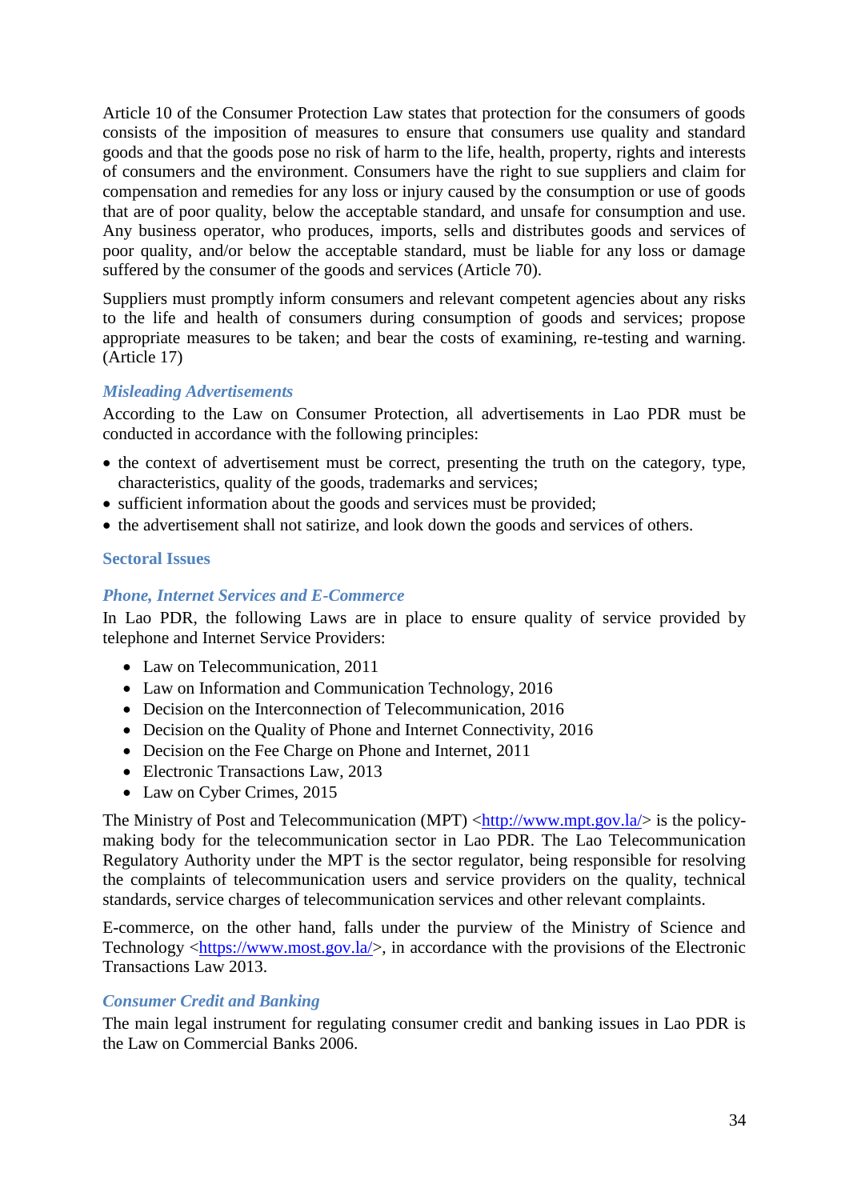Article 10 of the Consumer Protection Law states that protection for the consumers of goods consists of the imposition of measures to ensure that consumers use quality and standard goods and that the goods pose no risk of harm to the life, health, property, rights and interests of consumers and the environment. Consumers have the right to sue suppliers and claim for compensation and remedies for any loss or injury caused by the consumption or use of goods that are of poor quality, below the acceptable standard, and unsafe for consumption and use. Any business operator, who produces, imports, sells and distributes goods and services of poor quality, and/or below the acceptable standard, must be liable for any loss or damage suffered by the consumer of the goods and services (Article 70).

Suppliers must promptly inform consumers and relevant competent agencies about any risks to the life and health of consumers during consumption of goods and services; propose appropriate measures to be taken; and bear the costs of examining, re-testing and warning. (Article 17)

#### *Misleading Advertisements*

According to the Law on Consumer Protection, all advertisements in Lao PDR must be conducted in accordance with the following principles:

- the context of advertisement must be correct, presenting the truth on the category, type, characteristics, quality of the goods, trademarks and services;
- sufficient information about the goods and services must be provided;
- the advertisement shall not satirize, and look down the goods and services of others.

### Sectoral Issues

#### *Phone, Internet Services and E-Commerce*

In Lao PDR, the following Laws are in place to ensure quality of service provided by telephone and Internet Service Providers:

- Law on Telecommunication, 2011
- Law on Information and Communication Technology, 2016
- Decision on the Interconnection of Telecommunication, 2016
- Decision on the Quality of Phone and Internet Connectivity, 2016
- Decision on the Fee Charge on Phone and Internet, 2011
- Electronic Transactions Law, 2013
- Law on Cyber Crimes, 2015

The Ministry of Post and Telecommunication (MPT) <http://www.mpt.gov.la/> is the policy-making body for the telecommunication sector in Lao PDR. The Lao Telecommunication Regulatory Authority under the MPT is the sector regulator, being responsible for resolving the complaints of telecommunication users and service providers on the quality, technical standards, service charges of telecommunication services and other relevant complaints.

E-commerce, on the other hand, falls under the purview of the Ministry of Science and Technology <https://www.most.gov.la/>, in accordance with the provisions of the Electronic Transactions Law 2013.

#### *Consumer Credit and Banking*

The main legal instrument for regulating consumer credit and banking issues in Lao PDR is the Law on Commercial Banks 2006.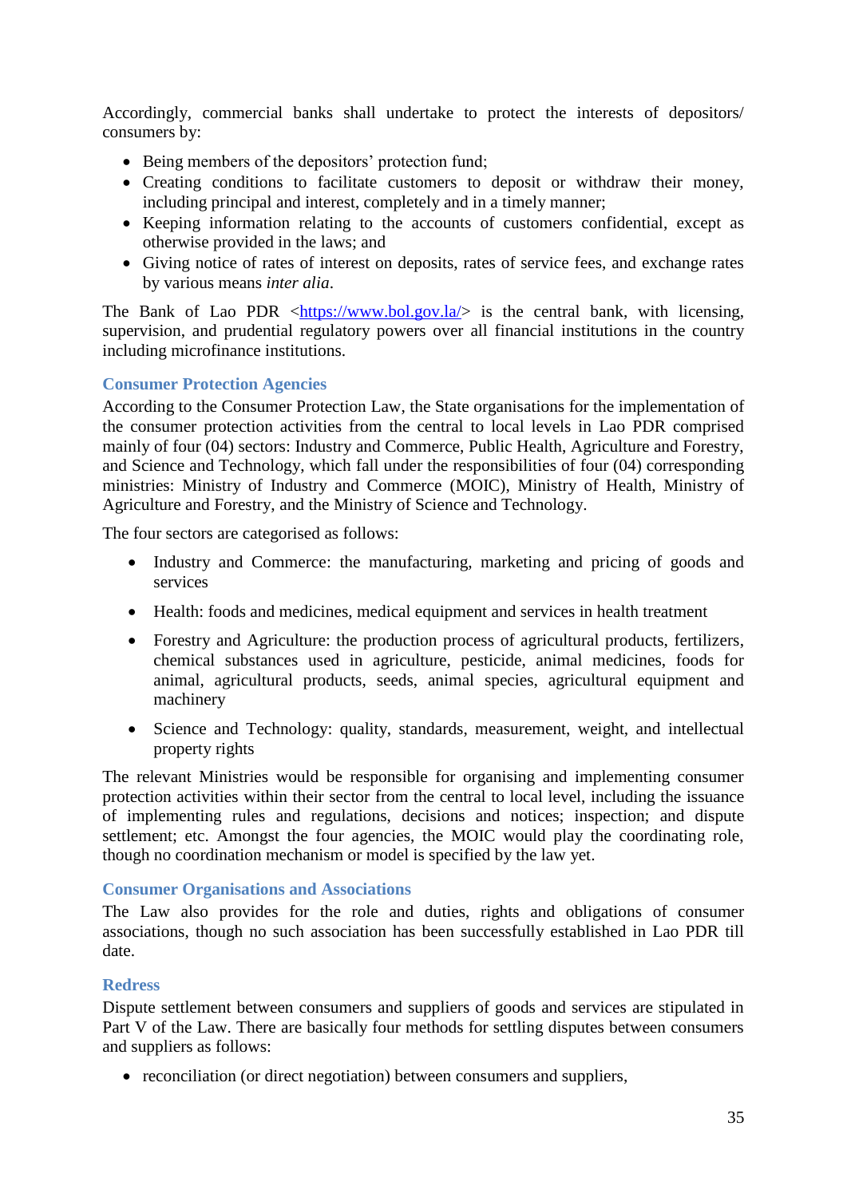Accordingly, commercial banks shall undertake to protect the interests of depositors/ consumers by:

- Being members of the depositors' protection fund;
- Creating conditions to facilitate customers to deposit or withdraw their money, including principal and interest, completely and in a timely manner;
- Keeping information relating to the accounts of customers confidential, except as otherwise provided in the laws; and
- Giving notice of rates of interest on deposits, rates of service fees, and exchange rates by various means *inter alia*.

The Bank of Lao PDR <https://www.bol.gov.la/> is the central bank, with licensing, supervision, and prudential regulatory powers over all financial institutions in the country including microfinance institutions.

### Consumer Protection Agencies

According to the Consumer Protection Law, the State organisations for the implementation of the consumer protection activities from the central to local levels in Lao PDR comprised mainly of four (04) sectors: Industry and Commerce, Public Health, Agriculture and Forestry, and Science and Technology, which fall under the responsibilities of four (04) corresponding ministries: Ministry of Industry and Commerce (MOIC), Ministry of Health, Ministry of Agriculture and Forestry, and the Ministry of Science and Technology.

The four sectors are categorised as follows:

- Industry and Commerce: the manufacturing, marketing and pricing of goods and services
- Health: foods and medicines, medical equipment and services in health treatment
- Forestry and Agriculture: the production process of agricultural products, fertilizers, chemical substances used in agriculture, pesticide, animal medicines, foods for animal, agricultural products, seeds, animal species, agricultural equipment and machinery
- Science and Technology: quality, standards, measurement, weight, and intellectual property rights

The relevant Ministries would be responsible for organising and implementing consumer protection activities within their sector from the central to local level, including the issuance of implementing rules and regulations, decisions and notices; inspection; and dispute settlement; etc. Amongst the four agencies, the MOIC would play the coordinating role, though no coordination mechanism or model is specified by the law yet.

### Consumer Organisations and Associations

The Law also provides for the role and duties, rights and obligations of consumer associations, though no such association has been successfully established in Lao PDR till date.

### Redress

Dispute settlement between consumers and suppliers of goods and services are stipulated in Part V of the Law. There are basically four methods for settling disputes between consumers and suppliers as follows:

- reconciliation (or direct negotiation) between consumers and suppliers,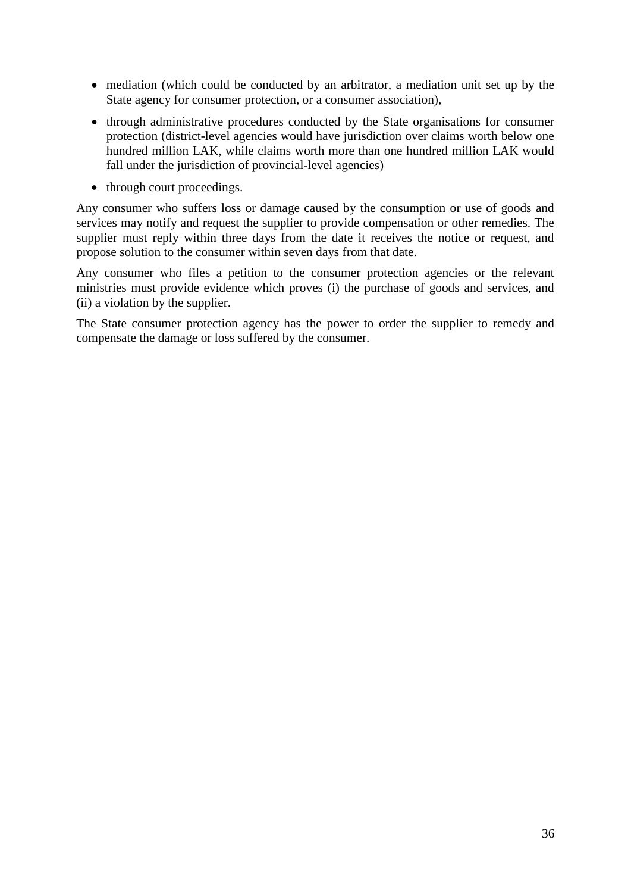- mediation (which could be conducted by an arbitrator, a mediation unit set up by the State agency for consumer protection, or a consumer association),
- through administrative procedures conducted by the State organisations for consumer protection (district-level agencies would have jurisdiction over claims worth below one hundred million LAK, while claims worth more than one hundred million LAK would fall under the jurisdiction of provincial-level agencies)
- through court proceedings.

Any consumer who suffers loss or damage caused by the consumption or use of goods and services may notify and request the supplier to provide compensation or other remedies. The supplier must reply within three days from the date it receives the notice or request, and propose solution to the consumer within seven days from that date.

Any consumer who files a petition to the consumer protection agencies or the relevant ministries must provide evidence which proves (i) the purchase of goods and services, and (ii) a violation by the supplier.

The State consumer protection agency has the power to order the supplier to remedy and compensate the damage or loss suffered by the consumer.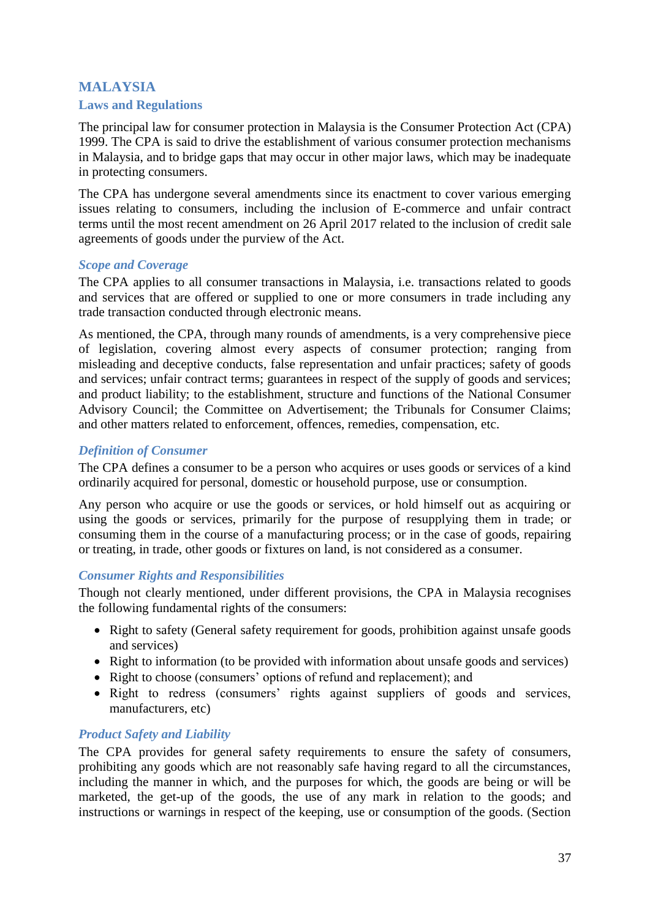# MALAYSIA

## Laws and Regulations

The principal law for consumer protection in Malaysia is the Consumer Protection Act (CPA) 1999. The CPA is said to drive the establishment of various consumer protection mechanisms in Malaysia, and to bridge gaps that may occur in other major laws, which may be inadequate in protecting consumers.

The CPA has undergone several amendments since its enactment to cover various emerging issues relating to consumers, including the inclusion of E-commerce and unfair contract terms until the most recent amendment on 26 April 2017 related to the inclusion of credit sale agreements of goods under the purview of the Act.

### *Scope and Coverage*

The CPA applies to all consumer transactions in Malaysia, i.e. transactions related to goods and services that are offered or supplied to one or more consumers in trade including any trade transaction conducted through electronic means.

As mentioned, the CPA, through many rounds of amendments, is a very comprehensive piece of legislation, covering almost every aspects of consumer protection; ranging from misleading and deceptive conducts, false representation and unfair practices; safety of goods and services; unfair contract terms; guarantees in respect of the supply of goods and services; and product liability; to the establishment, structure and functions of the National Consumer Advisory Council; the Committee on Advertisement; the Tribunals for Consumer Claims; and other matters related to enforcement, offences, remedies, compensation, etc.

### *Definition of Consumer*

The CPA defines a consumer to be a person who acquires or uses goods or services of a kind ordinarily acquired for personal, domestic or household purpose, use or consumption.

Any person who acquire or use the goods or services, or hold himself out as acquiring or using the goods or services, primarily for the purpose of resupplying them in trade; or consuming them in the course of a manufacturing process; or in the case of goods, repairing or treating, in trade, other goods or fixtures on land, is not considered as a consumer.

### *Consumer Rights and Responsibilities*

Though not clearly mentioned, under different provisions, the CPA in Malaysia recognises the following fundamental rights of the consumers:

- Right to safety (General safety requirement for goods, prohibition against unsafe goods and services)
- Right to information (to be provided with information about unsafe goods and services)
- Right to choose (consumers' options of refund and replacement); and
- Right to redress (consumers' rights against suppliers of goods and services, manufacturers, etc)

### *Product Safety and Liability*

The CPA provides for general safety requirements to ensure the safety of consumers, prohibiting any goods which are not reasonably safe having regard to all the circumstances, including the manner in which, and the purposes for which, the goods are being or will be marketed, the get-up of the goods, the use of any mark in relation to the goods; and instructions or warnings in respect of the keeping, use or consumption of the goods. (Section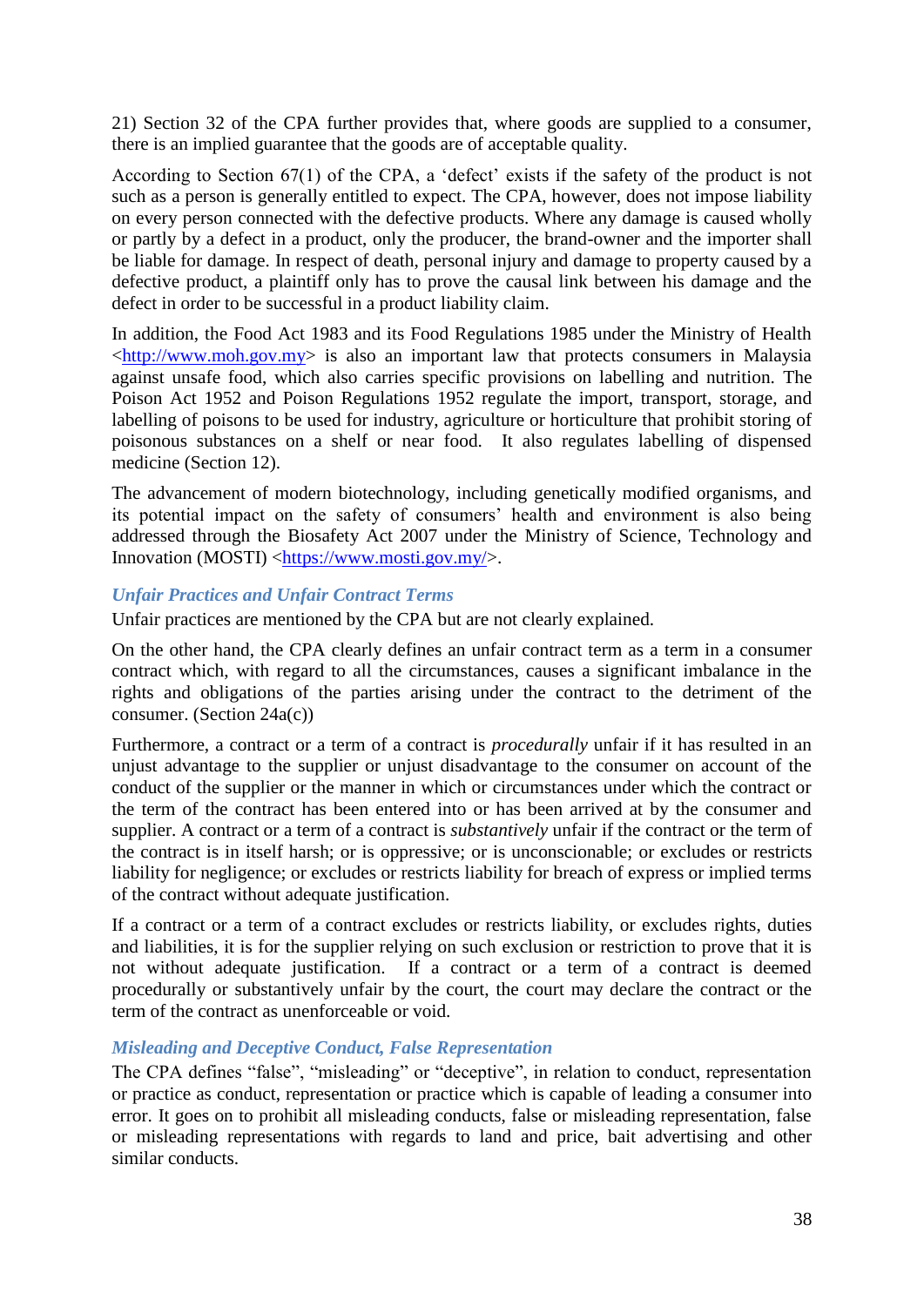21) Section 32 of the CPA further provides that, where goods are supplied to a consumer, there is an implied guarantee that the goods are of acceptable quality.

According to Section 67(1) of the CPA, a 'defect' exists if the safety of the product is not such as a person is generally entitled to expect. The CPA, however, does not impose liability on every person connected with the defective products. Where any damage is caused wholly or partly by a defect in a product, only the producer, the brand-owner and the importer shall be liable for damage. In respect of death, personal injury and damage to property caused by a defective product, a plaintiff only has to prove the causal link between his damage and the defect in order to be successful in a product liability claim.

In addition, the Food Act 1983 and its Food Regulations 1985 under the Ministry of Health <http://www.moh.gov.my> is also an important law that protects consumers in Malaysia against unsafe food, which also carries specific provisions on labelling and nutrition. The Poison Act 1952 and Poison Regulations 1952 regulate the import, transport, storage, and labelling of poisons to be used for industry, agriculture or horticulture that prohibit storing of poisonous substances on a shelf or near food. It also regulates labelling of dispensed medicine (Section 12).

The advancement of modern biotechnology, including genetically modified organisms, and its potential impact on the safety of consumers' health and environment is also being addressed through the Biosafety Act 2007 under the Ministry of Science, Technology and Innovation (MOSTI) <https://www.mosti.gov.my/>.

### *Unfair Practices and Unfair Contract Terms*

Unfair practices are mentioned by the CPA but are not clearly explained.

On the other hand, the CPA clearly defines an unfair contract term as a term in a consumer contract which, with regard to all the circumstances, causes a significant imbalance in the rights and obligations of the parties arising under the contract to the detriment of the consumer. (Section 24a(c))

Furthermore, a contract or a term of a contract is *procedurally* unfair if it has resulted in an unjust advantage to the supplier or unjust disadvantage to the consumer on account of the conduct of the supplier or the manner in which or circumstances under which the contract or the term of the contract has been entered into or has been arrived at by the consumer and supplier. A contract or a term of a contract is *substantively* unfair if the contract or the term of the contract is in itself harsh; or is oppressive; or is unconscionable; or excludes or restricts liability for negligence; or excludes or restricts liability for breach of express or implied terms of the contract without adequate justification.

If a contract or a term of a contract excludes or restricts liability, or excludes rights, duties and liabilities, it is for the supplier relying on such exclusion or restriction to prove that it is not without adequate justification. If a contract or a term of a contract is deemed procedurally or substantively unfair by the court, the court may declare the contract or the term of the contract as unenforceable or void.

### *Misleading and Deceptive Conduct, False Representation*

The CPA defines "false", "misleading" or "deceptive", in relation to conduct, representation or practice as conduct, representation or practice which is capable of leading a consumer into error. It goes on to prohibit all misleading conducts, false or misleading representation, false or misleading representations with regards to land and price, bait advertising and other similar conducts.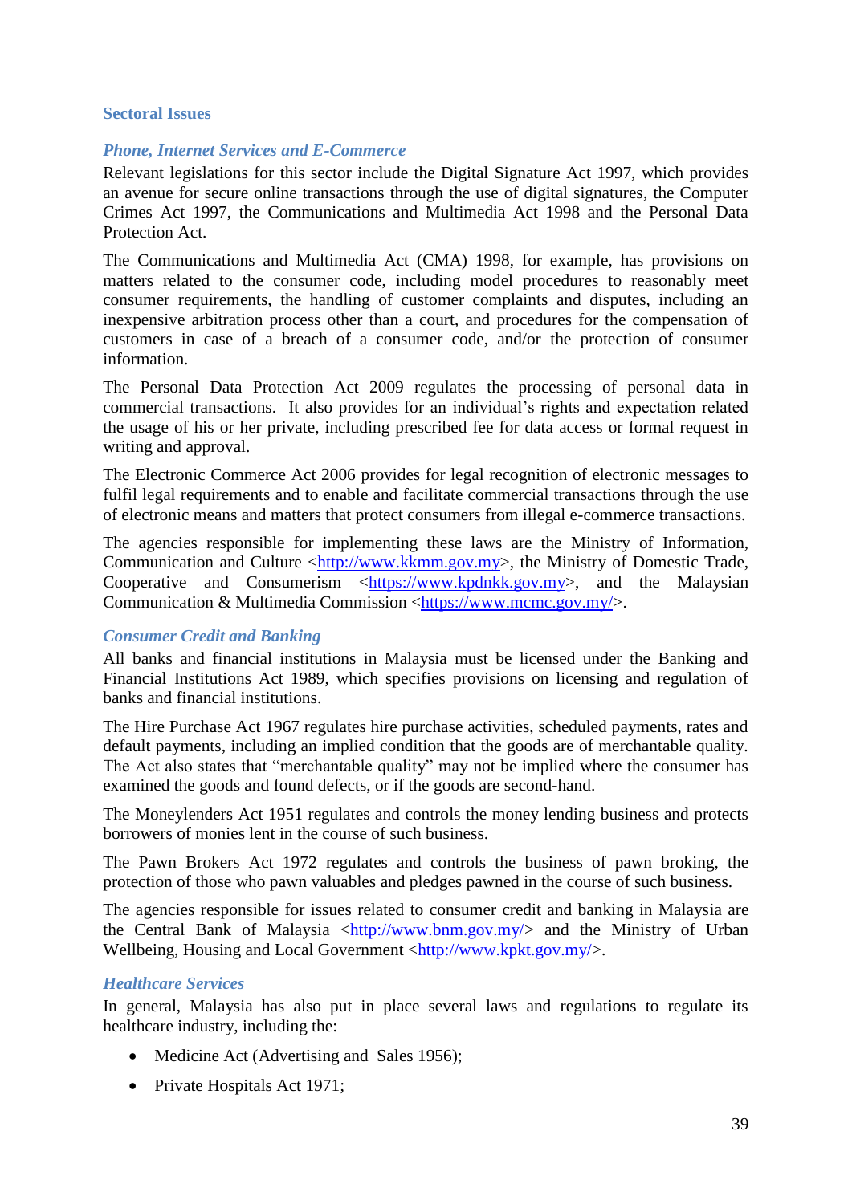## Sectoral Issues

### *Phone, Internet Services and E-Commerce*

Relevant legislations for this sector include the Digital Signature Act 1997, which provides an avenue for secure online transactions through the use of digital signatures, the Computer Crimes Act 1997, the Communications and Multimedia Act 1998 and the Personal Data Protection Act.

The Communications and Multimedia Act (CMA) 1998, for example, has provisions on matters related to the consumer code, including model procedures to reasonably meet consumer requirements, the handling of customer complaints and disputes, including an inexpensive arbitration process other than a court, and procedures for the compensation of customers in case of a breach of a consumer code, and/or the protection of consumer information.

The Personal Data Protection Act 2009 regulates the processing of personal data in commercial transactions. It also provides for an individual's rights and expectation related the usage of his or her private, including prescribed fee for data access or formal request in writing and approval.

The Electronic Commerce Act 2006 provides for legal recognition of electronic messages to fulfil legal requirements and to enable and facilitate commercial transactions through the use of electronic means and matters that protect consumers from illegal e-commerce transactions.

The agencies responsible for implementing these laws are the Ministry of Information, Communication and Culture <http://www.kkmm.gov.my>, the Ministry of Domestic Trade, Cooperative and Consumerism <https://www.kpdnkk.gov.my>, and the Malaysian Communication & Multimedia Commission <https://www.mcmc.gov.my/>.

### *Consumer Credit and Banking*

All banks and financial institutions in Malaysia must be licensed under the Banking and Financial Institutions Act 1989, which specifies provisions on licensing and regulation of banks and financial institutions.

The Hire Purchase Act 1967 regulates hire purchase activities, scheduled payments, rates and default payments, including an implied condition that the goods are of merchantable quality. The Act also states that "merchantable quality" may not be implied where the consumer has examined the goods and found defects, or if the goods are second-hand.

The Moneylenders Act 1951 regulates and controls the money lending business and protects borrowers of monies lent in the course of such business.

The Pawn Brokers Act 1972 regulates and controls the business of pawn broking, the protection of those who pawn valuables and pledges pawned in the course of such business.

The agencies responsible for issues related to consumer credit and banking in Malaysia are the Central Bank of Malaysia <http://www.bnm.gov.my/> and the Ministry of Urban Wellbeing, Housing and Local Government <http://www.kpkt.gov.my/>.

### *Healthcare Services*

In general, Malaysia has also put in place several laws and regulations to regulate its healthcare industry, including the:

- Medicine Act (Advertising and Sales 1956);
- Private Hospitals Act 1971;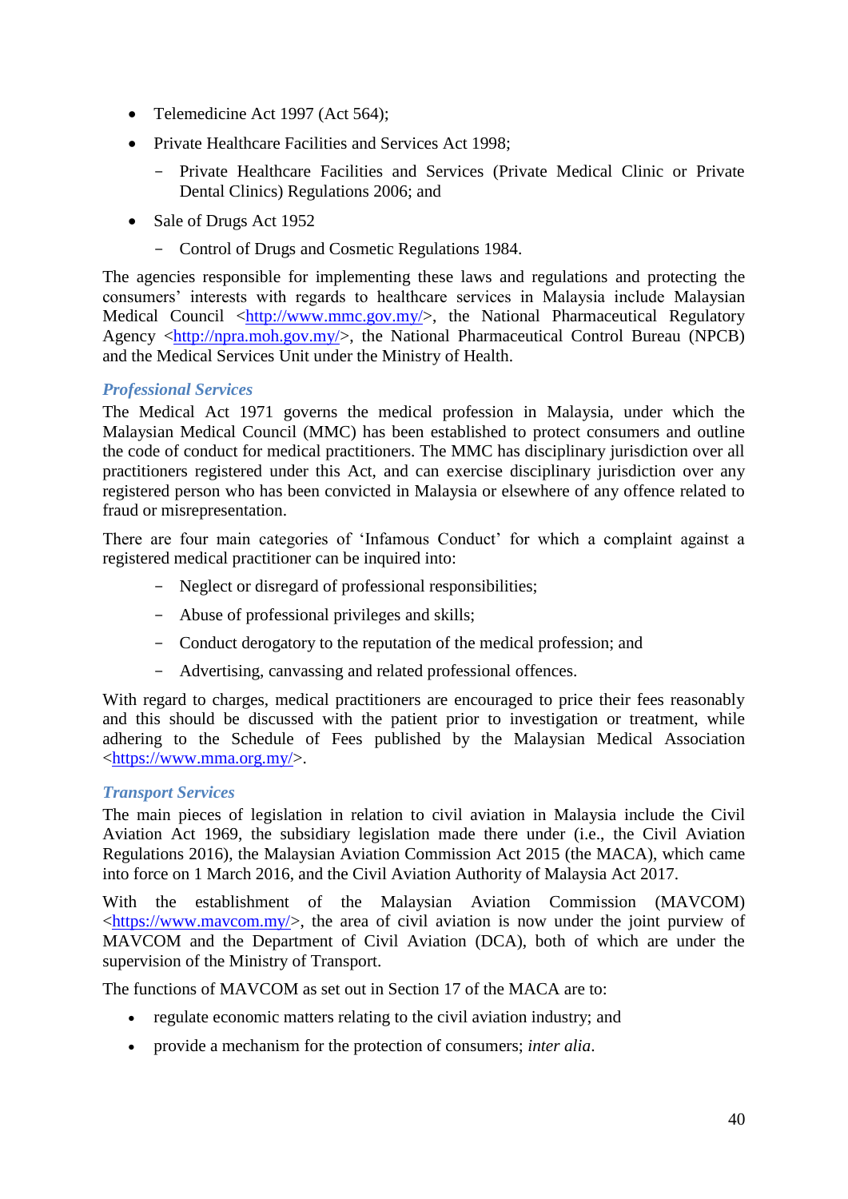- Telemedicine Act 1997 (Act 564);
- Private Healthcare Facilities and Services Act 1998;
  - Private Healthcare Facilities and Services (Private Medical Clinic or Private Dental Clinics) Regulations 2006; and
- Sale of Drugs Act 1952
  - Control of Drugs and Cosmetic Regulations 1984.

The agencies responsible for implementing these laws and regulations and protecting the consumers' interests with regards to healthcare services in Malaysia include Malaysian Medical Council <http://www.mmc.gov.my/>, the National Pharmaceutical Regulatory Agency <http://npra.moh.gov.my/>, the National Pharmaceutical Control Bureau (NPCB) and the Medical Services Unit under the Ministry of Health.

### *Professional Services*

The Medical Act 1971 governs the medical profession in Malaysia, under which the Malaysian Medical Council (MMC) has been established to protect consumers and outline the code of conduct for medical practitioners. The MMC has disciplinary jurisdiction over all practitioners registered under this Act, and can exercise disciplinary jurisdiction over any registered person who has been convicted in Malaysia or elsewhere of any offence related to fraud or misrepresentation.

There are four main categories of 'Infamous Conduct' for which a complaint against a registered medical practitioner can be inquired into:

- Neglect or disregard of professional responsibilities;
- Abuse of professional privileges and skills;
- Conduct derogatory to the reputation of the medical profession; and
- Advertising, canvassing and related professional offences.

With regard to charges, medical practitioners are encouraged to price their fees reasonably and this should be discussed with the patient prior to investigation or treatment, while adhering to the Schedule of Fees published by the Malaysian Medical Association <https://www.mma.org.my/>.

### *Transport Services*

The main pieces of legislation in relation to civil aviation in Malaysia include the Civil Aviation Act 1969, the subsidiary legislation made there under (i.e., the Civil Aviation Regulations 2016), the Malaysian Aviation Commission Act 2015 (the MACA), which came into force on 1 March 2016, and the Civil Aviation Authority of Malaysia Act 2017.

With the establishment of the Malaysian Aviation Commission (MAVCOM) <https://www.mavcom.my/>, the area of civil aviation is now under the joint purview of MAVCOM and the Department of Civil Aviation (DCA), both of which are under the supervision of the Ministry of Transport.

The functions of MAVCOM as set out in Section 17 of the MACA are to:

- regulate economic matters relating to the civil aviation industry; and
- provide a mechanism for the protection of consumers; *inter alia*.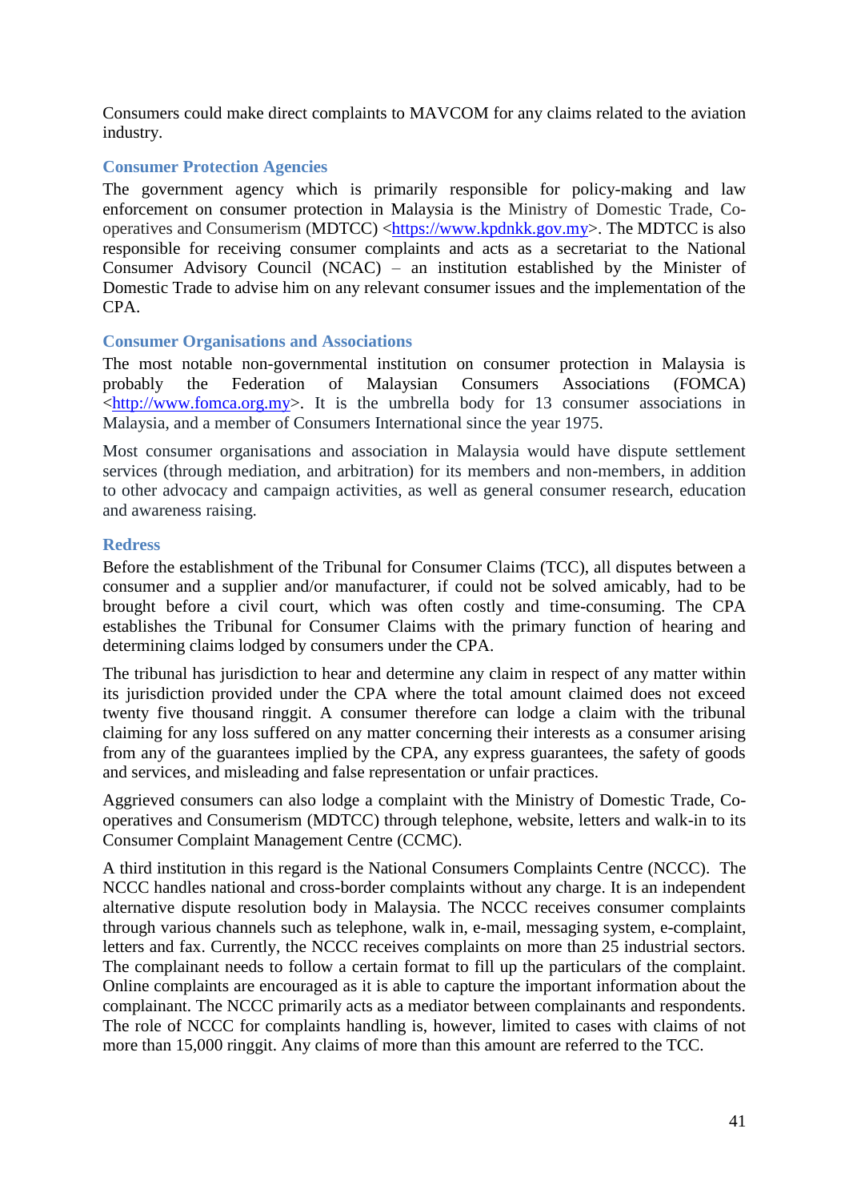Consumers could make direct complaints to MAVCOM for any claims related to the aviation industry.

### Consumer Protection Agencies

The government agency which is primarily responsible for policy-making and law enforcement on consumer protection in Malaysia is the Ministry of Domestic Trade, Co-operatives and Consumerism (MDTCC) <https://www.kpdnkk.gov.my>. The MDTCC is also responsible for receiving consumer complaints and acts as a secretariat to the National Consumer Advisory Council (NCAC) – an institution established by the Minister of Domestic Trade to advise him on any relevant consumer issues and the implementation of the CPA.

### Consumer Organisations and Associations

The most notable non-governmental institution on consumer protection in Malaysia is probably the Federation of Malaysian Consumers Associations (FOMCA) <http://www.fomca.org.my>. It is the umbrella body for 13 consumer associations in Malaysia, and a member of Consumers International since the year 1975.

Most consumer organisations and association in Malaysia would have dispute settlement services (through mediation, and arbitration) for its members and non-members, in addition to other advocacy and campaign activities, as well as general consumer research, education and awareness raising.

### Redress

Before the establishment of the Tribunal for Consumer Claims (TCC), all disputes between a consumer and a supplier and/or manufacturer, if could not be solved amicably, had to be brought before a civil court, which was often costly and time-consuming. The CPA establishes the Tribunal for Consumer Claims with the primary function of hearing and determining claims lodged by consumers under the CPA.

The tribunal has jurisdiction to hear and determine any claim in respect of any matter within its jurisdiction provided under the CPA where the total amount claimed does not exceed twenty five thousand ringgit. A consumer therefore can lodge a claim with the tribunal claiming for any loss suffered on any matter concerning their interests as a consumer arising from any of the guarantees implied by the CPA, any express guarantees, the safety of goods and services, and misleading and false representation or unfair practices.

Aggrieved consumers can also lodge a complaint with the Ministry of Domestic Trade, Co-operatives and Consumerism (MDTCC) through telephone, website, letters and walk-in to its Consumer Complaint Management Centre (CCMC).

A third institution in this regard is the National Consumers Complaints Centre (NCCC). The NCCC handles national and cross-border complaints without any charge. It is an independent alternative dispute resolution body in Malaysia. The NCCC receives consumer complaints through various channels such as telephone, walk in, e-mail, messaging system, e-complaint, letters and fax. Currently, the NCCC receives complaints on more than 25 industrial sectors. The complainant needs to follow a certain format to fill up the particulars of the complaint. Online complaints are encouraged as it is able to capture the important information about the complainant. The NCCC primarily acts as a mediator between complainants and respondents. The role of NCCC for complaints handling is, however, limited to cases with claims of not more than 15,000 ringgit. Any claims of more than this amount are referred to the TCC.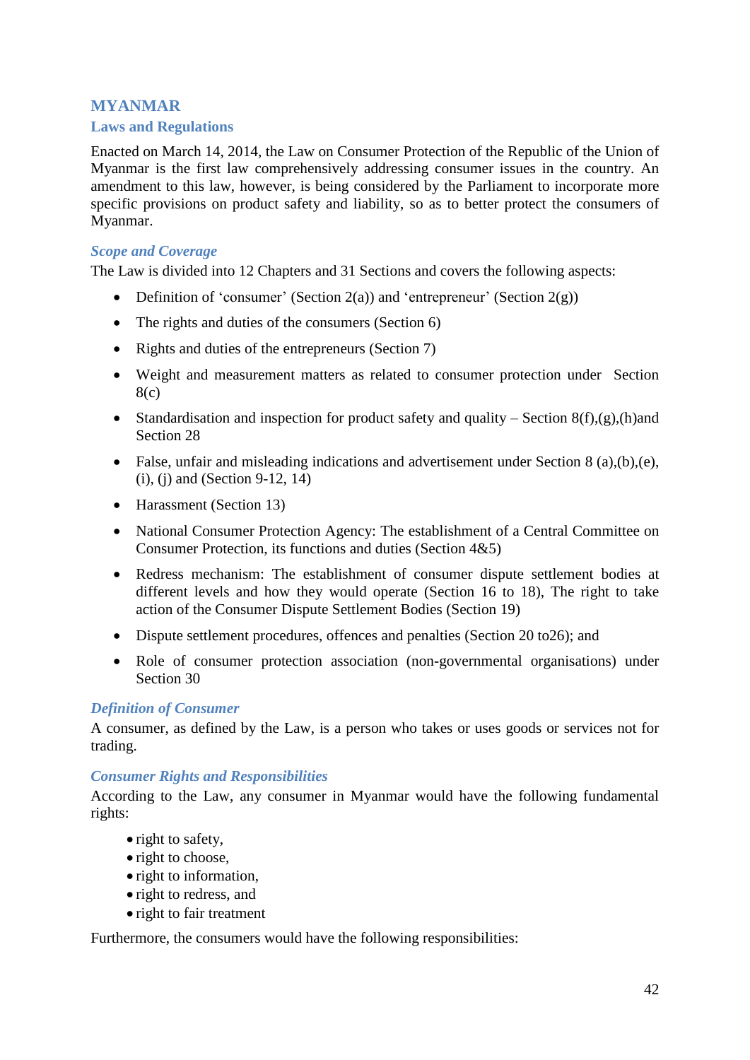## MYANMAR

### Laws and Regulations

Enacted on March 14, 2014, the Law on Consumer Protection of the Republic of the Union of Myanmar is the first law comprehensively addressing consumer issues in the country. An amendment to this law, however, is being considered by the Parliament to incorporate more specific provisions on product safety and liability, so as to better protect the consumers of Myanmar.

#### *Scope and Coverage*

The Law is divided into 12 Chapters and 31 Sections and covers the following aspects:

- Definition of 'consumer' (Section 2(a)) and 'entrepreneur' (Section 2(g))
- The rights and duties of the consumers (Section 6)
- Rights and duties of the entrepreneurs (Section 7)
- Weight and measurement matters as related to consumer protection under Section 8(c)
- Standardisation and inspection for product safety and quality – Section 8(f),(g),(h)and Section 28
- False, unfair and misleading indications and advertisement under Section 8 (a),(b),(e), (i), (j) and (Section 9-12, 14)
- Harassment (Section 13)
- National Consumer Protection Agency: The establishment of a Central Committee on Consumer Protection, its functions and duties (Section 4&5)
- Redress mechanism: The establishment of consumer dispute settlement bodies at different levels and how they would operate (Section 16 to 18), The right to take action of the Consumer Dispute Settlement Bodies (Section 19)
- Dispute settlement procedures, offences and penalties (Section 20 to26); and
- Role of consumer protection association (non-governmental organisations) under Section 30

#### *Definition of Consumer*

A consumer, as defined by the Law, is a person who takes or uses goods or services not for trading.

#### *Consumer Rights and Responsibilities*

According to the Law, any consumer in Myanmar would have the following fundamental rights:

- right to safety,
- right to choose,
- right to information,
- right to redress, and
- right to fair treatment

Furthermore, the consumers would have the following responsibilities: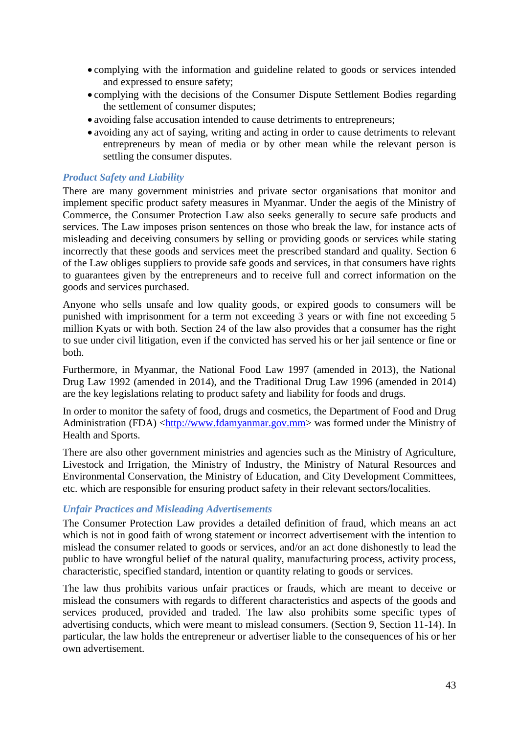- complying with the information and guideline related to goods or services intended and expressed to ensure safety;
- complying with the decisions of the Consumer Dispute Settlement Bodies regarding the settlement of consumer disputes;
- avoiding false accusation intended to cause detriments to entrepreneurs;
- avoiding any act of saying, writing and acting in order to cause detriments to relevant entrepreneurs by mean of media or by other mean while the relevant person is settling the consumer disputes.

### *Product Safety and Liability*

There are many government ministries and private sector organisations that monitor and implement specific product safety measures in Myanmar. Under the aegis of the Ministry of Commerce, the Consumer Protection Law also seeks generally to secure safe products and services. The Law imposes prison sentences on those who break the law, for instance acts of misleading and deceiving consumers by selling or providing goods or services while stating incorrectly that these goods and services meet the prescribed standard and quality. Section 6 of the Law obliges suppliers to provide safe goods and services, in that consumers have rights to guarantees given by the entrepreneurs and to receive full and correct information on the goods and services purchased.

Anyone who sells unsafe and low quality goods, or expired goods to consumers will be punished with imprisonment for a term not exceeding 3 years or with fine not exceeding 5 million Kyats or with both. Section 24 of the law also provides that a consumer has the right to sue under civil litigation, even if the convicted has served his or her jail sentence or fine or both.

Furthermore, in Myanmar, the National Food Law 1997 (amended in 2013), the National Drug Law 1992 (amended in 2014), and the Traditional Drug Law 1996 (amended in 2014) are the key legislations relating to product safety and liability for foods and drugs.

In order to monitor the safety of food, drugs and cosmetics, the Department of Food and Drug Administration (FDA) <http://www.fdamyanmar.gov.mm> was formed under the Ministry of Health and Sports.

There are also other government ministries and agencies such as the Ministry of Agriculture, Livestock and Irrigation, the Ministry of Industry, the Ministry of Natural Resources and Environmental Conservation, the Ministry of Education, and City Development Committees, etc. which are responsible for ensuring product safety in their relevant sectors/localities.

### *Unfair Practices and Misleading Advertisements*

The Consumer Protection Law provides a detailed definition of fraud, which means an act which is not in good faith of wrong statement or incorrect advertisement with the intention to mislead the consumer related to goods or services, and/or an act done dishonestly to lead the public to have wrongful belief of the natural quality, manufacturing process, activity process, characteristic, specified standard, intention or quantity relating to goods or services.

The law thus prohibits various unfair practices or frauds, which are meant to deceive or mislead the consumers with regards to different characteristics and aspects of the goods and services produced, provided and traded. The law also prohibits some specific types of advertising conducts, which were meant to mislead consumers. (Section 9, Section 11-14). In particular, the law holds the entrepreneur or advertiser liable to the consequences of his or her own advertisement.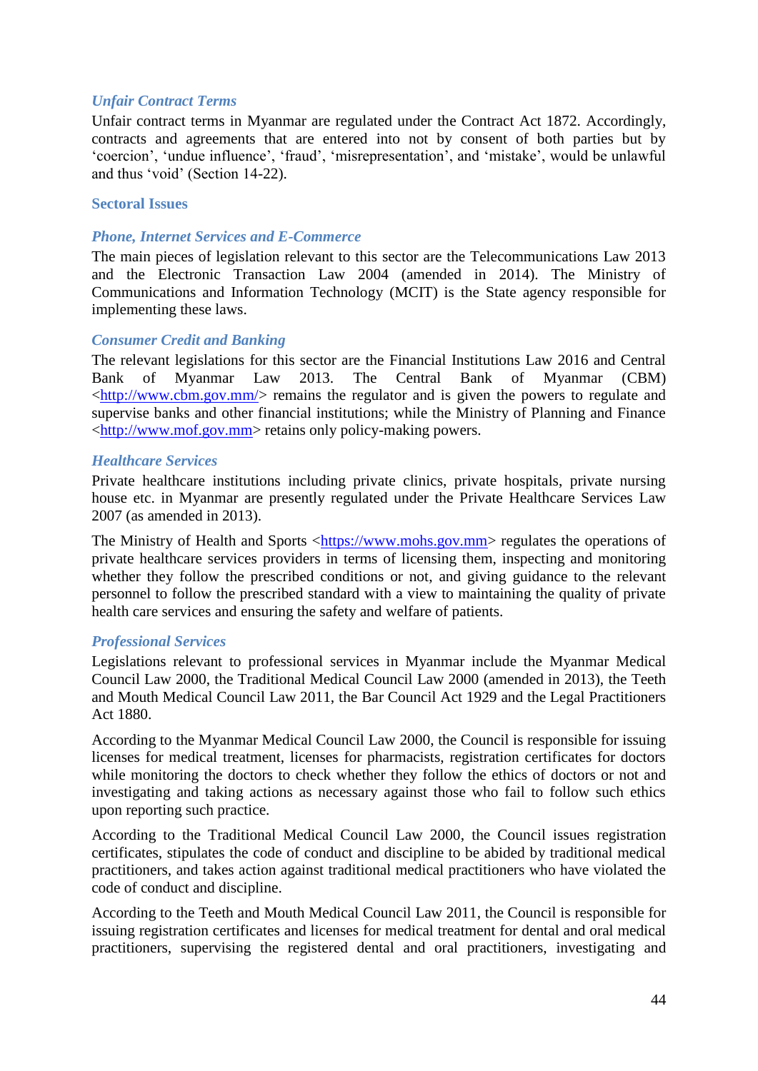### *Unfair Contract Terms*

Unfair contract terms in Myanmar are regulated under the Contract Act 1872. Accordingly, contracts and agreements that are entered into not by consent of both parties but by 'coercion', 'undue influence', 'fraud', 'misrepresentation', and 'mistake', would be unlawful and thus 'void' (Section 14-22).

## Sectoral Issues

### *Phone, Internet Services and E-Commerce*

The main pieces of legislation relevant to this sector are the Telecommunications Law 2013 and the Electronic Transaction Law 2004 (amended in 2014). The Ministry of Communications and Information Technology (MCIT) is the State agency responsible for implementing these laws.

### *Consumer Credit and Banking*

The relevant legislations for this sector are the Financial Institutions Law 2016 and Central Bank of Myanmar Law 2013. The Central Bank of Myanmar (CBM) <http://www.cbm.gov.mm/> remains the regulator and is given the powers to regulate and supervise banks and other financial institutions; while the Ministry of Planning and Finance <http://www.mof.gov.mm> retains only policy-making powers.

### *Healthcare Services*

Private healthcare institutions including private clinics, private hospitals, private nursing house etc. in Myanmar are presently regulated under the Private Healthcare Services Law 2007 (as amended in 2013).

The Ministry of Health and Sports <https://www.mohs.gov.mm> regulates the operations of private healthcare services providers in terms of licensing them, inspecting and monitoring whether they follow the prescribed conditions or not, and giving guidance to the relevant personnel to follow the prescribed standard with a view to maintaining the quality of private health care services and ensuring the safety and welfare of patients.

### *Professional Services*

Legislations relevant to professional services in Myanmar include the Myanmar Medical Council Law 2000, the Traditional Medical Council Law 2000 (amended in 2013), the Teeth and Mouth Medical Council Law 2011, the Bar Council Act 1929 and the Legal Practitioners Act 1880.

According to the Myanmar Medical Council Law 2000, the Council is responsible for issuing licenses for medical treatment, licenses for pharmacists, registration certificates for doctors while monitoring the doctors to check whether they follow the ethics of doctors or not and investigating and taking actions as necessary against those who fail to follow such ethics upon reporting such practice.

According to the Traditional Medical Council Law 2000, the Council issues registration certificates, stipulates the code of conduct and discipline to be abided by traditional medical practitioners, and takes action against traditional medical practitioners who have violated the code of conduct and discipline.

According to the Teeth and Mouth Medical Council Law 2011, the Council is responsible for issuing registration certificates and licenses for medical treatment for dental and oral medical practitioners, supervising the registered dental and oral practitioners, investigating and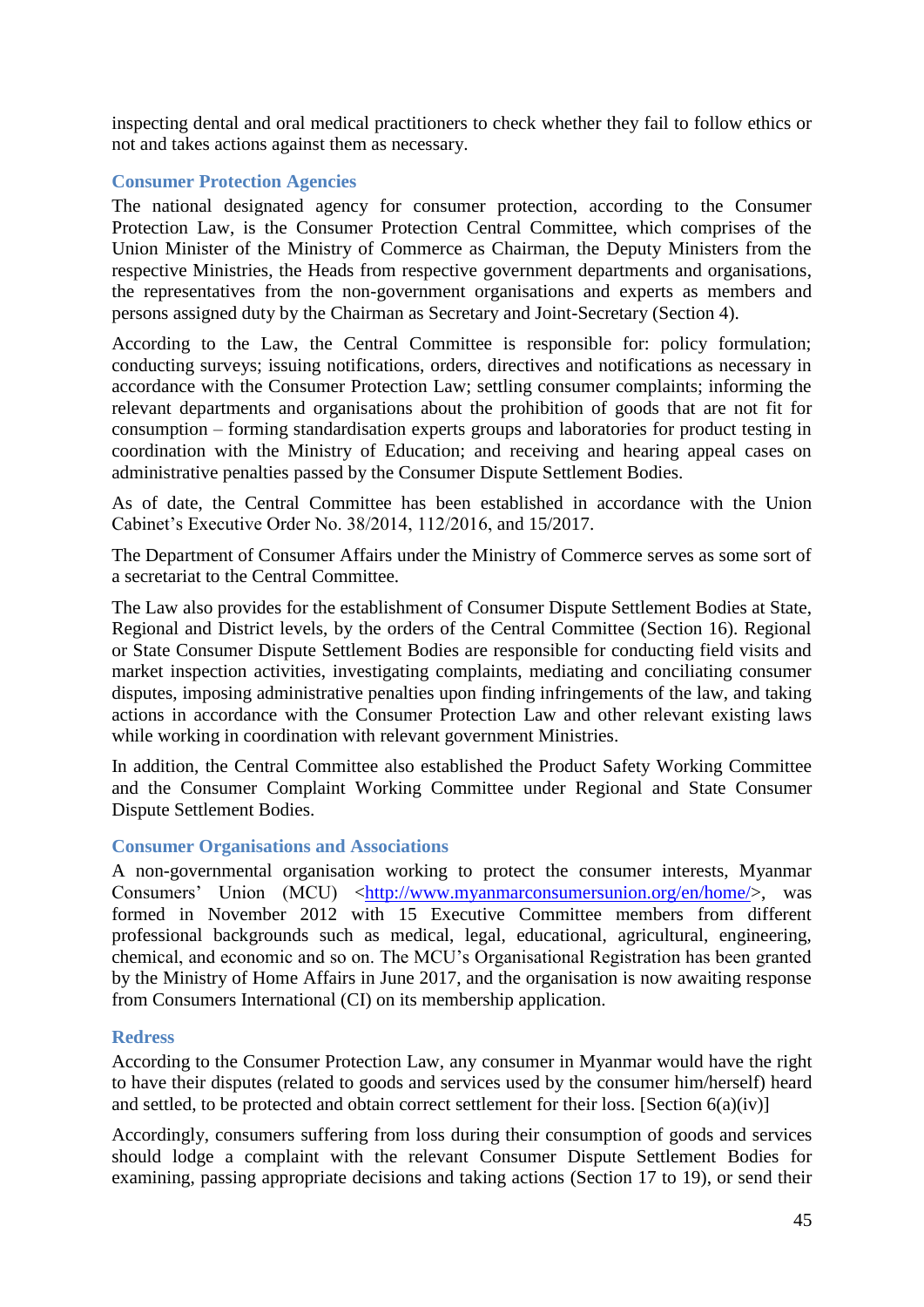inspecting dental and oral medical practitioners to check whether they fail to follow ethics or not and takes actions against them as necessary.

### Consumer Protection Agencies

The national designated agency for consumer protection, according to the Consumer Protection Law, is the Consumer Protection Central Committee, which comprises of the Union Minister of the Ministry of Commerce as Chairman, the Deputy Ministers from the respective Ministries, the Heads from respective government departments and organisations, the representatives from the non-government organisations and experts as members and persons assigned duty by the Chairman as Secretary and Joint-Secretary (Section 4).

According to the Law, the Central Committee is responsible for: policy formulation; conducting surveys; issuing notifications, orders, directives and notifications as necessary in accordance with the Consumer Protection Law; settling consumer complaints; informing the relevant departments and organisations about the prohibition of goods that are not fit for consumption – forming standardisation experts groups and laboratories for product testing in coordination with the Ministry of Education; and receiving and hearing appeal cases on administrative penalties passed by the Consumer Dispute Settlement Bodies.

As of date, the Central Committee has been established in accordance with the Union Cabinet's Executive Order No. 38/2014, 112/2016, and 15/2017.

The Department of Consumer Affairs under the Ministry of Commerce serves as some sort of a secretariat to the Central Committee.

The Law also provides for the establishment of Consumer Dispute Settlement Bodies at State, Regional and District levels, by the orders of the Central Committee (Section 16). Regional or State Consumer Dispute Settlement Bodies are responsible for conducting field visits and market inspection activities, investigating complaints, mediating and conciliating consumer disputes, imposing administrative penalties upon finding infringements of the law, and taking actions in accordance with the Consumer Protection Law and other relevant existing laws while working in coordination with relevant government Ministries.

In addition, the Central Committee also established the Product Safety Working Committee and the Consumer Complaint Working Committee under Regional and State Consumer Dispute Settlement Bodies.

### Consumer Organisations and Associations

A non-governmental organisation working to protect the consumer interests, Myanmar Consumers' Union (MCU) <http://www.myanmarconsumersunion.org/en/home/>, was formed in November 2012 with 15 Executive Committee members from different professional backgrounds such as medical, legal, educational, agricultural, engineering, chemical, and economic and so on. The MCU's Organisational Registration has been granted by the Ministry of Home Affairs in June 2017, and the organisation is now awaiting response from Consumers International (CI) on its membership application.

### Redress

According to the Consumer Protection Law, any consumer in Myanmar would have the right to have their disputes (related to goods and services used by the consumer him/herself) heard and settled, to be protected and obtain correct settlement for their loss. [Section 6(a)(iv)]

Accordingly, consumers suffering from loss during their consumption of goods and services should lodge a complaint with the relevant Consumer Dispute Settlement Bodies for examining, passing appropriate decisions and taking actions (Section 17 to 19), or send their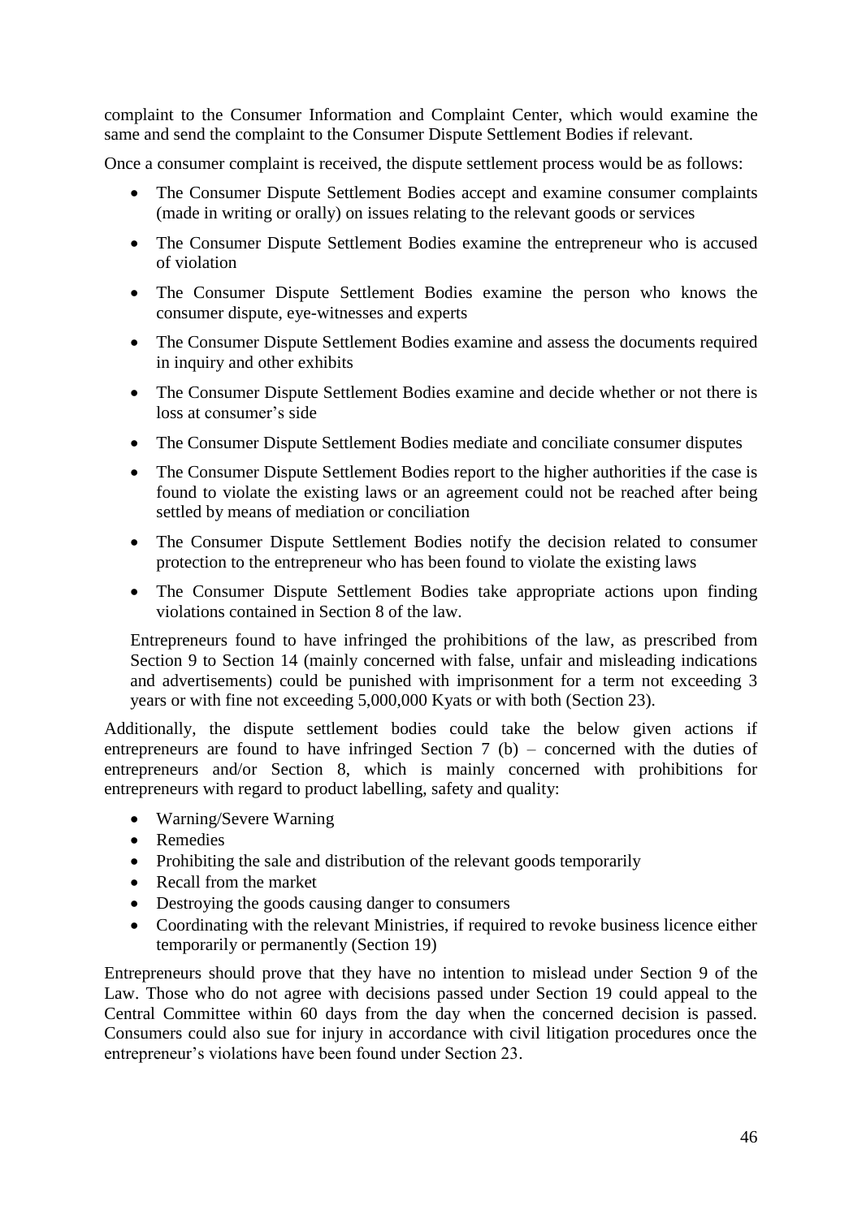complaint to the Consumer Information and Complaint Center, which would examine the same and send the complaint to the Consumer Dispute Settlement Bodies if relevant.

Once a consumer complaint is received, the dispute settlement process would be as follows:

- The Consumer Dispute Settlement Bodies accept and examine consumer complaints (made in writing or orally) on issues relating to the relevant goods or services
- The Consumer Dispute Settlement Bodies examine the entrepreneur who is accused of violation
- The Consumer Dispute Settlement Bodies examine the person who knows the consumer dispute, eye-witnesses and experts
- The Consumer Dispute Settlement Bodies examine and assess the documents required in inquiry and other exhibits
- The Consumer Dispute Settlement Bodies examine and decide whether or not there is loss at consumer's side
- The Consumer Dispute Settlement Bodies mediate and conciliate consumer disputes
- The Consumer Dispute Settlement Bodies report to the higher authorities if the case is found to violate the existing laws or an agreement could not be reached after being settled by means of mediation or conciliation
- The Consumer Dispute Settlement Bodies notify the decision related to consumer protection to the entrepreneur who has been found to violate the existing laws
- The Consumer Dispute Settlement Bodies take appropriate actions upon finding violations contained in Section 8 of the law.

Entrepreneurs found to have infringed the prohibitions of the law, as prescribed from Section 9 to Section 14 (mainly concerned with false, unfair and misleading indications and advertisements) could be punished with imprisonment for a term not exceeding 3 years or with fine not exceeding 5,000,000 Kyats or with both (Section 23).

Additionally, the dispute settlement bodies could take the below given actions if entrepreneurs are found to have infringed Section 7 (b) – concerned with the duties of entrepreneurs and/or Section 8, which is mainly concerned with prohibitions for entrepreneurs with regard to product labelling, safety and quality:

- Warning/Severe Warning
- Remedies
- Prohibiting the sale and distribution of the relevant goods temporarily
- Recall from the market
- Destroying the goods causing danger to consumers
- Coordinating with the relevant Ministries, if required to revoke business licence either temporarily or permanently (Section 19)

Entrepreneurs should prove that they have no intention to mislead under Section 9 of the Law. Those who do not agree with decisions passed under Section 19 could appeal to the Central Committee within 60 days from the day when the concerned decision is passed. Consumers could also sue for injury in accordance with civil litigation procedures once the entrepreneur's violations have been found under Section 23.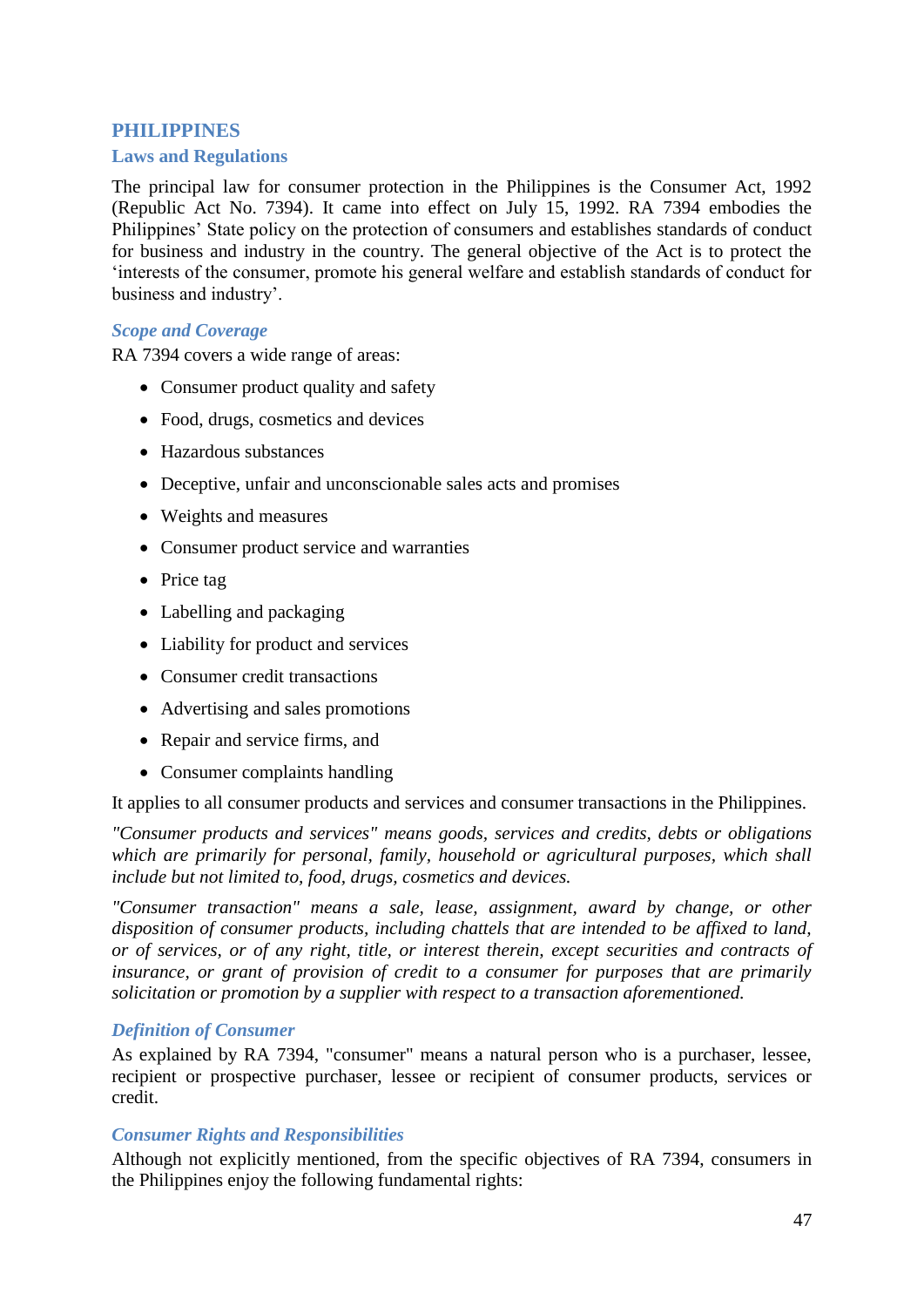## PHILIPPINES

### Laws and Regulations

The principal law for consumer protection in the Philippines is the Consumer Act, 1992 (Republic Act No. 7394). It came into effect on July 15, 1992. RA 7394 embodies the Philippines' State policy on the protection of consumers and establishes standards of conduct for business and industry in the country. The general objective of the Act is to protect the 'interests of the consumer, promote his general welfare and establish standards of conduct for business and industry'.

#### *Scope and Coverage*

RA 7394 covers a wide range of areas:

- Consumer product quality and safety
- Food, drugs, cosmetics and devices
- Hazardous substances
- Deceptive, unfair and unconscionable sales acts and promises
- Weights and measures
- Consumer product service and warranties
- Price tag
- Labelling and packaging
- Liability for product and services
- Consumer credit transactions
- Advertising and sales promotions
- Repair and service firms, and
- Consumer complaints handling

It applies to all consumer products and services and consumer transactions in the Philippines.

*"Consumer products and services" means goods, services and credits, debts or obligations which are primarily for personal, family, household or agricultural purposes, which shall include but not limited to, food, drugs, cosmetics and devices.*

*"Consumer transaction" means a sale, lease, assignment, award by change, or other disposition of consumer products, including chattels that are intended to be affixed to land, or of services, or of any right, title, or interest therein, except securities and contracts of insurance, or grant of provision of credit to a consumer for purposes that are primarily solicitation or promotion by a supplier with respect to a transaction aforementioned.*

#### *Definition of Consumer*

As explained by RA 7394, "consumer" means a natural person who is a purchaser, lessee, recipient or prospective purchaser, lessee or recipient of consumer products, services or credit.

#### *Consumer Rights and Responsibilities*

Although not explicitly mentioned, from the specific objectives of RA 7394, consumers in the Philippines enjoy the following fundamental rights: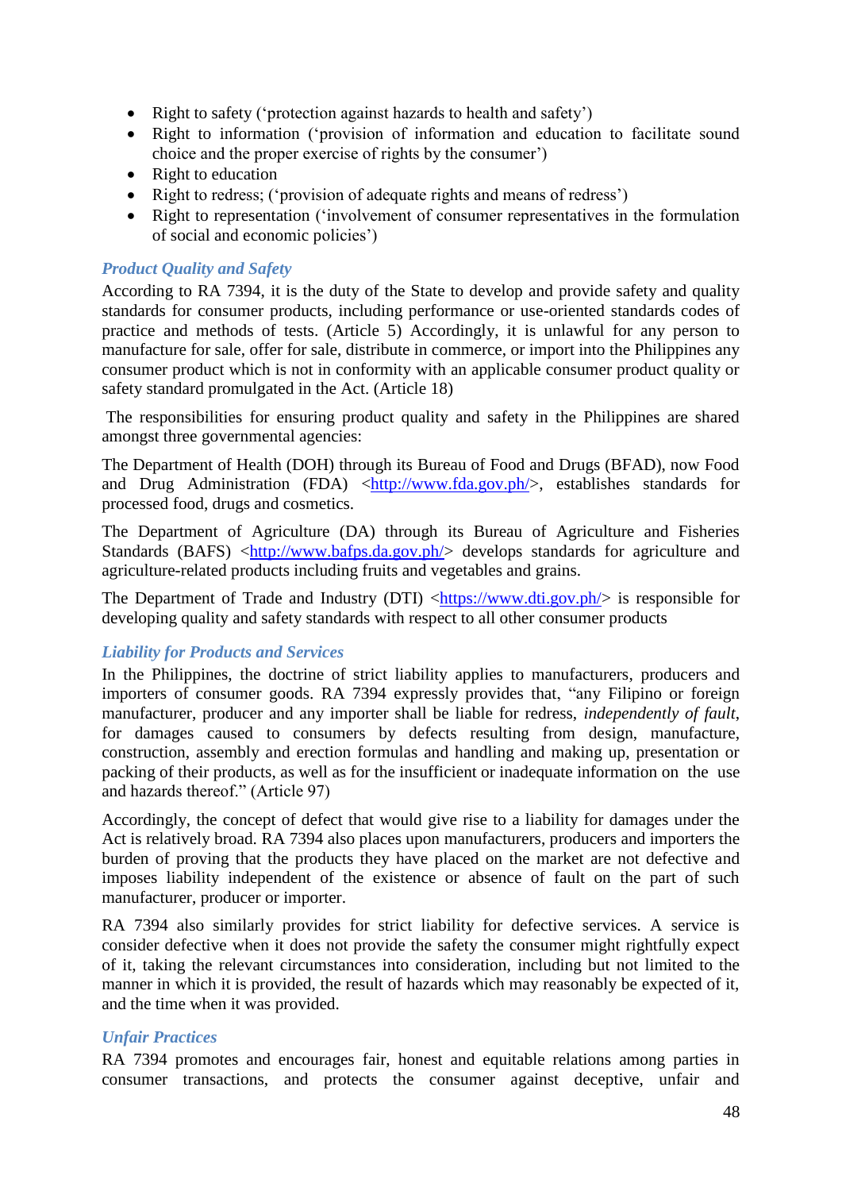- Right to safety ('protection against hazards to health and safety')
- Right to information ('provision of information and education to facilitate sound choice and the proper exercise of rights by the consumer')
- Right to education
- Right to redress; ('provision of adequate rights and means of redress')
- Right to representation ('involvement of consumer representatives in the formulation of social and economic policies')

### *Product Quality and Safety*

According to RA 7394, it is the duty of the State to develop and provide safety and quality standards for consumer products, including performance or use-oriented standards codes of practice and methods of tests. (Article 5) Accordingly, it is unlawful for any person to manufacture for sale, offer for sale, distribute in commerce, or import into the Philippines any consumer product which is not in conformity with an applicable consumer product quality or safety standard promulgated in the Act. (Article 18)

The responsibilities for ensuring product quality and safety in the Philippines are shared amongst three governmental agencies:

The Department of Health (DOH) through its Bureau of Food and Drugs (BFAD), now Food and Drug Administration (FDA) <http://www.fda.gov.ph/>, establishes standards for processed food, drugs and cosmetics.

The Department of Agriculture (DA) through its Bureau of Agriculture and Fisheries Standards (BAFS) <http://www.bafps.da.gov.ph/> develops standards for agriculture and agriculture-related products including fruits and vegetables and grains.

The Department of Trade and Industry (DTI) <https://www.dti.gov.ph/> is responsible for developing quality and safety standards with respect to all other consumer products

### *Liability for Products and Services*

In the Philippines, the doctrine of strict liability applies to manufacturers, producers and importers of consumer goods. RA 7394 expressly provides that, "any Filipino or foreign manufacturer, producer and any importer shall be liable for redress, *independently of fault*, for damages caused to consumers by defects resulting from design, manufacture, construction, assembly and erection formulas and handling and making up, presentation or packing of their products, as well as for the insufficient or inadequate information on the use and hazards thereof." (Article 97)

Accordingly, the concept of defect that would give rise to a liability for damages under the Act is relatively broad. RA 7394 also places upon manufacturers, producers and importers the burden of proving that the products they have placed on the market are not defective and imposes liability independent of the existence or absence of fault on the part of such manufacturer, producer or importer.

RA 7394 also similarly provides for strict liability for defective services. A service is consider defective when it does not provide the safety the consumer might rightfully expect of it, taking the relevant circumstances into consideration, including but not limited to the manner in which it is provided, the result of hazards which may reasonably be expected of it, and the time when it was provided.

### *Unfair Practices*

RA 7394 promotes and encourages fair, honest and equitable relations among parties in consumer transactions, and protects the consumer against deceptive, unfair and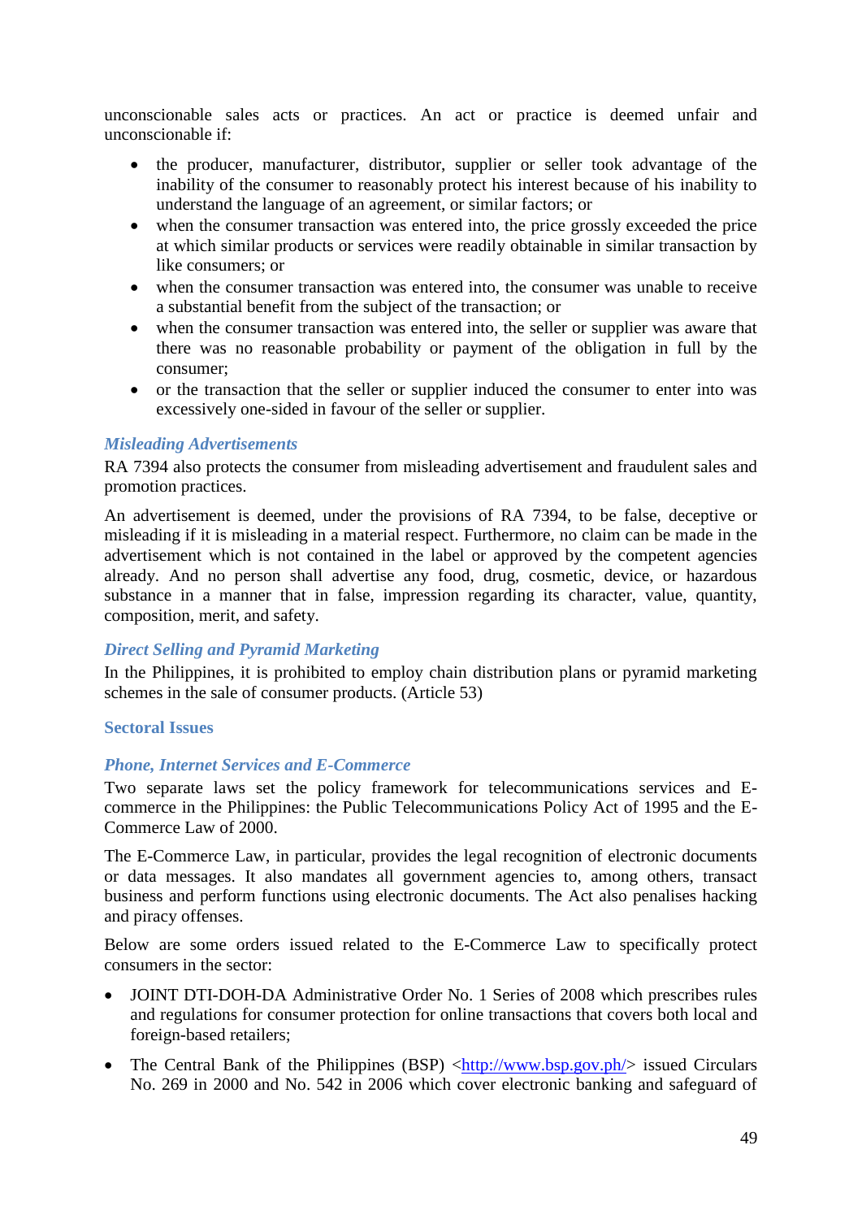unconscionable sales acts or practices. An act or practice is deemed unfair and unconscionable if:

- the producer, manufacturer, distributor, supplier or seller took advantage of the inability of the consumer to reasonably protect his interest because of his inability to understand the language of an agreement, or similar factors; or
- when the consumer transaction was entered into, the price grossly exceeded the price at which similar products or services were readily obtainable in similar transaction by like consumers; or
- when the consumer transaction was entered into, the consumer was unable to receive a substantial benefit from the subject of the transaction; or
- when the consumer transaction was entered into, the seller or supplier was aware that there was no reasonable probability or payment of the obligation in full by the consumer;
- or the transaction that the seller or supplier induced the consumer to enter into was excessively one-sided in favour of the seller or supplier.

#### *Misleading Advertisements*

RA 7394 also protects the consumer from misleading advertisement and fraudulent sales and promotion practices.

An advertisement is deemed, under the provisions of RA 7394, to be false, deceptive or misleading if it is misleading in a material respect. Furthermore, no claim can be made in the advertisement which is not contained in the label or approved by the competent agencies already. And no person shall advertise any food, drug, cosmetic, device, or hazardous substance in a manner that in false, impression regarding its character, value, quantity, composition, merit, and safety.

#### *Direct Selling and Pyramid Marketing*

In the Philippines, it is prohibited to employ chain distribution plans or pyramid marketing schemes in the sale of consumer products. (Article 53)

### Sectoral Issues

#### *Phone, Internet Services and E-Commerce*

Two separate laws set the policy framework for telecommunications services and E-commerce in the Philippines: the Public Telecommunications Policy Act of 1995 and the E-Commerce Law of 2000.

The E-Commerce Law, in particular, provides the legal recognition of electronic documents or data messages. It also mandates all government agencies to, among others, transact business and perform functions using electronic documents. The Act also penalises hacking and piracy offenses.

Below are some orders issued related to the E-Commerce Law to specifically protect consumers in the sector:

- JOINT DTI-DOH-DA Administrative Order No. 1 Series of 2008 which prescribes rules and regulations for consumer protection for online transactions that covers both local and foreign-based retailers;
- The Central Bank of the Philippines (BSP) <http://www.bsp.gov.ph/> issued Circulars No. 269 in 2000 and No. 542 in 2006 which cover electronic banking and safeguard of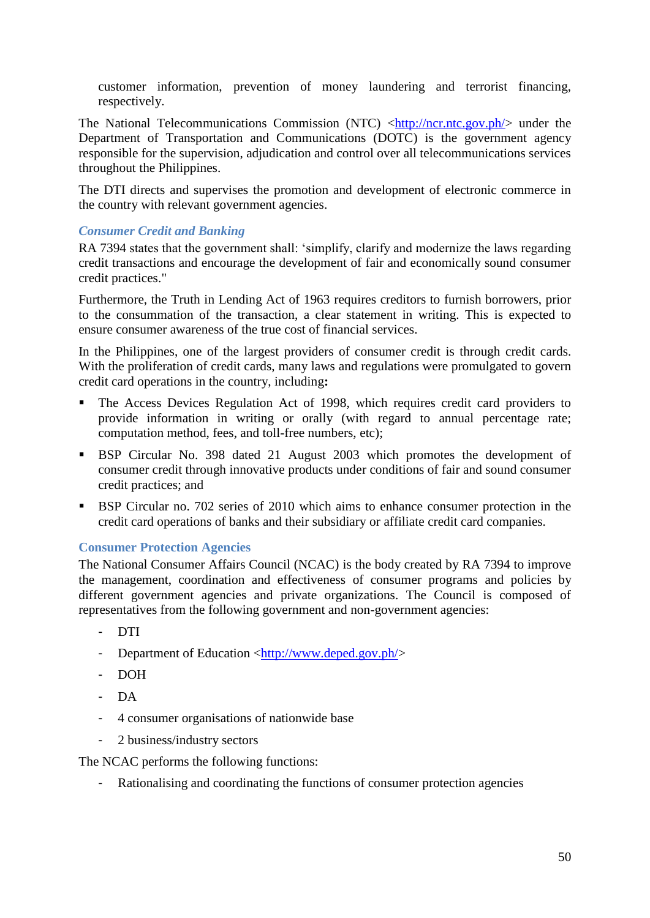customer information, prevention of money laundering and terrorist financing, respectively.

The National Telecommunications Commission (NTC) <http://ncr.ntc.gov.ph/> under the Department of Transportation and Communications (DOTC) is the government agency responsible for the supervision, adjudication and control over all telecommunications services throughout the Philippines.

The DTI directs and supervises the promotion and development of electronic commerce in the country with relevant government agencies.

### *Consumer Credit and Banking*

RA 7394 states that the government shall: 'simplify, clarify and modernize the laws regarding credit transactions and encourage the development of fair and economically sound consumer credit practices."

Furthermore, the Truth in Lending Act of 1963 requires creditors to furnish borrowers, prior to the consummation of the transaction, a clear statement in writing. This is expected to ensure consumer awareness of the true cost of financial services.

In the Philippines, one of the largest providers of consumer credit is through credit cards. With the proliferation of credit cards, many laws and regulations were promulgated to govern credit card operations in the country, including**:**

- The Access Devices Regulation Act of 1998, which requires credit card providers to provide information in writing or orally (with regard to annual percentage rate; computation method, fees, and toll-free numbers, etc);
- BSP Circular No. 398 dated 21 August 2003 which promotes the development of consumer credit through innovative products under conditions of fair and sound consumer credit practices; and
- BSP Circular no. 702 series of 2010 which aims to enhance consumer protection in the credit card operations of banks and their subsidiary or affiliate credit card companies.

### Consumer Protection Agencies

The National Consumer Affairs Council (NCAC) is the body created by RA 7394 to improve the management, coordination and effectiveness of consumer programs and policies by different government agencies and private organizations. The Council is composed of representatives from the following government and non-government agencies:

- DTI
- Department of Education <http://www.deped.gov.ph/>
- DOH
- DA
- 4 consumer organisations of nationwide base
- 2 business/industry sectors

The NCAC performs the following functions:

- Rationalising and coordinating the functions of consumer protection agencies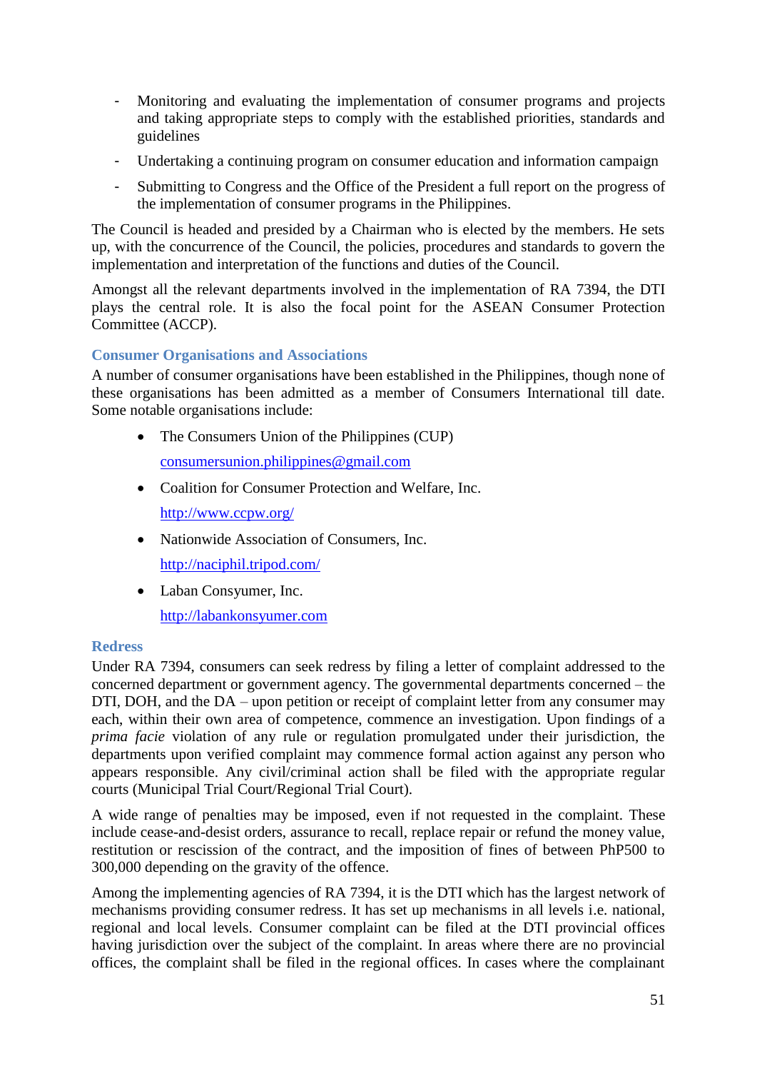- Monitoring and evaluating the implementation of consumer programs and projects and taking appropriate steps to comply with the established priorities, standards and guidelines
- Undertaking a continuing program on consumer education and information campaign
- Submitting to Congress and the Office of the President a full report on the progress of the implementation of consumer programs in the Philippines.

The Council is headed and presided by a Chairman who is elected by the members. He sets up, with the concurrence of the Council, the policies, procedures and standards to govern the implementation and interpretation of the functions and duties of the Council.

Amongst all the relevant departments involved in the implementation of RA 7394, the DTI plays the central role. It is also the focal point for the ASEAN Consumer Protection Committee (ACCP).

### Consumer Organisations and Associations

A number of consumer organisations have been established in the Philippines, though none of these organisations has been admitted as a member of Consumers International till date. Some notable organisations include:

- The Consumers Union of the Philippines (CUP)

  consumersunion.philippines@gmail.com
- Coalition for Consumer Protection and Welfare, Inc.

  http://www.ccpw.org/
- Nationwide Association of Consumers, Inc.

  http://naciphil.tripod.com/
- Laban Consyumer, Inc.

  http://labankonsyumer.com

### Redress

Under RA 7394, consumers can seek redress by filing a letter of complaint addressed to the concerned department or government agency. The governmental departments concerned – the DTI, DOH, and the DA – upon petition or receipt of complaint letter from any consumer may each, within their own area of competence, commence an investigation. Upon findings of a *prima facie* violation of any rule or regulation promulgated under their jurisdiction, the departments upon verified complaint may commence formal action against any person who appears responsible. Any civil/criminal action shall be filed with the appropriate regular courts (Municipal Trial Court/Regional Trial Court).

A wide range of penalties may be imposed, even if not requested in the complaint. These include cease-and-desist orders, assurance to recall, replace repair or refund the money value, restitution or rescission of the contract, and the imposition of fines of between PhP500 to 300,000 depending on the gravity of the offence.

Among the implementing agencies of RA 7394, it is the DTI which has the largest network of mechanisms providing consumer redress. It has set up mechanisms in all levels i.e. national, regional and local levels. Consumer complaint can be filed at the DTI provincial offices having jurisdiction over the subject of the complaint. In areas where there are no provincial offices, the complaint shall be filed in the regional offices. In cases where the complainant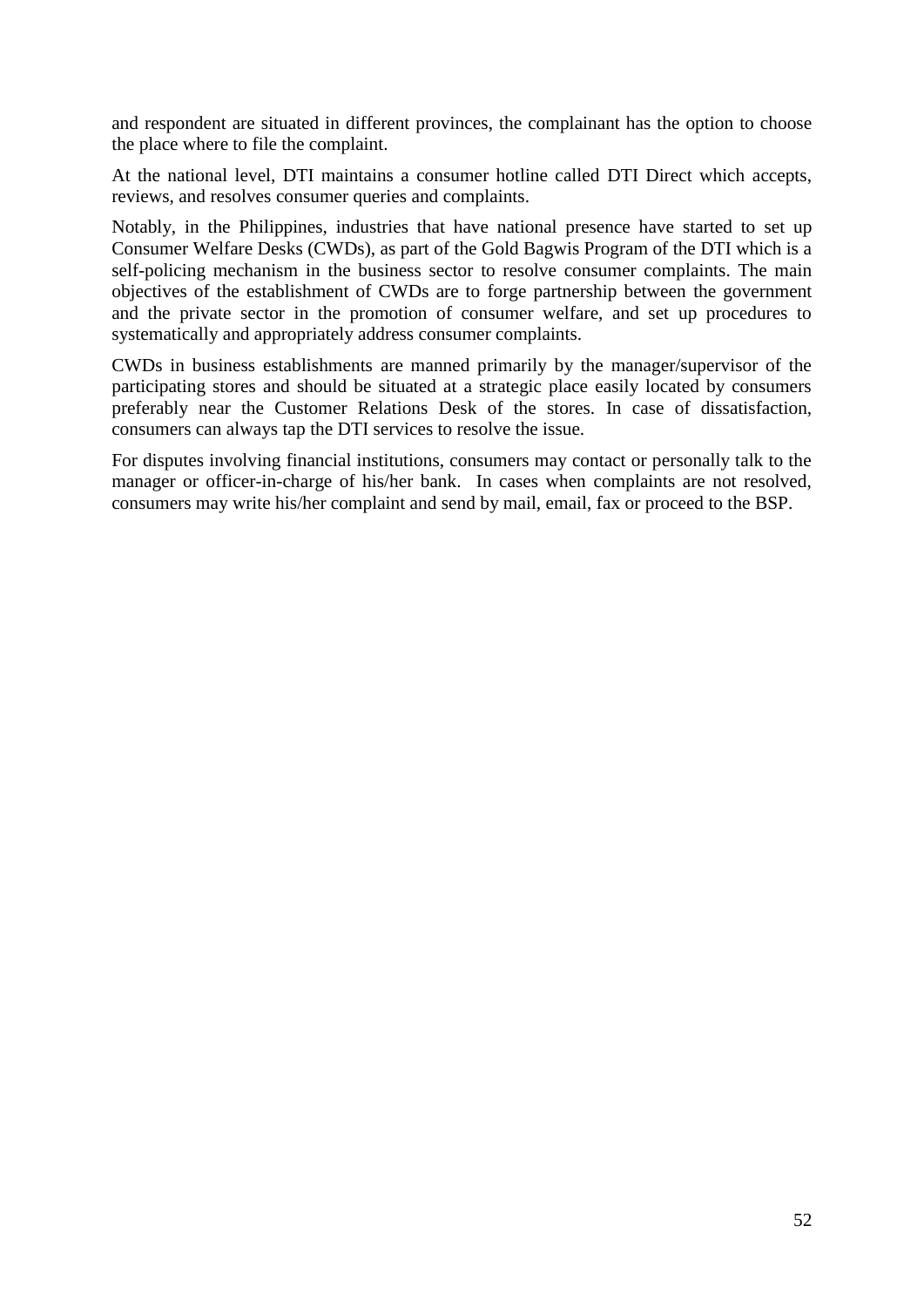and respondent are situated in different provinces, the complainant has the option to choose the place where to file the complaint.

At the national level, DTI maintains a consumer hotline called DTI Direct which accepts, reviews, and resolves consumer queries and complaints.

Notably, in the Philippines, industries that have national presence have started to set up Consumer Welfare Desks (CWDs), as part of the Gold Bagwis Program of the DTI which is a self-policing mechanism in the business sector to resolve consumer complaints. The main objectives of the establishment of CWDs are to forge partnership between the government and the private sector in the promotion of consumer welfare, and set up procedures to systematically and appropriately address consumer complaints.

CWDs in business establishments are manned primarily by the manager/supervisor of the participating stores and should be situated at a strategic place easily located by consumers preferably near the Customer Relations Desk of the stores. In case of dissatisfaction, consumers can always tap the DTI services to resolve the issue.

For disputes involving financial institutions, consumers may contact or personally talk to the manager or officer-in-charge of his/her bank. In cases when complaints are not resolved, consumers may write his/her complaint and send by mail, email, fax or proceed to the BSP.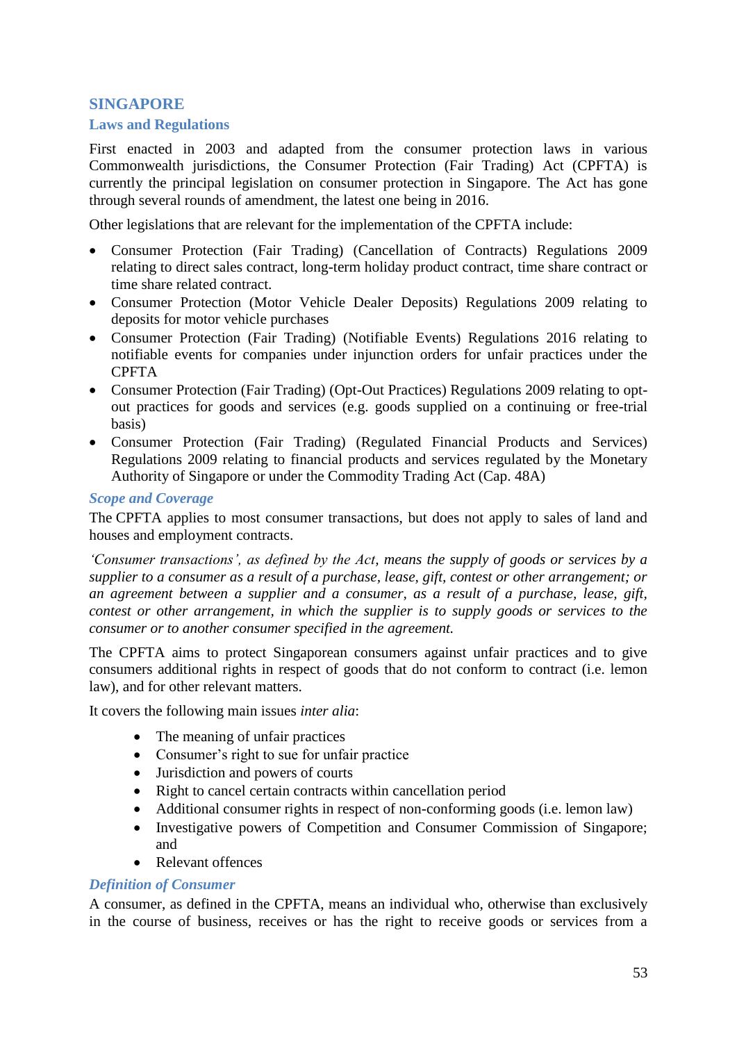## SINGAPORE

### Laws and Regulations

First enacted in 2003 and adapted from the consumer protection laws in various Commonwealth jurisdictions, the Consumer Protection (Fair Trading) Act (CPFTA) is currently the principal legislation on consumer protection in Singapore. The Act has gone through several rounds of amendment, the latest one being in 2016.

Other legislations that are relevant for the implementation of the CPFTA include:

- Consumer Protection (Fair Trading) (Cancellation of Contracts) Regulations 2009 relating to direct sales contract, long-term holiday product contract, time share contract or time share related contract.
- Consumer Protection (Motor Vehicle Dealer Deposits) Regulations 2009 relating to deposits for motor vehicle purchases
- Consumer Protection (Fair Trading) (Notifiable Events) Regulations 2016 relating to notifiable events for companies under injunction orders for unfair practices under the CPFTA
- Consumer Protection (Fair Trading) (Opt-Out Practices) Regulations 2009 relating to opt-out practices for goods and services (e.g. goods supplied on a continuing or free-trial basis)
- Consumer Protection (Fair Trading) (Regulated Financial Products and Services) Regulations 2009 relating to financial products and services regulated by the Monetary Authority of Singapore or under the Commodity Trading Act (Cap. 48A)

#### *Scope and Coverage*

The CPFTA applies to most consumer transactions, but does not apply to sales of land and houses and employment contracts.

*'Consumer transactions', as defined by the Act, means the supply of goods or services by a supplier to a consumer as a result of a purchase, lease, gift, contest or other arrangement; or an agreement between a supplier and a consumer, as a result of a purchase, lease, gift, contest or other arrangement, in which the supplier is to supply goods or services to the consumer or to another consumer specified in the agreement.*

The CPFTA aims to protect Singaporean consumers against unfair practices and to give consumers additional rights in respect of goods that do not conform to contract (i.e. lemon law), and for other relevant matters.

It covers the following main issues *inter alia*:

- The meaning of unfair practices
- Consumer's right to sue for unfair practice
- Jurisdiction and powers of courts
- Right to cancel certain contracts within cancellation period
- Additional consumer rights in respect of non-conforming goods (i.e. lemon law)
- Investigative powers of Competition and Consumer Commission of Singapore; and
- Relevant offences

#### *Definition of Consumer*

A consumer, as defined in the CPFTA, means an individual who, otherwise than exclusively in the course of business, receives or has the right to receive goods or services from a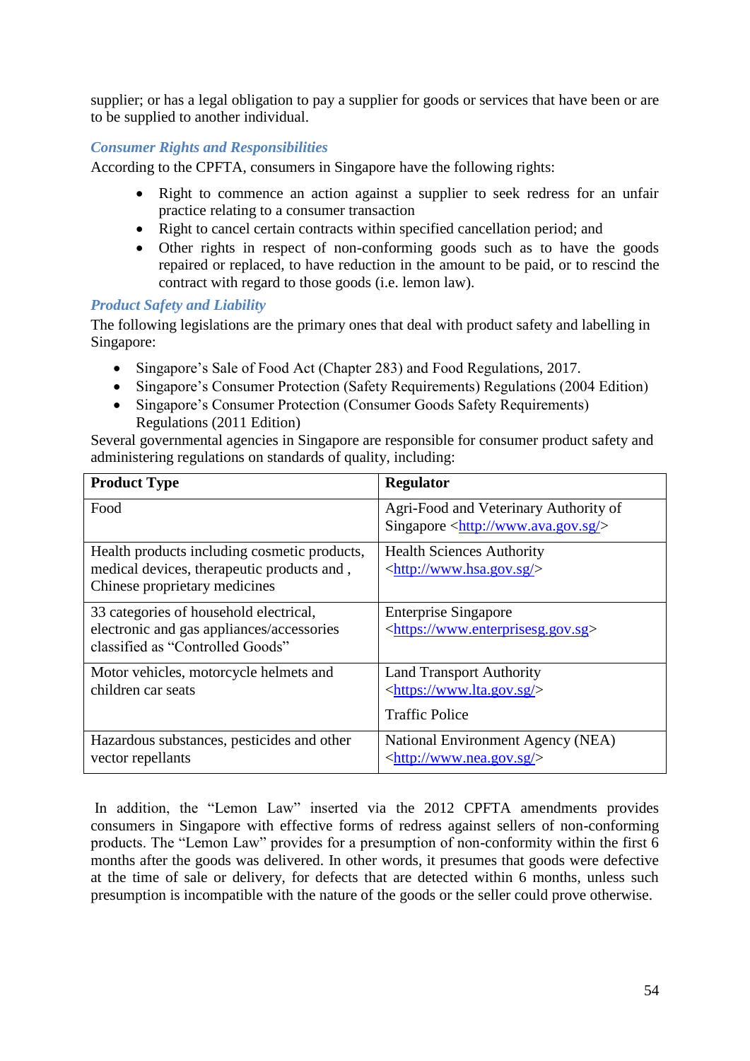supplier; or has a legal obligation to pay a supplier for goods or services that have been or are to be supplied to another individual.

### *Consumer Rights and Responsibilities*

According to the CPFTA, consumers in Singapore have the following rights:

- Right to commence an action against a supplier to seek redress for an unfair practice relating to a consumer transaction
- Right to cancel certain contracts within specified cancellation period; and
- Other rights in respect of non-conforming goods such as to have the goods repaired or replaced, to have reduction in the amount to be paid, or to rescind the contract with regard to those goods (i.e. lemon law).

### *Product Safety and Liability*

The following legislations are the primary ones that deal with product safety and labelling in Singapore:

- Singapore's Sale of Food Act (Chapter 283) and Food Regulations, 2017.
- Singapore's Consumer Protection (Safety Requirements) Regulations (2004 Edition)
- Singapore's Consumer Protection (Consumer Goods Safety Requirements) Regulations (2011 Edition)

Several governmental agencies in Singapore are responsible for consumer product safety and administering regulations on standards of quality, including:

| **Product Type** | **Regulator** |
|---|---|
| Food | Agri-Food and Veterinary Authority of Singapore <http://www.ava.gov.sg/> |
| Health products including cosmetic products, medical devices, therapeutic products and , Chinese proprietary medicines | Health Sciences Authority <http://www.hsa.gov.sg/> |
| 33 categories of household electrical, electronic and gas appliances/accessories classified as "Controlled Goods" | Enterprise Singapore <https://www.enterprisesg.gov.sg> |
| Motor vehicles, motorcycle helmets and children car seats | Land Transport Authority <https://www.lta.gov.sg/><br><br>Traffic Police |
| Hazardous substances, pesticides and other vector repellants | National Environment Agency (NEA) <http://www.nea.gov.sg/> |

In addition, the "Lemon Law" inserted via the 2012 CPFTA amendments provides consumers in Singapore with effective forms of redress against sellers of non-conforming products. The "Lemon Law" provides for a presumption of non-conformity within the first 6 months after the goods was delivered. In other words, it presumes that goods were defective at the time of sale or delivery, for defects that are detected within 6 months, unless such presumption is incompatible with the nature of the goods or the seller could prove otherwise.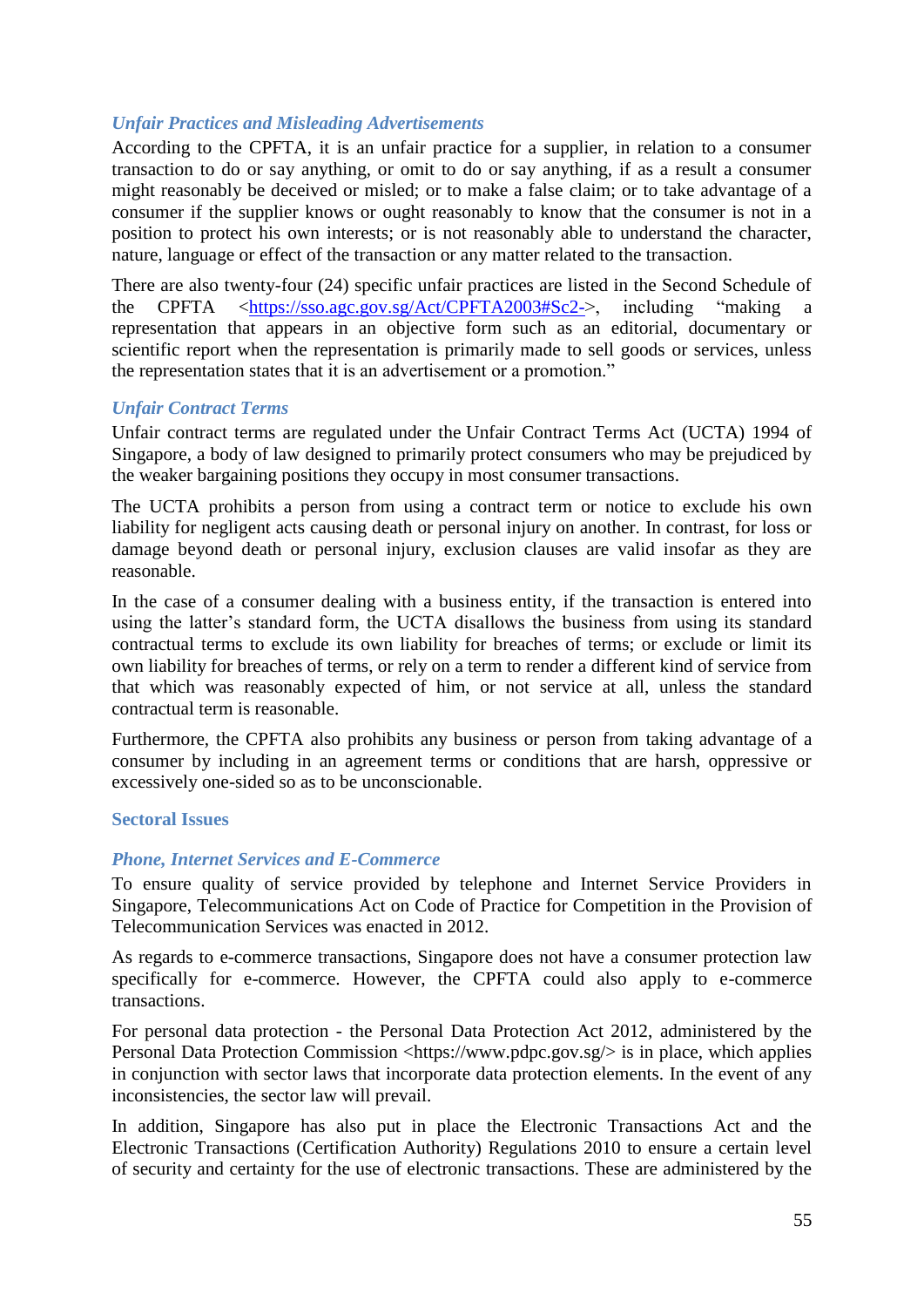### *Unfair Practices and Misleading Advertisements*

According to the CPFTA, it is an unfair practice for a supplier, in relation to a consumer transaction to do or say anything, or omit to do or say anything, if as a result a consumer might reasonably be deceived or misled; or to make a false claim; or to take advantage of a consumer if the supplier knows or ought reasonably to know that the consumer is not in a position to protect his own interests; or is not reasonably able to understand the character, nature, language or effect of the transaction or any matter related to the transaction.

There are also twenty-four (24) specific unfair practices are listed in the Second Schedule of the CPFTA <https://sso.agc.gov.sg/Act/CPFTA2003#Sc2->, including "making a representation that appears in an objective form such as an editorial, documentary or scientific report when the representation is primarily made to sell goods or services, unless the representation states that it is an advertisement or a promotion."

### *Unfair Contract Terms*

Unfair contract terms are regulated under the Unfair Contract Terms Act (UCTA) 1994 of Singapore, a body of law designed to primarily protect consumers who may be prejudiced by the weaker bargaining positions they occupy in most consumer transactions.

The UCTA prohibits a person from using a contract term or notice to exclude his own liability for negligent acts causing death or personal injury on another. In contrast, for loss or damage beyond death or personal injury, exclusion clauses are valid insofar as they are reasonable.

In the case of a consumer dealing with a business entity, if the transaction is entered into using the latter's standard form, the UCTA disallows the business from using its standard contractual terms to exclude its own liability for breaches of terms; or exclude or limit its own liability for breaches of terms, or rely on a term to render a different kind of service from that which was reasonably expected of him, or not service at all, unless the standard contractual term is reasonable.

Furthermore, the CPFTA also prohibits any business or person from taking advantage of a consumer by including in an agreement terms or conditions that are harsh, oppressive or excessively one-sided so as to be unconscionable.

## Sectoral Issues

### *Phone, Internet Services and E-Commerce*

To ensure quality of service provided by telephone and Internet Service Providers in Singapore, Telecommunications Act on Code of Practice for Competition in the Provision of Telecommunication Services was enacted in 2012.

As regards to e-commerce transactions, Singapore does not have a consumer protection law specifically for e-commerce. However, the CPFTA could also apply to e-commerce transactions.

For personal data protection - the Personal Data Protection Act 2012, administered by the Personal Data Protection Commission <https://www.pdpc.gov.sg/> is in place, which applies in conjunction with sector laws that incorporate data protection elements. In the event of any inconsistencies, the sector law will prevail.

In addition, Singapore has also put in place the Electronic Transactions Act and the Electronic Transactions (Certification Authority) Regulations 2010 to ensure a certain level of security and certainty for the use of electronic transactions. These are administered by the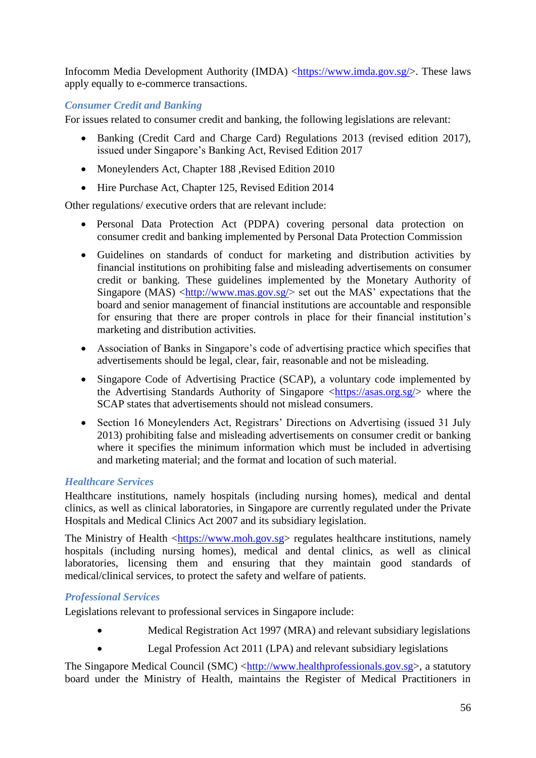Infocomm Media Development Authority (IMDA) <https://www.imda.gov.sg/>. These laws apply equally to e-commerce transactions.

### *Consumer Credit and Banking*

For issues related to consumer credit and banking, the following legislations are relevant:

- Banking (Credit Card and Charge Card) Regulations 2013 (revised edition 2017), issued under Singapore's Banking Act, Revised Edition 2017
- Moneylenders Act, Chapter 188 ,Revised Edition 2010
- Hire Purchase Act, Chapter 125, Revised Edition 2014

Other regulations/ executive orders that are relevant include:

- Personal Data Protection Act (PDPA) covering personal data protection on consumer credit and banking implemented by Personal Data Protection Commission
- Guidelines on standards of conduct for marketing and distribution activities by financial institutions on prohibiting false and misleading advertisements on consumer credit or banking. These guidelines implemented by the Monetary Authority of Singapore (MAS) <http://www.mas.gov.sg/> set out the MAS' expectations that the board and senior management of financial institutions are accountable and responsible for ensuring that there are proper controls in place for their financial institution's marketing and distribution activities.
- Association of Banks in Singapore's code of advertising practice which specifies that advertisements should be legal, clear, fair, reasonable and not be misleading.
- Singapore Code of Advertising Practice (SCAP), a voluntary code implemented by the Advertising Standards Authority of Singapore <https://asas.org.sg/> where the SCAP states that advertisements should not mislead consumers.
- Section 16 Moneylenders Act, Registrars' Directions on Advertising (issued 31 July 2013) prohibiting false and misleading advertisements on consumer credit or banking where it specifies the minimum information which must be included in advertising and marketing material; and the format and location of such material.

### *Healthcare Services*

Healthcare institutions, namely hospitals (including nursing homes), medical and dental clinics, as well as clinical laboratories, in Singapore are currently regulated under the Private Hospitals and Medical Clinics Act 2007 and its subsidiary legislation.

The Ministry of Health <https://www.moh.gov.sg> regulates healthcare institutions, namely hospitals (including nursing homes), medical and dental clinics, as well as clinical laboratories, licensing them and ensuring that they maintain good standards of medical/clinical services, to protect the safety and welfare of patients.

### *Professional Services*

Legislations relevant to professional services in Singapore include:

- Medical Registration Act 1997 (MRA) and relevant subsidiary legislations
- Legal Profession Act 2011 (LPA) and relevant subsidiary legislations

The Singapore Medical Council (SMC) <http://www.healthprofessionals.gov.sg>, a statutory board under the Ministry of Health, maintains the Register of Medical Practitioners in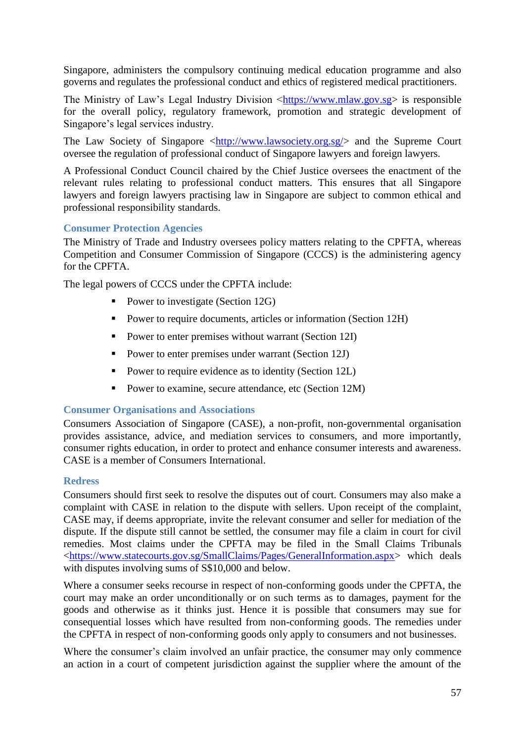Singapore, administers the compulsory continuing medical education programme and also governs and regulates the professional conduct and ethics of registered medical practitioners.

The Ministry of Law's Legal Industry Division <https://www.mlaw.gov.sg> is responsible for the overall policy, regulatory framework, promotion and strategic development of Singapore's legal services industry.

The Law Society of Singapore <http://www.lawsociety.org.sg/> and the Supreme Court oversee the regulation of professional conduct of Singapore lawyers and foreign lawyers.

A Professional Conduct Council chaired by the Chief Justice oversees the enactment of the relevant rules relating to professional conduct matters. This ensures that all Singapore lawyers and foreign lawyers practising law in Singapore are subject to common ethical and professional responsibility standards.

### Consumer Protection Agencies

The Ministry of Trade and Industry oversees policy matters relating to the CPFTA, whereas Competition and Consumer Commission of Singapore (CCCS) is the administering agency for the CPFTA.

The legal powers of CCCS under the CPFTA include:

- Power to investigate (Section 12G)
- Power to require documents, articles or information (Section 12H)
- Power to enter premises without warrant (Section 12I)
- Power to enter premises under warrant (Section 12J)
- Power to require evidence as to identity (Section 12L)
- Power to examine, secure attendance, etc (Section 12M)

### Consumer Organisations and Associations

Consumers Association of Singapore (CASE), a non-profit, non-governmental organisation provides assistance, advice, and mediation services to consumers, and more importantly, consumer rights education, in order to protect and enhance consumer interests and awareness. CASE is a member of Consumers International.

### Redress

Consumers should first seek to resolve the disputes out of court. Consumers may also make a complaint with CASE in relation to the dispute with sellers. Upon receipt of the complaint, CASE may, if deems appropriate, invite the relevant consumer and seller for mediation of the dispute. If the dispute still cannot be settled, the consumer may file a claim in court for civil remedies. Most claims under the CPFTA may be filed in the Small Claims Tribunals <https://www.statecourts.gov.sg/SmallClaims/Pages/GeneralInformation.aspx> which deals with disputes involving sums of S$10,000 and below.

Where a consumer seeks recourse in respect of non-conforming goods under the CPFTA, the court may make an order unconditionally or on such terms as to damages, payment for the goods and otherwise as it thinks just. Hence it is possible that consumers may sue for consequential losses which have resulted from non-conforming goods. The remedies under the CPFTA in respect of non-conforming goods only apply to consumers and not businesses.

Where the consumer's claim involved an unfair practice, the consumer may only commence an action in a court of competent jurisdiction against the supplier where the amount of the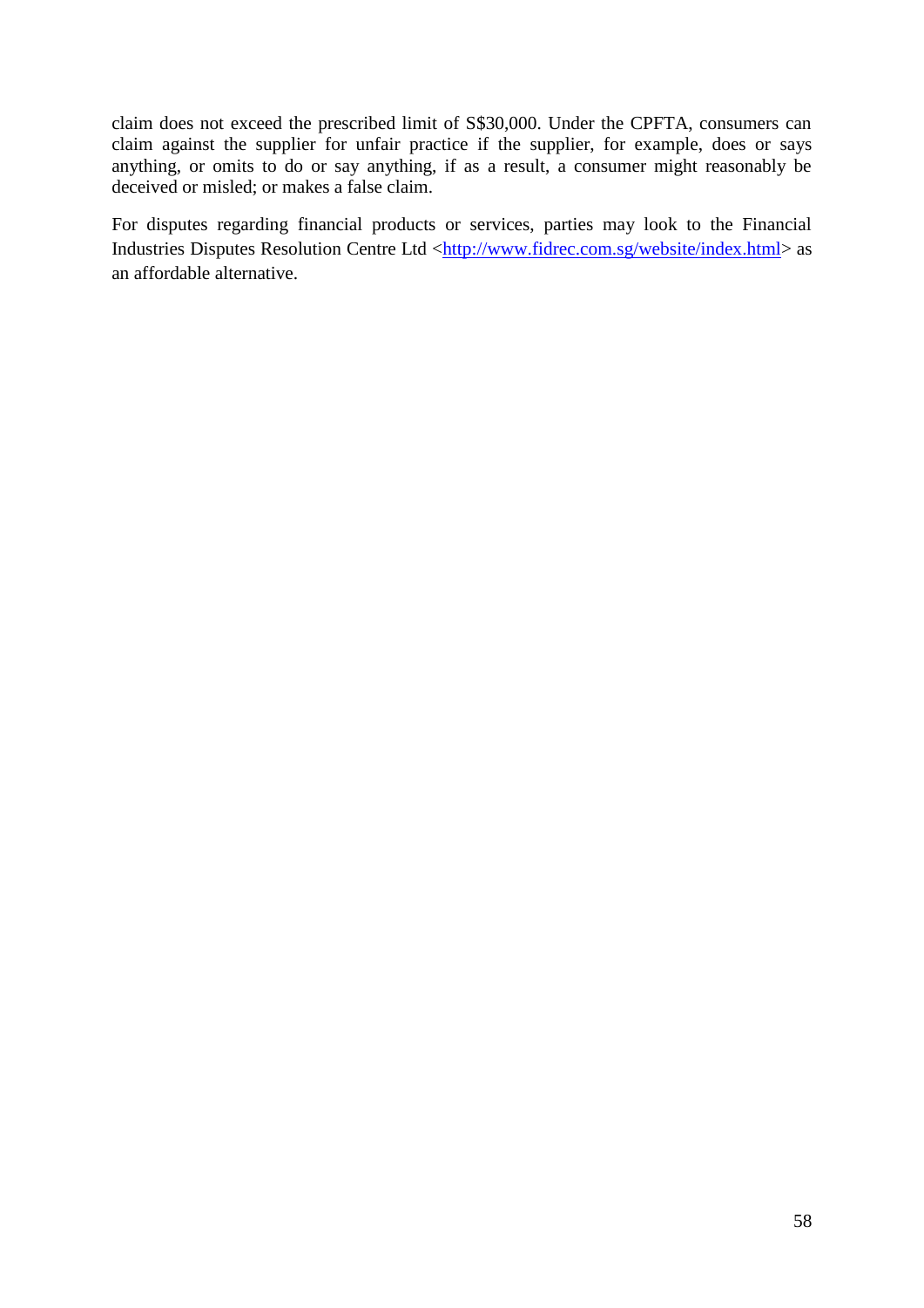claim does not exceed the prescribed limit of S$30,000. Under the CPFTA, consumers can claim against the supplier for unfair practice if the supplier, for example, does or says anything, or omits to do or say anything, if as a result, a consumer might reasonably be deceived or misled; or makes a false claim.

For disputes regarding financial products or services, parties may look to the Financial Industries Disputes Resolution Centre Ltd <http://www.fidrec.com.sg/website/index.html> as an affordable alternative.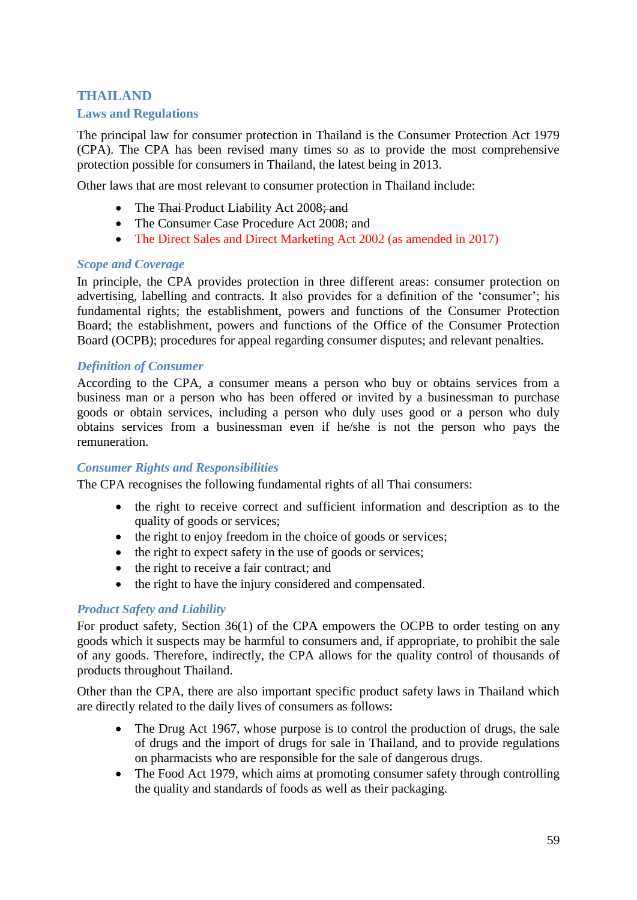# THAILAND

## Laws and Regulations

The principal law for consumer protection in Thailand is the Consumer Protection Act 1979 (CPA). The CPA has been revised many times so as to provide the most comprehensive protection possible for consumers in Thailand, the latest being in 2013.

Other laws that are most relevant to consumer protection in Thailand include:

- The ~~Thai~~ Product Liability Act 2008~~; and~~
- The Consumer Case Procedure Act 2008; and
- The Direct Sales and Direct Marketing Act 2002 (as amended in 2017)

### *Scope and Coverage*

In principle, the CPA provides protection in three different areas: consumer protection on advertising, labelling and contracts. It also provides for a definition of the 'consumer'; his fundamental rights; the establishment, powers and functions of the Consumer Protection Board; the establishment, powers and functions of the Office of the Consumer Protection Board (OCPB); procedures for appeal regarding consumer disputes; and relevant penalties.

### *Definition of Consumer*

According to the CPA, a consumer means a person who buy or obtains services from a business man or a person who has been offered or invited by a businessman to purchase goods or obtain services, including a person who duly uses good or a person who duly obtains services from a businessman even if he/she is not the person who pays the remuneration.

### *Consumer Rights and Responsibilities*

The CPA recognises the following fundamental rights of all Thai consumers:

- the right to receive correct and sufficient information and description as to the quality of goods or services;
- the right to enjoy freedom in the choice of goods or services;
- the right to expect safety in the use of goods or services;
- the right to receive a fair contract; and
- the right to have the injury considered and compensated.

### *Product Safety and Liability*

For product safety, Section 36(1) of the CPA empowers the OCPB to order testing on any goods which it suspects may be harmful to consumers and, if appropriate, to prohibit the sale of any goods. Therefore, indirectly, the CPA allows for the quality control of thousands of products throughout Thailand.

Other than the CPA, there are also important specific product safety laws in Thailand which are directly related to the daily lives of consumers as follows:

- The Drug Act 1967, whose purpose is to control the production of drugs, the sale of drugs and the import of drugs for sale in Thailand, and to provide regulations on pharmacists who are responsible for the sale of dangerous drugs.
- The Food Act 1979, which aims at promoting consumer safety through controlling the quality and standards of foods as well as their packaging.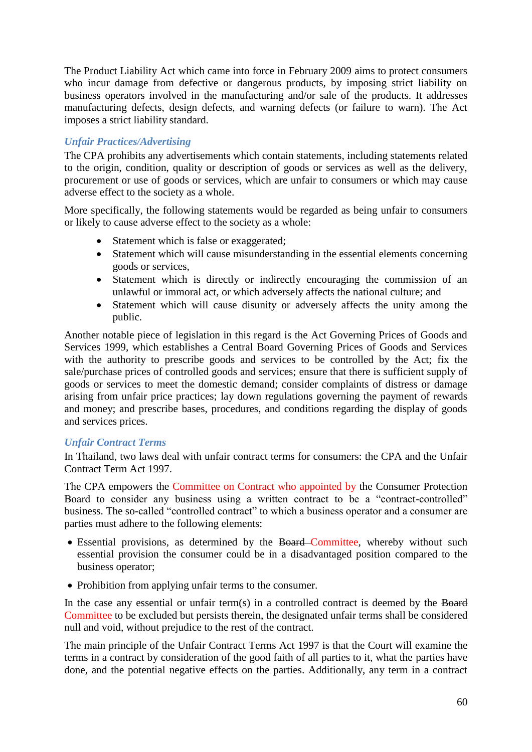The Product Liability Act which came into force in February 2009 aims to protect consumers who incur damage from defective or dangerous products, by imposing strict liability on business operators involved in the manufacturing and/or sale of the products. It addresses manufacturing defects, design defects, and warning defects (or failure to warn). The Act imposes a strict liability standard.

### *Unfair Practices/Advertising*

The CPA prohibits any advertisements which contain statements, including statements related to the origin, condition, quality or description of goods or services as well as the delivery, procurement or use of goods or services, which are unfair to consumers or which may cause adverse effect to the society as a whole.

More specifically, the following statements would be regarded as being unfair to consumers or likely to cause adverse effect to the society as a whole:

- Statement which is false or exaggerated;
- Statement which will cause misunderstanding in the essential elements concerning goods or services,
- Statement which is directly or indirectly encouraging the commission of an unlawful or immoral act, or which adversely affects the national culture; and
- Statement which will cause disunity or adversely affects the unity among the public.

Another notable piece of legislation in this regard is the Act Governing Prices of Goods and Services 1999, which establishes a Central Board Governing Prices of Goods and Services with the authority to prescribe goods and services to be controlled by the Act; fix the sale/purchase prices of controlled goods and services; ensure that there is sufficient supply of goods or services to meet the domestic demand; consider complaints of distress or damage arising from unfair price practices; lay down regulations governing the payment of rewards and money; and prescribe bases, procedures, and conditions regarding the display of goods and services prices.

### *Unfair Contract Terms*

In Thailand, two laws deal with unfair contract terms for consumers: the CPA and the Unfair Contract Term Act 1997.

The CPA empowers the Committee on Contract who appointed by the Consumer Protection Board to consider any business using a written contract to be a "contract-controlled" business. The so-called "controlled contract" to which a business operator and a consumer are parties must adhere to the following elements:

- Essential provisions, as determined by the ~~Board~~ Committee, whereby without such essential provision the consumer could be in a disadvantaged position compared to the business operator;
- Prohibition from applying unfair terms to the consumer.

In the case any essential or unfair term(s) in a controlled contract is deemed by the ~~Board~~ Committee to be excluded but persists therein, the designated unfair terms shall be considered null and void, without prejudice to the rest of the contract.

The main principle of the Unfair Contract Terms Act 1997 is that the Court will examine the terms in a contract by consideration of the good faith of all parties to it, what the parties have done, and the potential negative effects on the parties. Additionally, any term in a contract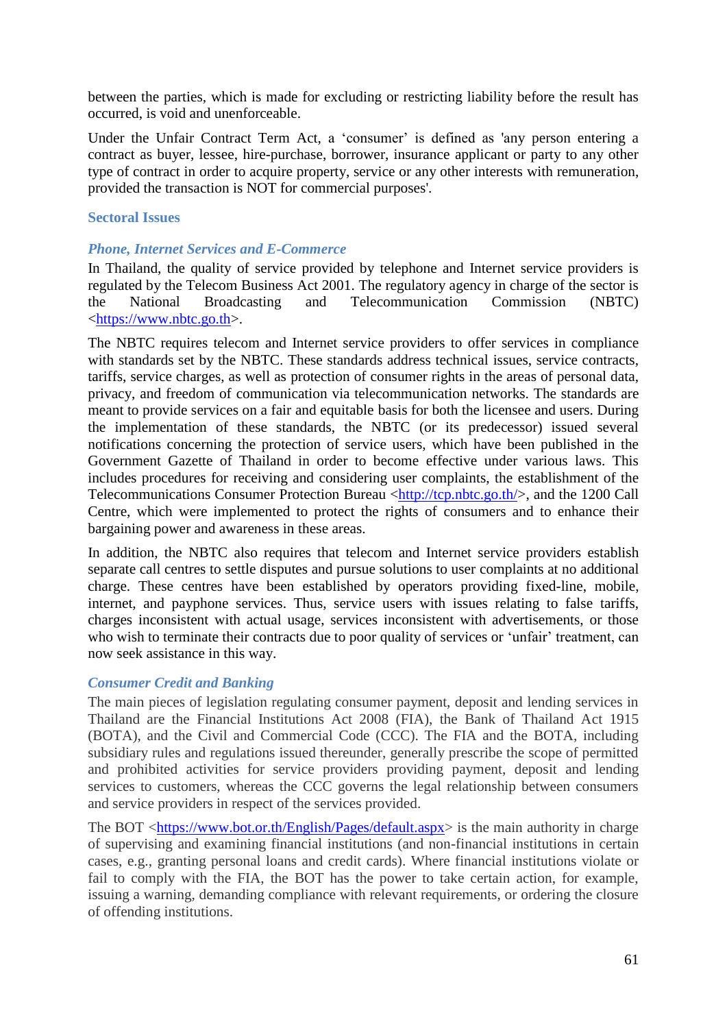between the parties, which is made for excluding or restricting liability before the result has occurred, is void and unenforceable.

Under the Unfair Contract Term Act, a 'consumer' is defined as 'any person entering a contract as buyer, lessee, hire-purchase, borrower, insurance applicant or party to any other type of contract in order to acquire property, service or any other interests with remuneration, provided the transaction is NOT for commercial purposes'.

## Sectoral Issues

### *Phone, Internet Services and E-Commerce*

In Thailand, the quality of service provided by telephone and Internet service providers is regulated by the Telecom Business Act 2001. The regulatory agency in charge of the sector is the National Broadcasting and Telecommunication Commission (NBTC) <https://www.nbtc.go.th>.

The NBTC requires telecom and Internet service providers to offer services in compliance with standards set by the NBTC. These standards address technical issues, service contracts, tariffs, service charges, as well as protection of consumer rights in the areas of personal data, privacy, and freedom of communication via telecommunication networks. The standards are meant to provide services on a fair and equitable basis for both the licensee and users. During the implementation of these standards, the NBTC (or its predecessor) issued several notifications concerning the protection of service users, which have been published in the Government Gazette of Thailand in order to become effective under various laws. This includes procedures for receiving and considering user complaints, the establishment of the Telecommunications Consumer Protection Bureau <http://tcp.nbtc.go.th/>, and the 1200 Call Centre, which were implemented to protect the rights of consumers and to enhance their bargaining power and awareness in these areas.

In addition, the NBTC also requires that telecom and Internet service providers establish separate call centres to settle disputes and pursue solutions to user complaints at no additional charge. These centres have been established by operators providing fixed-line, mobile, internet, and payphone services. Thus, service users with issues relating to false tariffs, charges inconsistent with actual usage, services inconsistent with advertisements, or those who wish to terminate their contracts due to poor quality of services or 'unfair' treatment, can now seek assistance in this way.

### *Consumer Credit and Banking*

The main pieces of legislation regulating consumer payment, deposit and lending services in Thailand are the Financial Institutions Act 2008 (FIA), the Bank of Thailand Act 1915 (BOTA), and the Civil and Commercial Code (CCC). The FIA and the BOTA, including subsidiary rules and regulations issued thereunder, generally prescribe the scope of permitted and prohibited activities for service providers providing payment, deposit and lending services to customers, whereas the CCC governs the legal relationship between consumers and service providers in respect of the services provided.

The BOT <https://www.bot.or.th/English/Pages/default.aspx> is the main authority in charge of supervising and examining financial institutions (and non-financial institutions in certain cases, e.g., granting personal loans and credit cards). Where financial institutions violate or fail to comply with the FIA, the BOT has the power to take certain action, for example, issuing a warning, demanding compliance with relevant requirements, or ordering the closure of offending institutions.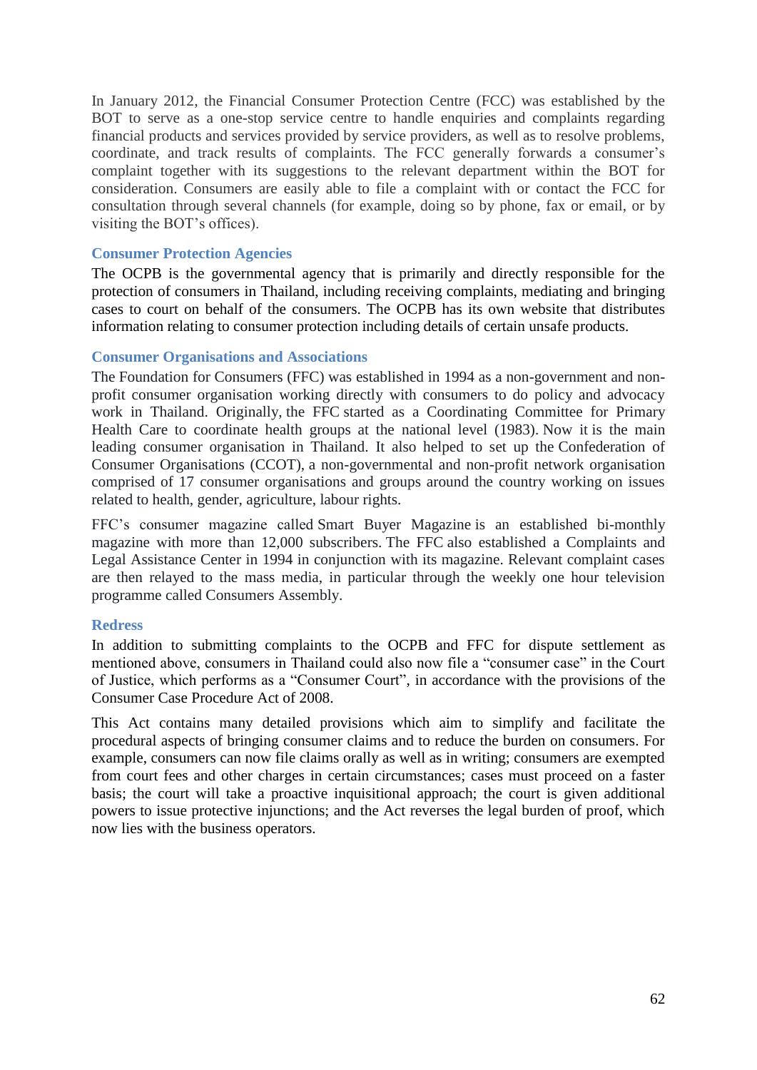In January 2012, the Financial Consumer Protection Centre (FCC) was established by the BOT to serve as a one-stop service centre to handle enquiries and complaints regarding financial products and services provided by service providers, as well as to resolve problems, coordinate, and track results of complaints. The FCC generally forwards a consumer's complaint together with its suggestions to the relevant department within the BOT for consideration. Consumers are easily able to file a complaint with or contact the FCC for consultation through several channels (for example, doing so by phone, fax or email, or by visiting the BOT's offices).

### Consumer Protection Agencies

The OCPB is the governmental agency that is primarily and directly responsible for the protection of consumers in Thailand, including receiving complaints, mediating and bringing cases to court on behalf of the consumers. The OCPB has its own website that distributes information relating to consumer protection including details of certain unsafe products.

### Consumer Organisations and Associations

The Foundation for Consumers (FFC) was established in 1994 as a non-government and non-profit consumer organisation working directly with consumers to do policy and advocacy work in Thailand. Originally, the FFC started as a Coordinating Committee for Primary Health Care to coordinate health groups at the national level (1983). Now it is the main leading consumer organisation in Thailand. It also helped to set up the Confederation of Consumer Organisations (CCOT), a non-governmental and non-profit network organisation comprised of 17 consumer organisations and groups around the country working on issues related to health, gender, agriculture, labour rights.

FFC's consumer magazine called Smart Buyer Magazine is an established bi-monthly magazine with more than 12,000 subscribers. The FFC also established a Complaints and Legal Assistance Center in 1994 in conjunction with its magazine. Relevant complaint cases are then relayed to the mass media, in particular through the weekly one hour television programme called Consumers Assembly.

### Redress

In addition to submitting complaints to the OCPB and FFC for dispute settlement as mentioned above, consumers in Thailand could also now file a "consumer case" in the Court of Justice, which performs as a "Consumer Court", in accordance with the provisions of the Consumer Case Procedure Act of 2008.

This Act contains many detailed provisions which aim to simplify and facilitate the procedural aspects of bringing consumer claims and to reduce the burden on consumers. For example, consumers can now file claims orally as well as in writing; consumers are exempted from court fees and other charges in certain circumstances; cases must proceed on a faster basis; the court will take a proactive inquisitional approach; the court is given additional powers to issue protective injunctions; and the Act reverses the legal burden of proof, which now lies with the business operators.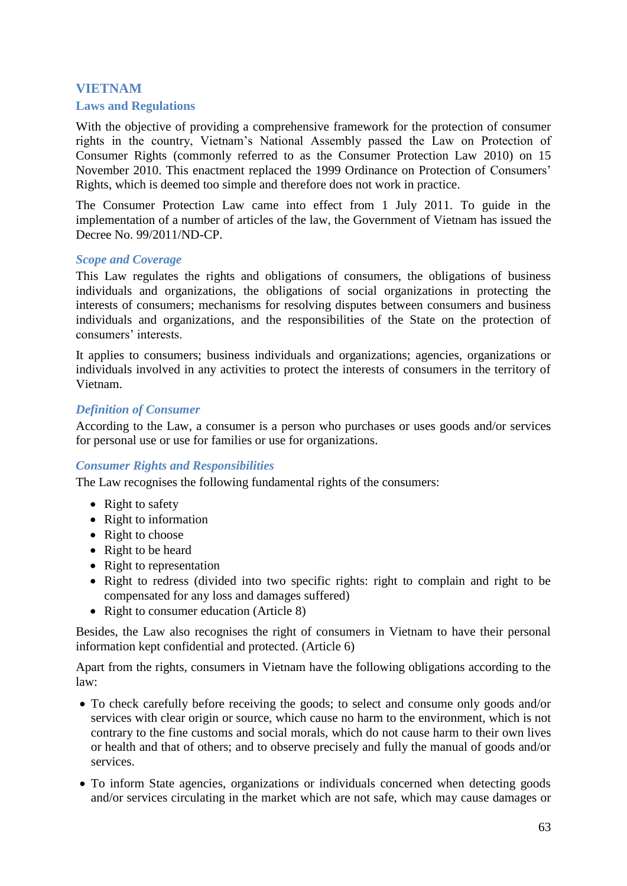## VIETNAM

### Laws and Regulations

With the objective of providing a comprehensive framework for the protection of consumer rights in the country, Vietnam's National Assembly passed the Law on Protection of Consumer Rights (commonly referred to as the Consumer Protection Law 2010) on 15 November 2010. This enactment replaced the 1999 Ordinance on Protection of Consumers' Rights, which is deemed too simple and therefore does not work in practice.

The Consumer Protection Law came into effect from 1 July 2011. To guide in the implementation of a number of articles of the law, the Government of Vietnam has issued the Decree No. 99/2011/ND-CP.

#### *Scope and Coverage*

This Law regulates the rights and obligations of consumers, the obligations of business individuals and organizations, the obligations of social organizations in protecting the interests of consumers; mechanisms for resolving disputes between consumers and business individuals and organizations, and the responsibilities of the State on the protection of consumers' interests.

It applies to consumers; business individuals and organizations; agencies, organizations or individuals involved in any activities to protect the interests of consumers in the territory of Vietnam.

#### *Definition of Consumer*

According to the Law, a consumer is a person who purchases or uses goods and/or services for personal use or use for families or use for organizations.

#### *Consumer Rights and Responsibilities*

The Law recognises the following fundamental rights of the consumers:

- Right to safety
- Right to information
- Right to choose
- Right to be heard
- Right to representation
- Right to redress (divided into two specific rights: right to complain and right to be compensated for any loss and damages suffered)
- Right to consumer education (Article 8)

Besides, the Law also recognises the right of consumers in Vietnam to have their personal information kept confidential and protected. (Article 6)

Apart from the rights, consumers in Vietnam have the following obligations according to the law:

- To check carefully before receiving the goods; to select and consume only goods and/or services with clear origin or source, which cause no harm to the environment, which is not contrary to the fine customs and social morals, which do not cause harm to their own lives or health and that of others; and to observe precisely and fully the manual of goods and/or services.
- To inform State agencies, organizations or individuals concerned when detecting goods and/or services circulating in the market which are not safe, which may cause damages or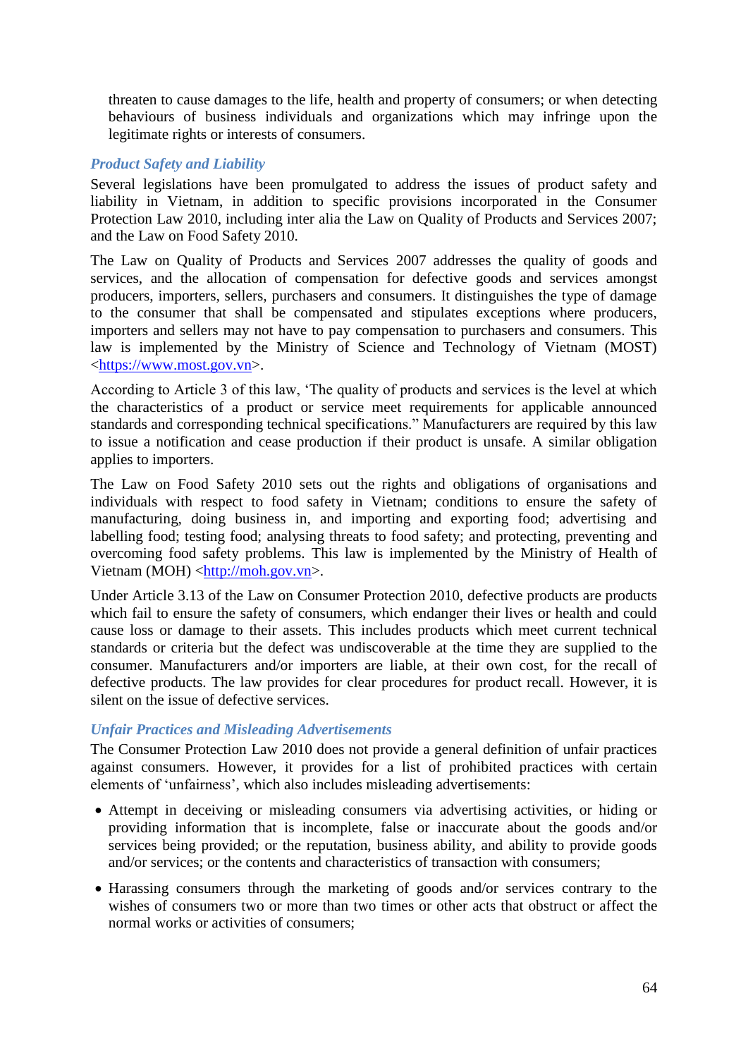threaten to cause damages to the life, health and property of consumers; or when detecting behaviours of business individuals and organizations which may infringe upon the legitimate rights or interests of consumers.

### *Product Safety and Liability*

Several legislations have been promulgated to address the issues of product safety and liability in Vietnam, in addition to specific provisions incorporated in the Consumer Protection Law 2010, including inter alia the Law on Quality of Products and Services 2007; and the Law on Food Safety 2010.

The Law on Quality of Products and Services 2007 addresses the quality of goods and services, and the allocation of compensation for defective goods and services amongst producers, importers, sellers, purchasers and consumers. It distinguishes the type of damage to the consumer that shall be compensated and stipulates exceptions where producers, importers and sellers may not have to pay compensation to purchasers and consumers. This law is implemented by the Ministry of Science and Technology of Vietnam (MOST) <https://www.most.gov.vn>.

According to Article 3 of this law, 'The quality of products and services is the level at which the characteristics of a product or service meet requirements for applicable announced standards and corresponding technical specifications." Manufacturers are required by this law to issue a notification and cease production if their product is unsafe. A similar obligation applies to importers.

The Law on Food Safety 2010 sets out the rights and obligations of organisations and individuals with respect to food safety in Vietnam; conditions to ensure the safety of manufacturing, doing business in, and importing and exporting food; advertising and labelling food; testing food; analysing threats to food safety; and protecting, preventing and overcoming food safety problems. This law is implemented by the Ministry of Health of Vietnam (MOH) <http://moh.gov.vn>.

Under Article 3.13 of the Law on Consumer Protection 2010, defective products are products which fail to ensure the safety of consumers, which endanger their lives or health and could cause loss or damage to their assets. This includes products which meet current technical standards or criteria but the defect was undiscoverable at the time they are supplied to the consumer. Manufacturers and/or importers are liable, at their own cost, for the recall of defective products. The law provides for clear procedures for product recall. However, it is silent on the issue of defective services.

### *Unfair Practices and Misleading Advertisements*

The Consumer Protection Law 2010 does not provide a general definition of unfair practices against consumers. However, it provides for a list of prohibited practices with certain elements of 'unfairness', which also includes misleading advertisements:

- Attempt in deceiving or misleading consumers via advertising activities, or hiding or providing information that is incomplete, false or inaccurate about the goods and/or services being provided; or the reputation, business ability, and ability to provide goods and/or services; or the contents and characteristics of transaction with consumers;
- Harassing consumers through the marketing of goods and/or services contrary to the wishes of consumers two or more than two times or other acts that obstruct or affect the normal works or activities of consumers;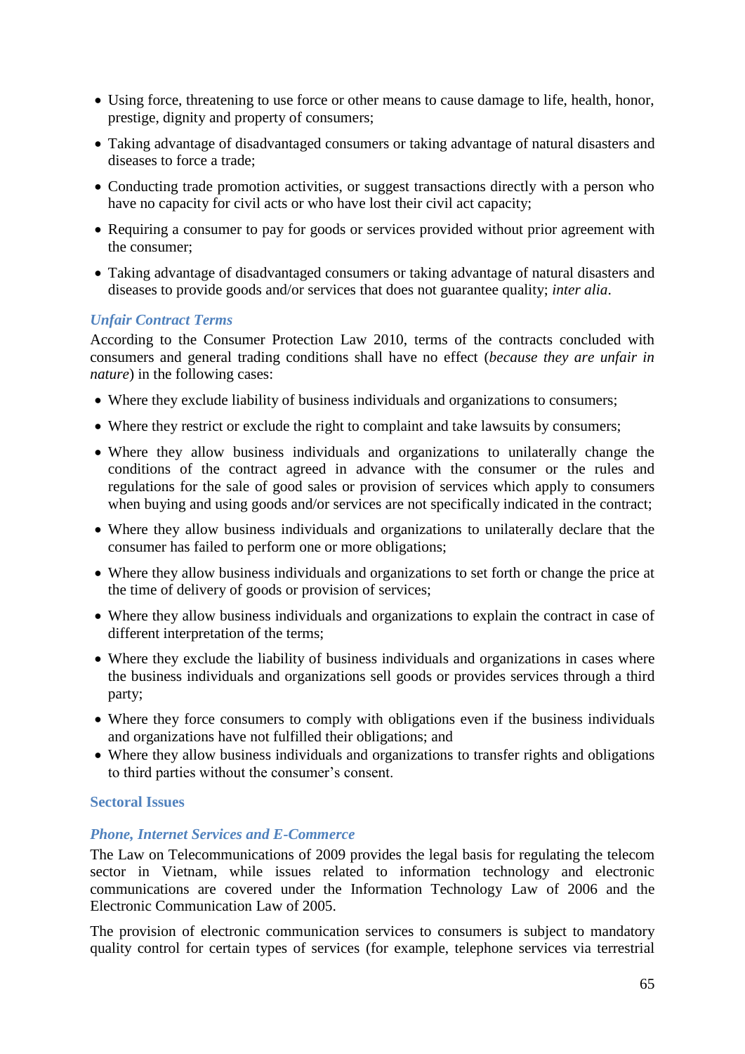- Using force, threatening to use force or other means to cause damage to life, health, honor, prestige, dignity and property of consumers;
- Taking advantage of disadvantaged consumers or taking advantage of natural disasters and diseases to force a trade;
- Conducting trade promotion activities, or suggest transactions directly with a person who have no capacity for civil acts or who have lost their civil act capacity;
- Requiring a consumer to pay for goods or services provided without prior agreement with the consumer;
- Taking advantage of disadvantaged consumers or taking advantage of natural disasters and diseases to provide goods and/or services that does not guarantee quality; *inter alia*.

### *Unfair Contract Terms*

According to the Consumer Protection Law 2010, terms of the contracts concluded with consumers and general trading conditions shall have no effect (*because they are unfair in nature*) in the following cases:

- Where they exclude liability of business individuals and organizations to consumers;
- Where they restrict or exclude the right to complaint and take lawsuits by consumers;
- Where they allow business individuals and organizations to unilaterally change the conditions of the contract agreed in advance with the consumer or the rules and regulations for the sale of good sales or provision of services which apply to consumers when buying and using goods and/or services are not specifically indicated in the contract;
- Where they allow business individuals and organizations to unilaterally declare that the consumer has failed to perform one or more obligations;
- Where they allow business individuals and organizations to set forth or change the price at the time of delivery of goods or provision of services;
- Where they allow business individuals and organizations to explain the contract in case of different interpretation of the terms;
- Where they exclude the liability of business individuals and organizations in cases where the business individuals and organizations sell goods or provides services through a third party;
- Where they force consumers to comply with obligations even if the business individuals and organizations have not fulfilled their obligations; and
- Where they allow business individuals and organizations to transfer rights and obligations to third parties without the consumer's consent.

## Sectoral Issues

### *Phone, Internet Services and E-Commerce*

The Law on Telecommunications of 2009 provides the legal basis for regulating the telecom sector in Vietnam, while issues related to information technology and electronic communications are covered under the Information Technology Law of 2006 and the Electronic Communication Law of 2005.

The provision of electronic communication services to consumers is subject to mandatory quality control for certain types of services (for example, telephone services via terrestrial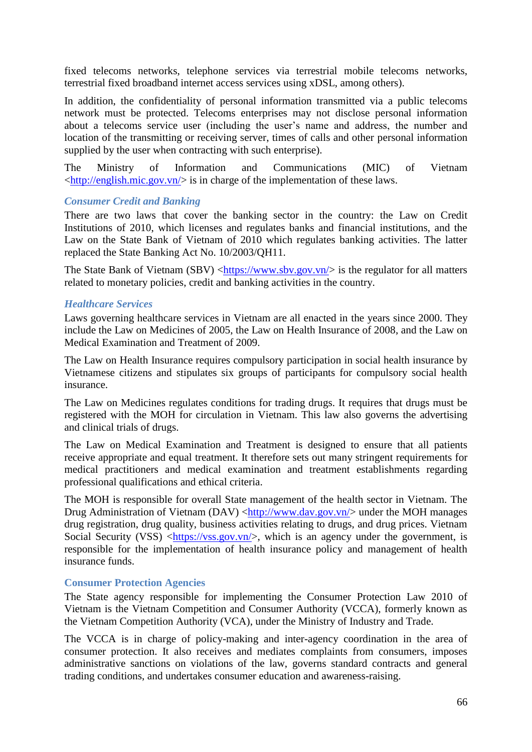fixed telecoms networks, telephone services via terrestrial mobile telecoms networks, terrestrial fixed broadband internet access services using xDSL, among others).

In addition, the confidentiality of personal information transmitted via a public telecoms network must be protected. Telecoms enterprises may not disclose personal information about a telecoms service user (including the user's name and address, the number and location of the transmitting or receiving server, times of calls and other personal information supplied by the user when contracting with such enterprise).

The Ministry of Information and Communications (MIC) of Vietnam <http://english.mic.gov.vn/> is in charge of the implementation of these laws.

### *Consumer Credit and Banking*

There are two laws that cover the banking sector in the country: the Law on Credit Institutions of 2010, which licenses and regulates banks and financial institutions, and the Law on the State Bank of Vietnam of 2010 which regulates banking activities. The latter replaced the State Banking Act No. 10/2003/QH11.

The State Bank of Vietnam (SBV) <https://www.sbv.gov.vn/> is the regulator for all matters related to monetary policies, credit and banking activities in the country.

### *Healthcare Services*

Laws governing healthcare services in Vietnam are all enacted in the years since 2000. They include the Law on Medicines of 2005, the Law on Health Insurance of 2008, and the Law on Medical Examination and Treatment of 2009.

The Law on Health Insurance requires compulsory participation in social health insurance by Vietnamese citizens and stipulates six groups of participants for compulsory social health insurance.

The Law on Medicines regulates conditions for trading drugs. It requires that drugs must be registered with the MOH for circulation in Vietnam. This law also governs the advertising and clinical trials of drugs.

The Law on Medical Examination and Treatment is designed to ensure that all patients receive appropriate and equal treatment. It therefore sets out many stringent requirements for medical practitioners and medical examination and treatment establishments regarding professional qualifications and ethical criteria.

The MOH is responsible for overall State management of the health sector in Vietnam. The Drug Administration of Vietnam (DAV) <http://www.dav.gov.vn/> under the MOH manages drug registration, drug quality, business activities relating to drugs, and drug prices. Vietnam Social Security (VSS) <https://vss.gov.vn/>, which is an agency under the government, is responsible for the implementation of health insurance policy and management of health insurance funds.

### Consumer Protection Agencies

The State agency responsible for implementing the Consumer Protection Law 2010 of Vietnam is the Vietnam Competition and Consumer Authority (VCCA), formerly known as the Vietnam Competition Authority (VCA), under the Ministry of Industry and Trade.

The VCCA is in charge of policy-making and inter-agency coordination in the area of consumer protection. It also receives and mediates complaints from consumers, imposes administrative sanctions on violations of the law, governs standard contracts and general trading conditions, and undertakes consumer education and awareness-raising.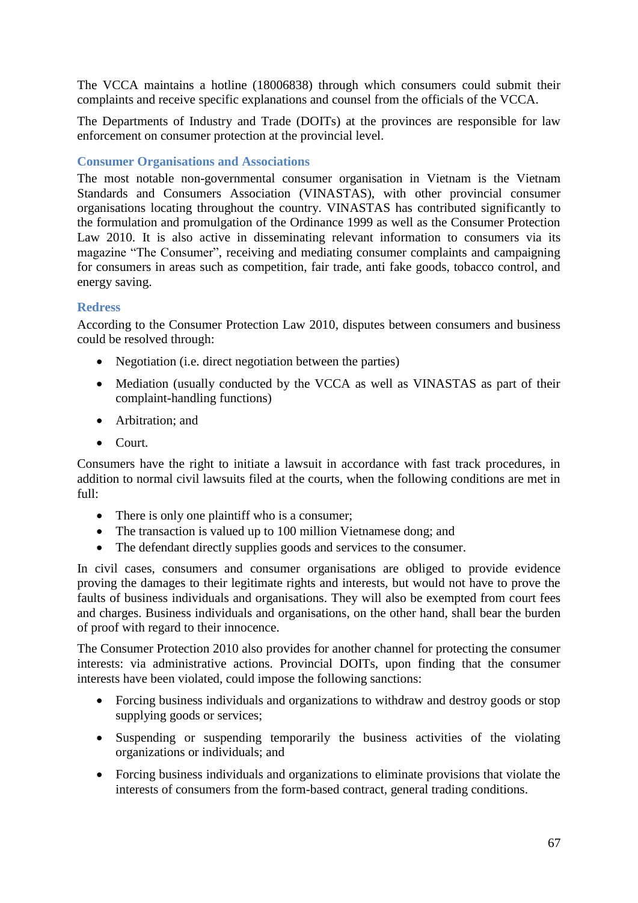The VCCA maintains a hotline (18006838) through which consumers could submit their complaints and receive specific explanations and counsel from the officials of the VCCA.

The Departments of Industry and Trade (DOITs) at the provinces are responsible for law enforcement on consumer protection at the provincial level.

### Consumer Organisations and Associations

The most notable non-governmental consumer organisation in Vietnam is the Vietnam Standards and Consumers Association (VINASTAS), with other provincial consumer organisations locating throughout the country. VINASTAS has contributed significantly to the formulation and promulgation of the Ordinance 1999 as well as the Consumer Protection Law 2010. It is also active in disseminating relevant information to consumers via its magazine "The Consumer", receiving and mediating consumer complaints and campaigning for consumers in areas such as competition, fair trade, anti fake goods, tobacco control, and energy saving.

### Redress

According to the Consumer Protection Law 2010, disputes between consumers and business could be resolved through:

- Negotiation (i.e. direct negotiation between the parties)
- Mediation (usually conducted by the VCCA as well as VINASTAS as part of their complaint-handling functions)
- Arbitration; and
- Court.

Consumers have the right to initiate a lawsuit in accordance with fast track procedures, in addition to normal civil lawsuits filed at the courts, when the following conditions are met in full:

- There is only one plaintiff who is a consumer;
- The transaction is valued up to 100 million Vietnamese dong; and
- The defendant directly supplies goods and services to the consumer.

In civil cases, consumers and consumer organisations are obliged to provide evidence proving the damages to their legitimate rights and interests, but would not have to prove the faults of business individuals and organisations. They will also be exempted from court fees and charges. Business individuals and organisations, on the other hand, shall bear the burden of proof with regard to their innocence.

The Consumer Protection 2010 also provides for another channel for protecting the consumer interests: via administrative actions. Provincial DOITs, upon finding that the consumer interests have been violated, could impose the following sanctions:

- Forcing business individuals and organizations to withdraw and destroy goods or stop supplying goods or services;
- Suspending or suspending temporarily the business activities of the violating organizations or individuals; and
- Forcing business individuals and organizations to eliminate provisions that violate the interests of consumers from the form-based contract, general trading conditions.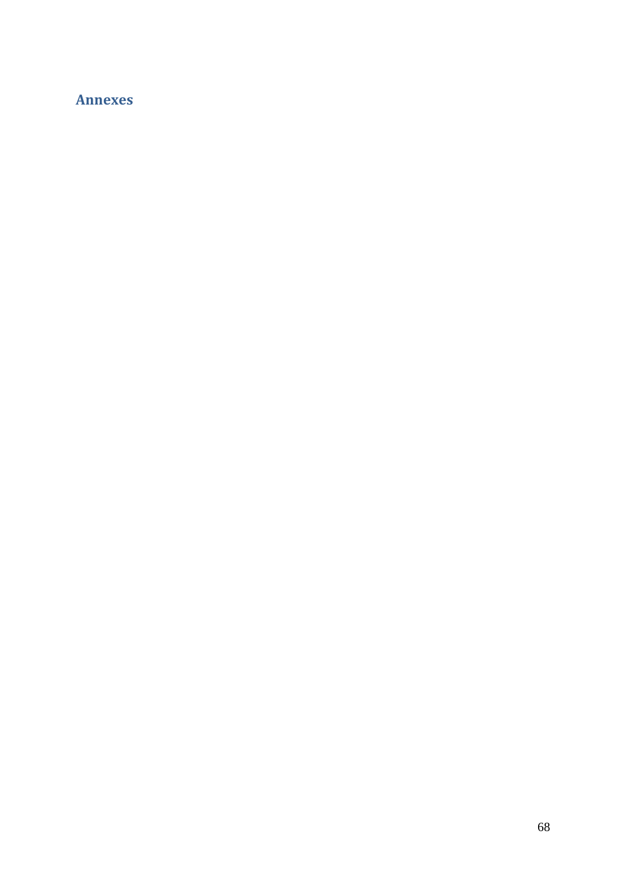## Annexes